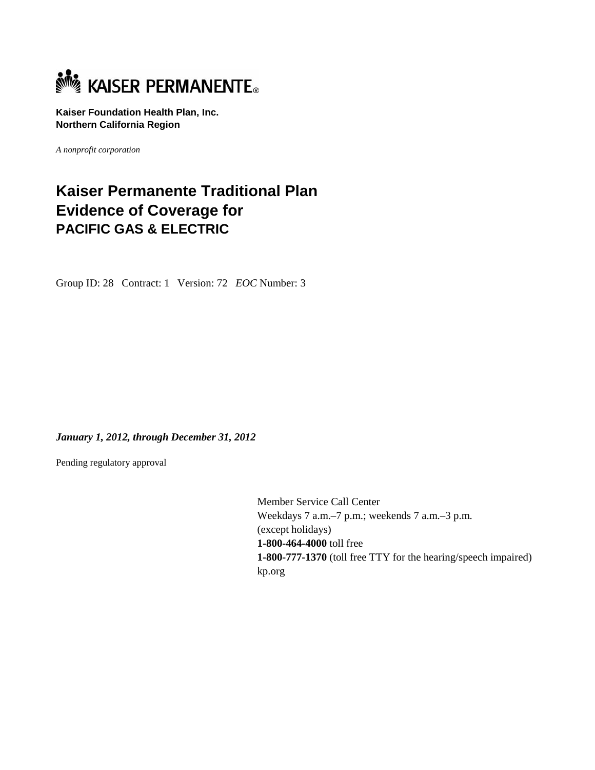KAISER PERMANENTE®

**Kaiser Foundation Health Plan, Inc.**
**Northern California Region**

*A nonprofit corporation*

# Kaiser Permanente Traditional Plan Evidence of Coverage for
## PACIFIC GAS & ELECTRIC

Group ID: 28 Contract: 1 Version: 72 *EOC* Number: 3

***January 1, 2012, through December 31, 2012***

Pending regulatory approval

Member Service Call Center
Weekdays 7 a.m.–7 p.m.; weekends 7 a.m.–3 p.m.
(except holidays)
**1-800-464-4000** toll free
**1-800-777-1370** (toll free TTY for the hearing/speech impaired)
kp.org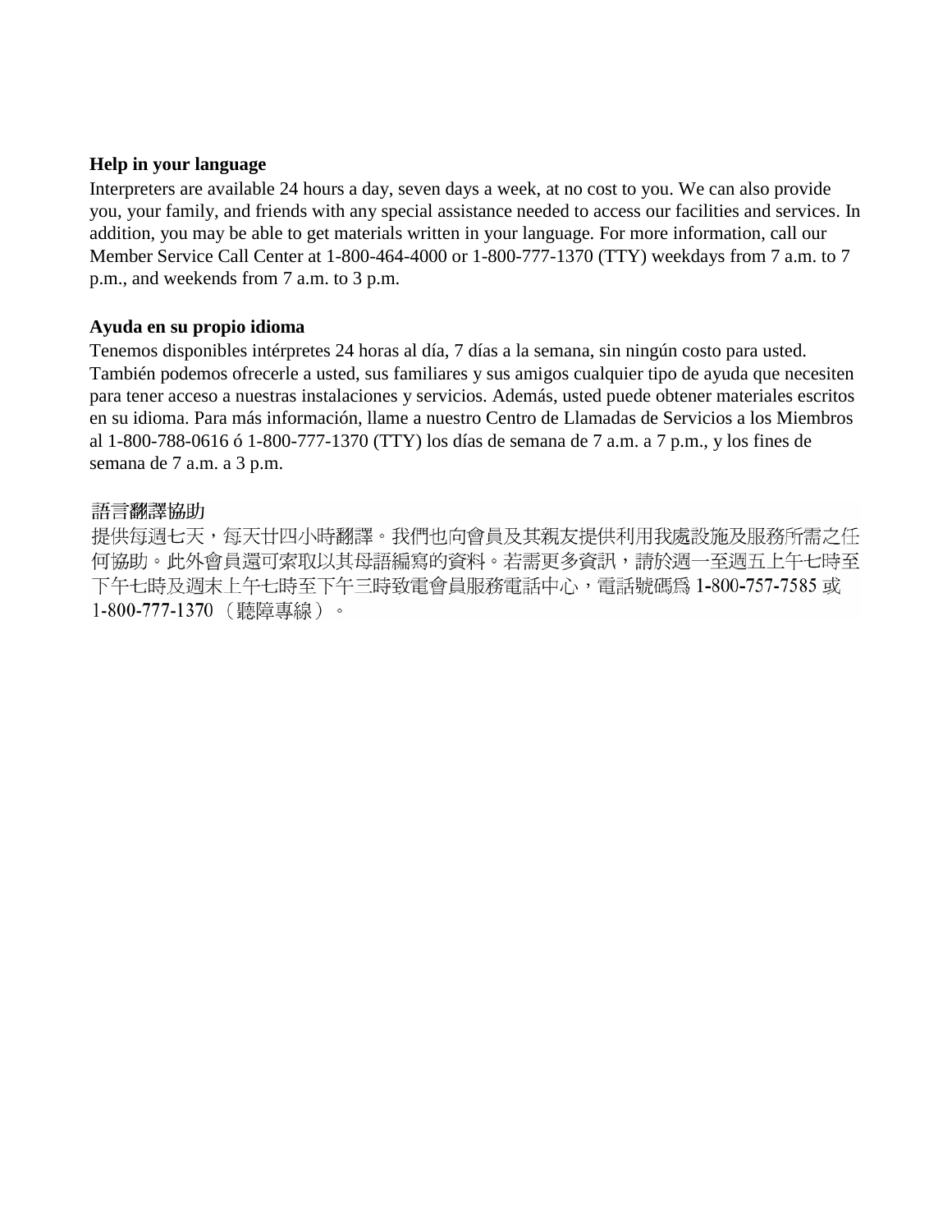**Help in your language**

Interpreters are available 24 hours a day, seven days a week, at no cost to you. We can also provide you, your family, and friends with any special assistance needed to access our facilities and services. In addition, you may be able to get materials written in your language. For more information, call our Member Service Call Center at 1-800-464-4000 or 1-800-777-1370 (TTY) weekdays from 7 a.m. to 7 p.m., and weekends from 7 a.m. to 3 p.m.

**Ayuda en su propio idioma**

Tenemos disponibles intérpretes 24 horas al día, 7 días a la semana, sin ningún costo para usted. También podemos ofrecerle a usted, sus familiares y sus amigos cualquier tipo de ayuda que necesiten para tener acceso a nuestras instalaciones y servicios. Además, usted puede obtener materiales escritos en su idioma. Para más información, llame a nuestro Centro de Llamadas de Servicios a los Miembros al 1-800-788-0616 ó 1-800-777-1370 (TTY) los días de semana de 7 a.m. a 7 p.m., y los fines de semana de 7 a.m. a 3 p.m.

語言翻譯協助

提供每週七天，每天廿四小時翻譯。我們也向會員及其親友提供利用我處設施及服務所需之任何協助。此外會員還可索取以其母語編寫的資料。若需更多資訊，請於週一至週五上午七時至下午七時及週末上午七時至下午三時致電會員服務電話中心，電話號碼爲 1-800-757-7585 或 1-800-777-1370（聽障專線）。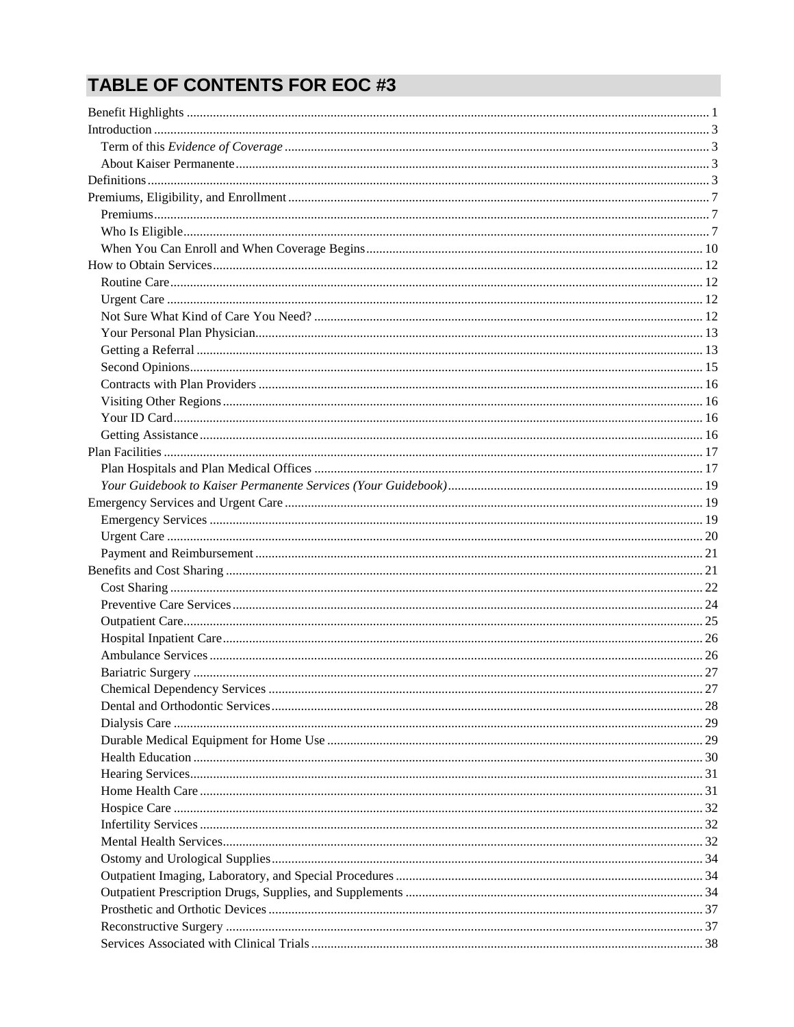# TABLE OF CONTENTS FOR EOC #3

- Benefit Highlights ... 1
- Introduction ... 3
  - Term of this *Evidence of Coverage* ... 3
  - About Kaiser Permanente ... 3
- Definitions ... 3
- Premiums, Eligibility, and Enrollment ... 7
  - Premiums ... 7
  - Who Is Eligible ... 7
  - When You Can Enroll and When Coverage Begins ... 10
- How to Obtain Services ... 12
  - Routine Care ... 12
  - Urgent Care ... 12
  - Not Sure What Kind of Care You Need? ... 12
  - Your Personal Plan Physician ... 13
  - Getting a Referral ... 13
  - Second Opinions ... 15
  - Contracts with Plan Providers ... 16
  - Visiting Other Regions ... 16
  - Your ID Card ... 16
  - Getting Assistance ... 16
- Plan Facilities ... 17
  - Plan Hospitals and Plan Medical Offices ... 17
  - *Your Guidebook to Kaiser Permanente Services (Your Guidebook)* ... 19
- Emergency Services and Urgent Care ... 19
  - Emergency Services ... 19
  - Urgent Care ... 20
  - Payment and Reimbursement ... 21
- Benefits and Cost Sharing ... 21
  - Cost Sharing ... 22
  - Preventive Care Services ... 24
  - Outpatient Care ... 25
  - Hospital Inpatient Care ... 26
  - Ambulance Services ... 26
  - Bariatric Surgery ... 27
  - Chemical Dependency Services ... 27
  - Dental and Orthodontic Services ... 28
  - Dialysis Care ... 29
  - Durable Medical Equipment for Home Use ... 29
  - Health Education ... 30
  - Hearing Services ... 31
  - Home Health Care ... 31
  - Hospice Care ... 32
  - Infertility Services ... 32
  - Mental Health Services ... 32
  - Ostomy and Urological Supplies ... 34
  - Outpatient Imaging, Laboratory, and Special Procedures ... 34
  - Outpatient Prescription Drugs, Supplies, and Supplements ... 34
  - Prosthetic and Orthotic Devices ... 37
  - Reconstructive Surgery ... 37
  - Services Associated with Clinical Trials ... 38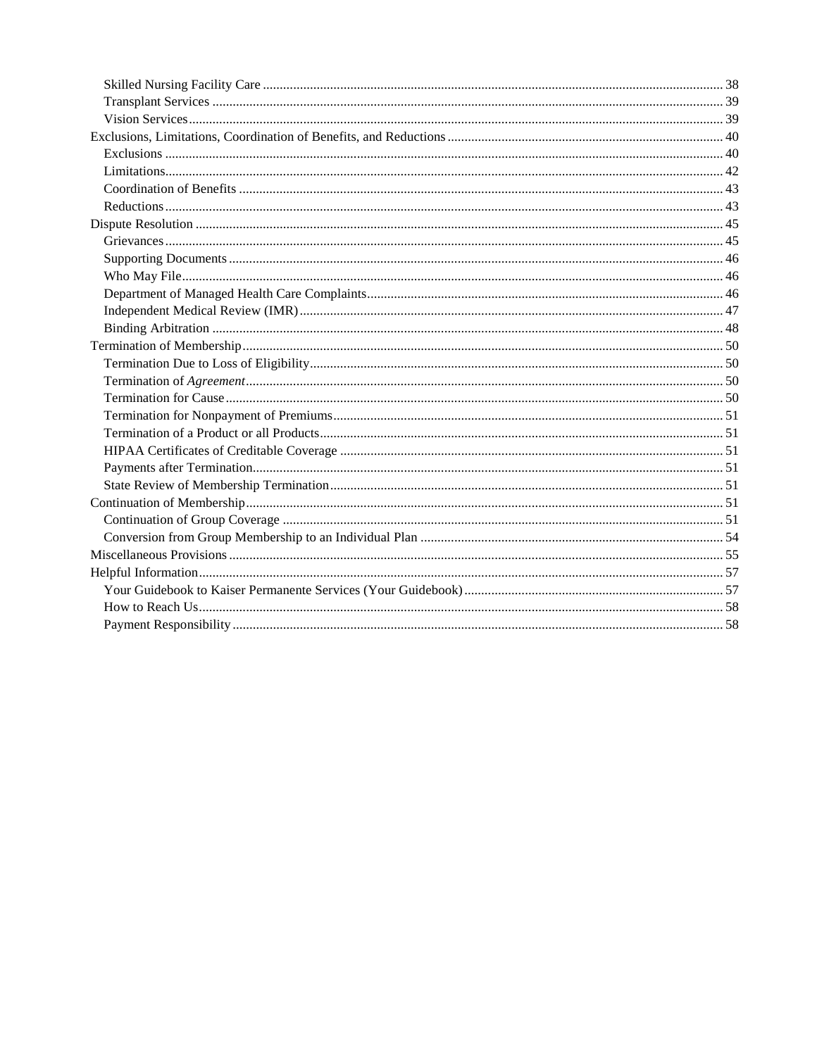- Skilled Nursing Facility Care ........................................................................................................................ 38
- Transplant Services ...................................................................................................................................... 39
- Vision Services ............................................................................................................................................. 39

Exclusions, Limitations, Coordination of Benefits, and Reductions ................................................................. 40

- Exclusions .................................................................................................................................................... 40
- Limitations .................................................................................................................................................... 42
- Coordination of Benefits .............................................................................................................................. 43
- Reductions .................................................................................................................................................... 43

Dispute Resolution .............................................................................................................................................. 45

- Grievances .................................................................................................................................................... 45
- Supporting Documents ................................................................................................................................. 46
- Who May File ............................................................................................................................................... 46
- Department of Managed Health Care Complaints ........................................................................................ 46
- Independent Medical Review (IMR) ............................................................................................................ 47
- Binding Arbitration ...................................................................................................................................... 48

Termination of Membership ............................................................................................................................... 50

- Termination Due to Loss of Eligibility ......................................................................................................... 50
- Termination of *Agreement* ........................................................................................................................... 50
- Termination for Cause .................................................................................................................................. 50
- Termination for Nonpayment of Premiums .................................................................................................. 51
- Termination of a Product or all Products ...................................................................................................... 51
- HIPAA Certificates of Creditable Coverage ................................................................................................. 51
- Payments after Termination .......................................................................................................................... 51
- State Review of Membership Termination .................................................................................................... 51

Continuation of Membership .............................................................................................................................. 51

- Continuation of Group Coverage .................................................................................................................. 51
- Conversion from Group Membership to an Individual Plan ......................................................................... 54

Miscellaneous Provisions .................................................................................................................................... 55

Helpful Information ............................................................................................................................................ 57

- Your Guidebook to Kaiser Permanente Services (Your Guidebook) ............................................................ 57
- How to Reach Us .......................................................................................................................................... 58
- Payment Responsibility ................................................................................................................................ 58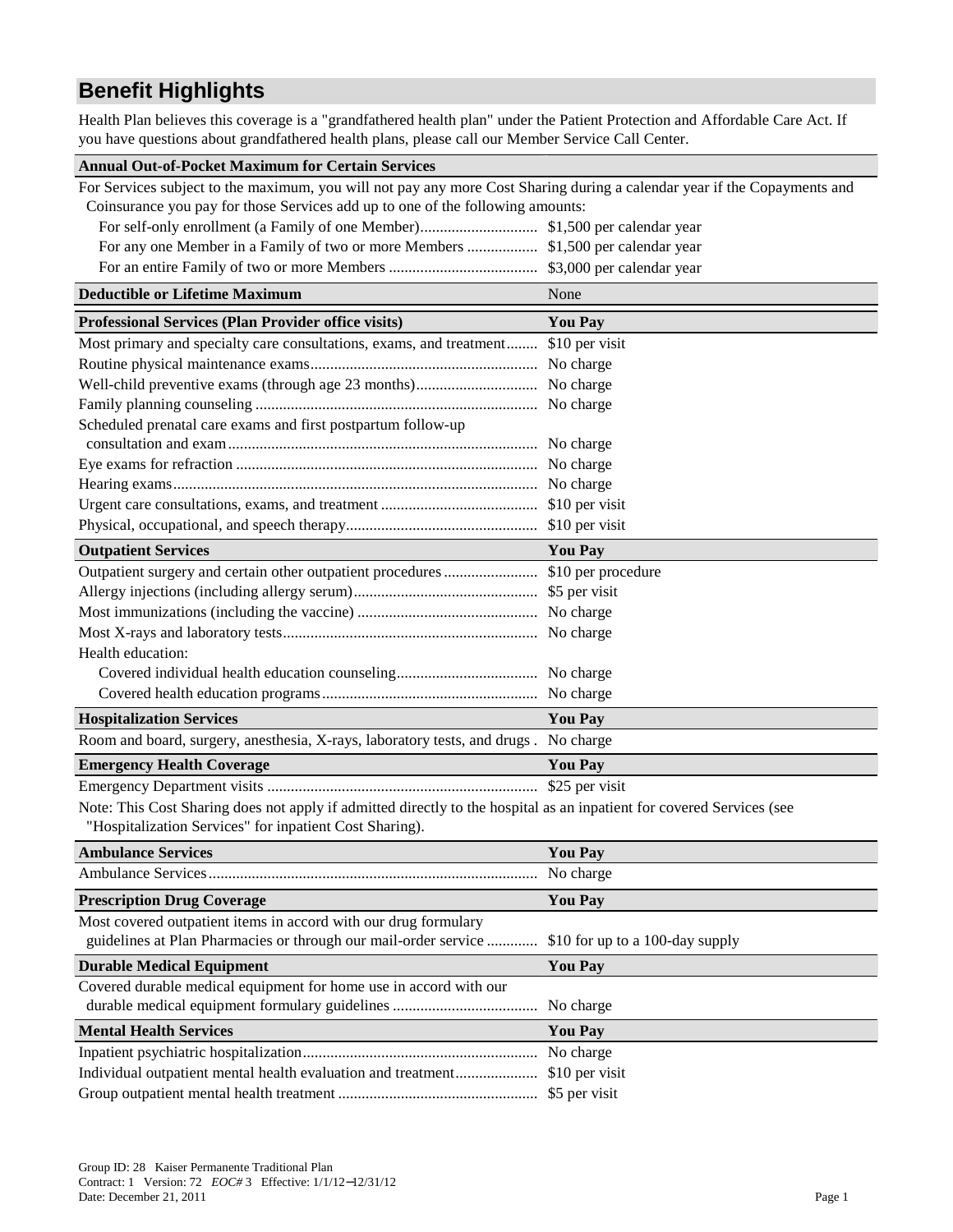## Benefit Highlights

Health Plan believes this coverage is a "grandfathered health plan" under the Patient Protection and Affordable Care Act. If you have questions about grandfathered health plans, please call our Member Service Call Center.

| **Annual Out-of-Pocket Maximum for Certain Services** | |
|---|---|
| For Services subject to the maximum, you will not pay any more Cost Sharing during a calendar year if the Copayments and Coinsurance you pay for those Services add up to one of the following amounts: | |
| For self-only enrollment (a Family of one Member) | $1,500 per calendar year |
| For any one Member in a Family of two or more Members | $1,500 per calendar year |
| For an entire Family of two or more Members | $3,000 per calendar year |

| **Deductible or Lifetime Maximum** | None |
|---|---|

| **Professional Services (Plan Provider office visits)** | **You Pay** |
|---|---|
| Most primary and specialty care consultations, exams, and treatment | $10 per visit |
| Routine physical maintenance exams | No charge |
| Well-child preventive exams (through age 23 months) | No charge |
| Family planning counseling | No charge |
| Scheduled prenatal care exams and first postpartum follow-up consultation and exam | No charge |
| Eye exams for refraction | No charge |
| Hearing exams | No charge |
| Urgent care consultations, exams, and treatment | $10 per visit |
| Physical, occupational, and speech therapy | $10 per visit |

| **Outpatient Services** | **You Pay** |
|---|---|
| Outpatient surgery and certain other outpatient procedures | $10 per procedure |
| Allergy injections (including allergy serum) | $5 per visit |
| Most immunizations (including the vaccine) | No charge |
| Most X-rays and laboratory tests | No charge |
| Health education: | |
| Covered individual health education counseling | No charge |
| Covered health education programs | No charge |

| **Hospitalization Services** | **You Pay** |
|---|---|
| Room and board, surgery, anesthesia, X-rays, laboratory tests, and drugs | No charge |

| **Emergency Health Coverage** | **You Pay** |
|---|---|
| Emergency Department visits | $25 per visit |

Note: This Cost Sharing does not apply if admitted directly to the hospital as an inpatient for covered Services (see "Hospitalization Services" for inpatient Cost Sharing).

| **Ambulance Services** | **You Pay** |
|---|---|
| Ambulance Services | No charge |

| **Prescription Drug Coverage** | **You Pay** |
|---|---|
| Most covered outpatient items in accord with our drug formulary guidelines at Plan Pharmacies or through our mail-order service | $10 for up to a 100-day supply |

| **Durable Medical Equipment** | **You Pay** |
|---|---|
| Covered durable medical equipment for home use in accord with our durable medical equipment formulary guidelines | No charge |

| **Mental Health Services** | **You Pay** |
|---|---|
| Inpatient psychiatric hospitalization | No charge |
| Individual outpatient mental health evaluation and treatment | $10 per visit |
| Group outpatient mental health treatment | $5 per visit |

Group ID: 28 Kaiser Permanente Traditional Plan
Contract: 1 Version: 72 *EOC#* 3 Effective: 1/1/12–12/31/12
Date: December 21, 2011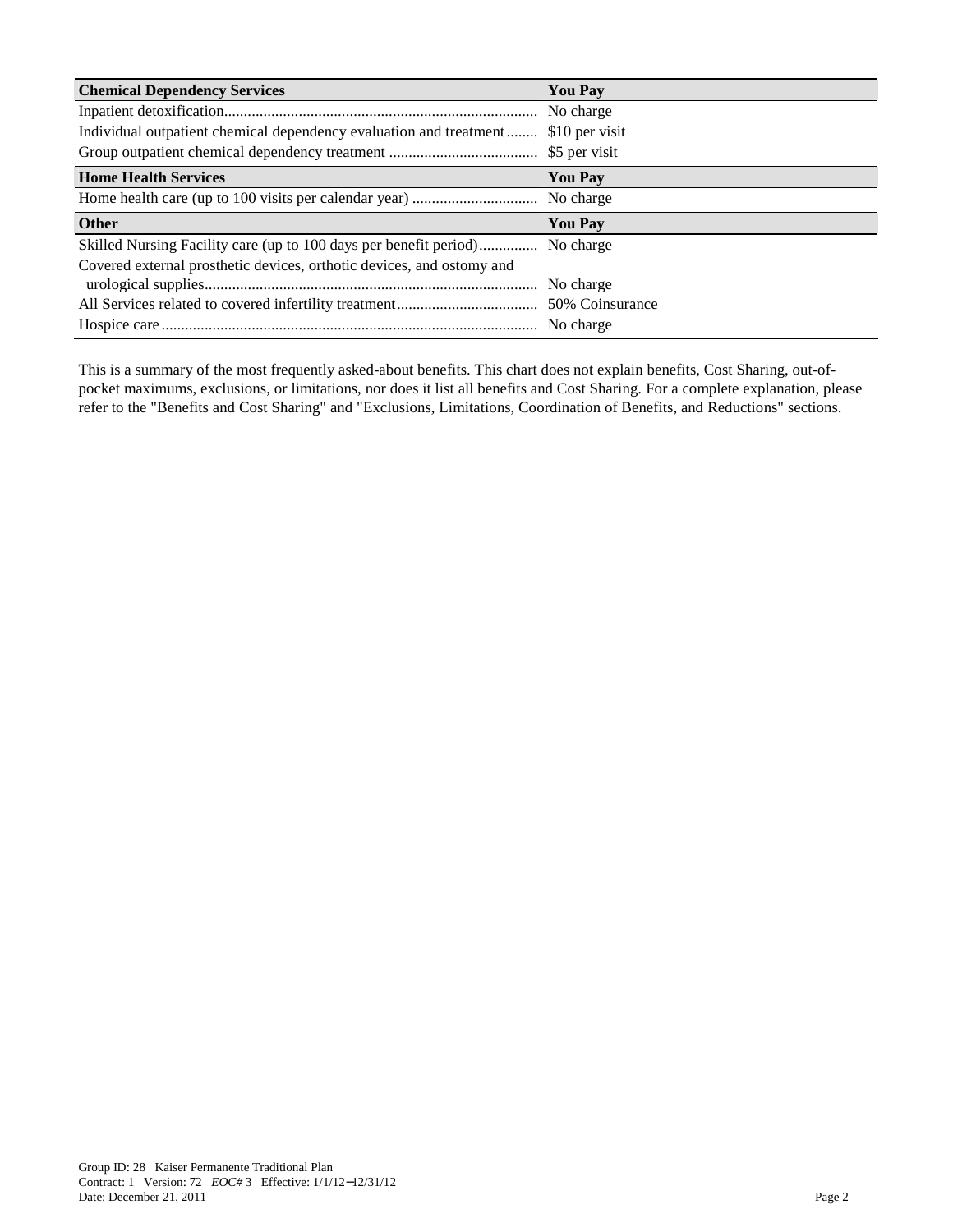| Chemical Dependency Services | You Pay |
|---|---|
| Inpatient detoxification | No charge |
| Individual outpatient chemical dependency evaluation and treatment | $10 per visit |
| Group outpatient chemical dependency treatment | $5 per visit |

| Home Health Services | You Pay |
|---|---|
| Home health care (up to 100 visits per calendar year) | No charge |

| Other | You Pay |
|---|---|
| Skilled Nursing Facility care (up to 100 days per benefit period) | No charge |
| Covered external prosthetic devices, orthotic devices, and ostomy and urological supplies | No charge |
| All Services related to covered infertility treatment | 50% Coinsurance |
| Hospice care | No charge |

This is a summary of the most frequently asked-about benefits. This chart does not explain benefits, Cost Sharing, out-of-pocket maximums, exclusions, or limitations, nor does it list all benefits and Cost Sharing. For a complete explanation, please refer to the "Benefits and Cost Sharing" and "Exclusions, Limitations, Coordination of Benefits, and Reductions" sections.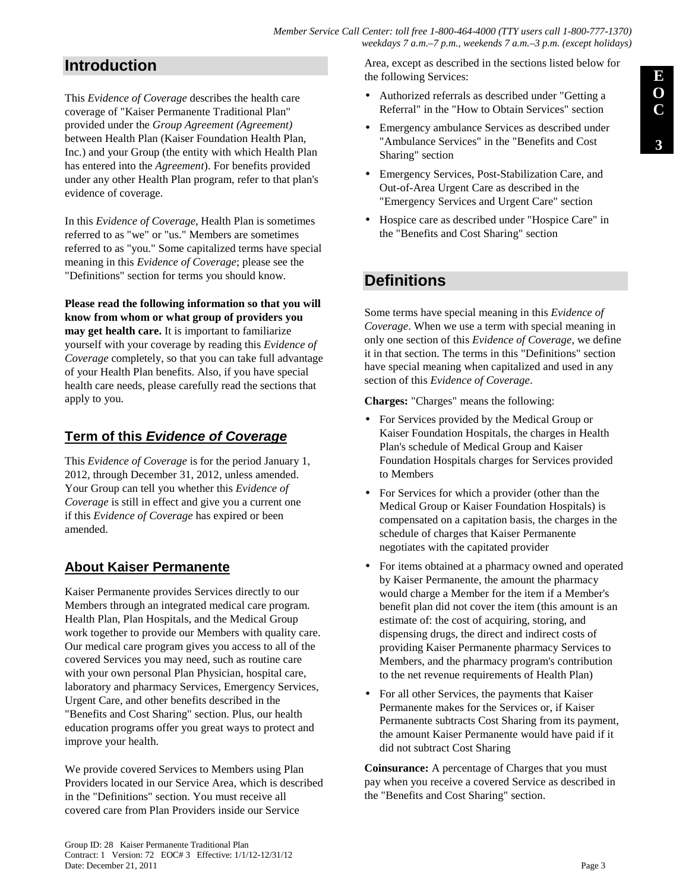## Introduction

This *Evidence of Coverage* describes the health care coverage of "Kaiser Permanente Traditional Plan" provided under the *Group Agreement (Agreement)* between Health Plan (Kaiser Foundation Health Plan, Inc.) and your Group (the entity with which Health Plan has entered into the *Agreement*). For benefits provided under any other Health Plan program, refer to that plan's evidence of coverage.

In this *Evidence of Coverage*, Health Plan is sometimes referred to as "we" or "us." Members are sometimes referred to as "you." Some capitalized terms have special meaning in this *Evidence of Coverage*; please see the "Definitions" section for terms you should know.

**Please read the following information so that you will know from whom or what group of providers you may get health care.** It is important to familiarize yourself with your coverage by reading this *Evidence of Coverage* completely, so that you can take full advantage of your Health Plan benefits. Also, if you have special health care needs, please carefully read the sections that apply to you.

### Term of this *Evidence of Coverage*

This *Evidence of Coverage* is for the period January 1, 2012, through December 31, 2012, unless amended. Your Group can tell you whether this *Evidence of Coverage* is still in effect and give you a current one if this *Evidence of Coverage* has expired or been amended.

### About Kaiser Permanente

Kaiser Permanente provides Services directly to our Members through an integrated medical care program. Health Plan, Plan Hospitals, and the Medical Group work together to provide our Members with quality care. Our medical care program gives you access to all of the covered Services you may need, such as routine care with your own personal Plan Physician, hospital care, laboratory and pharmacy Services, Emergency Services, Urgent Care, and other benefits described in the "Benefits and Cost Sharing" section. Plus, our health education programs offer you great ways to protect and improve your health.

We provide covered Services to Members using Plan Providers located in our Service Area, which is described in the "Definitions" section. You must receive all covered care from Plan Providers inside our Service Area, except as described in the sections listed below for the following Services:

- Authorized referrals as described under "Getting a Referral" in the "How to Obtain Services" section
- Emergency ambulance Services as described under "Ambulance Services" in the "Benefits and Cost Sharing" section
- Emergency Services, Post-Stabilization Care, and Out-of-Area Urgent Care as described in the "Emergency Services and Urgent Care" section
- Hospice care as described under "Hospice Care" in the "Benefits and Cost Sharing" section

## Definitions

Some terms have special meaning in this *Evidence of Coverage*. When we use a term with special meaning in only one section of this *Evidence of Coverage*, we define it in that section. The terms in this "Definitions" section have special meaning when capitalized and used in any section of this *Evidence of Coverage*.

**Charges:** "Charges" means the following:

- For Services provided by the Medical Group or Kaiser Foundation Hospitals, the charges in Health Plan's schedule of Medical Group and Kaiser Foundation Hospitals charges for Services provided to Members
- For Services for which a provider (other than the Medical Group or Kaiser Foundation Hospitals) is compensated on a capitation basis, the charges in the schedule of charges that Kaiser Permanente negotiates with the capitated provider
- For items obtained at a pharmacy owned and operated by Kaiser Permanente, the amount the pharmacy would charge a Member for the item if a Member's benefit plan did not cover the item (this amount is an estimate of: the cost of acquiring, storing, and dispensing drugs, the direct and indirect costs of providing Kaiser Permanente pharmacy Services to Members, and the pharmacy program's contribution to the net revenue requirements of Health Plan)
- For all other Services, the payments that Kaiser Permanente makes for the Services or, if Kaiser Permanente subtracts Cost Sharing from its payment, the amount Kaiser Permanente would have paid if it did not subtract Cost Sharing

**Coinsurance:** A percentage of Charges that you must pay when you receive a covered Service as described in the "Benefits and Cost Sharing" section.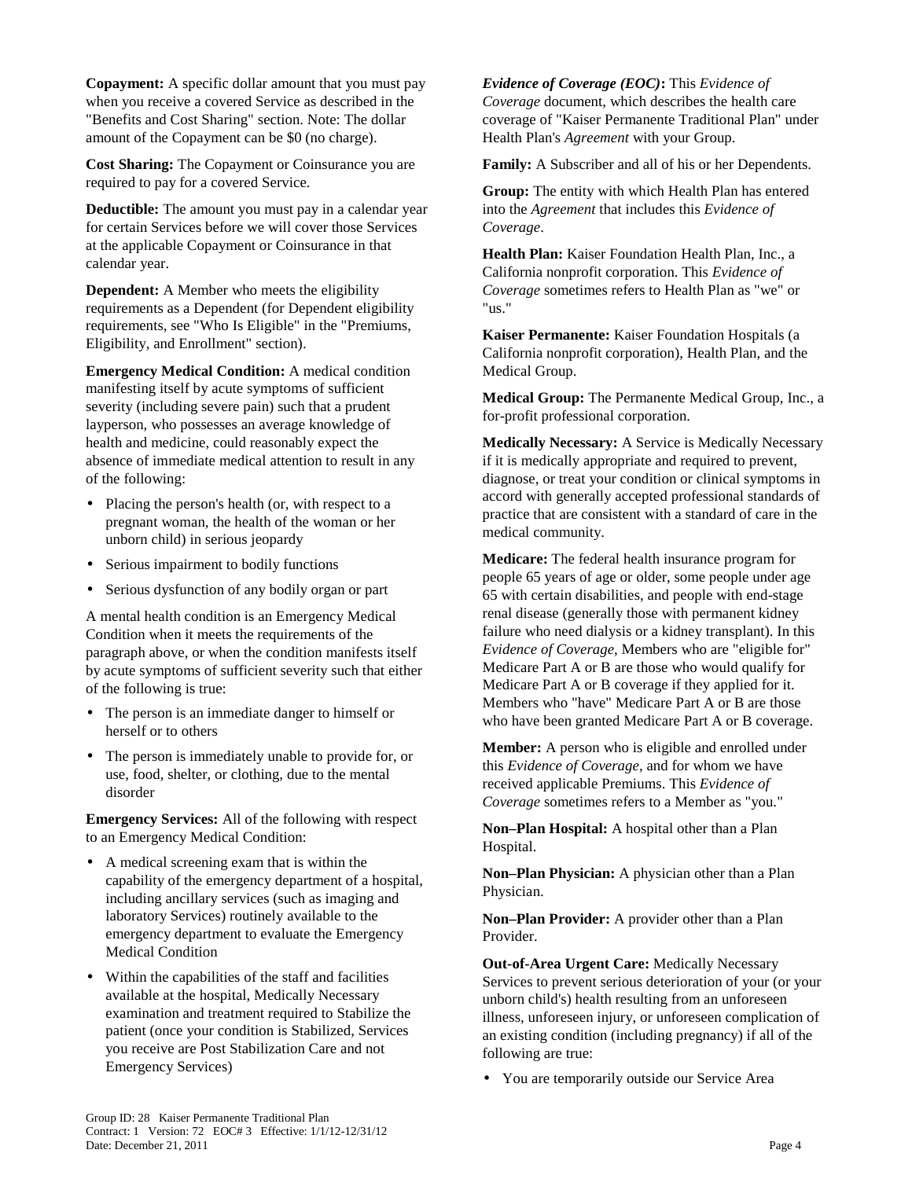**Copayment:** A specific dollar amount that you must pay when you receive a covered Service as described in the "Benefits and Cost Sharing" section. Note: The dollar amount of the Copayment can be $0 (no charge).

**Cost Sharing:** The Copayment or Coinsurance you are required to pay for a covered Service.

**Deductible:** The amount you must pay in a calendar year for certain Services before we will cover those Services at the applicable Copayment or Coinsurance in that calendar year.

**Dependent:** A Member who meets the eligibility requirements as a Dependent (for Dependent eligibility requirements, see "Who Is Eligible" in the "Premiums, Eligibility, and Enrollment" section).

**Emergency Medical Condition:** A medical condition manifesting itself by acute symptoms of sufficient severity (including severe pain) such that a prudent layperson, who possesses an average knowledge of health and medicine, could reasonably expect the absence of immediate medical attention to result in any of the following:

- Placing the person's health (or, with respect to a pregnant woman, the health of the woman or her unborn child) in serious jeopardy
- Serious impairment to bodily functions
- Serious dysfunction of any bodily organ or part

A mental health condition is an Emergency Medical Condition when it meets the requirements of the paragraph above, or when the condition manifests itself by acute symptoms of sufficient severity such that either of the following is true:

- The person is an immediate danger to himself or herself or to others
- The person is immediately unable to provide for, or use, food, shelter, or clothing, due to the mental disorder

**Emergency Services:** All of the following with respect to an Emergency Medical Condition:

- A medical screening exam that is within the capability of the emergency department of a hospital, including ancillary services (such as imaging and laboratory Services) routinely available to the emergency department to evaluate the Emergency Medical Condition
- Within the capabilities of the staff and facilities available at the hospital, Medically Necessary examination and treatment required to Stabilize the patient (once your condition is Stabilized, Services you receive are Post Stabilization Care and not Emergency Services)

***Evidence of Coverage (EOC)*:** This *Evidence of Coverage* document, which describes the health care coverage of "Kaiser Permanente Traditional Plan" under Health Plan's *Agreement* with your Group.

**Family:** A Subscriber and all of his or her Dependents.

**Group:** The entity with which Health Plan has entered into the *Agreement* that includes this *Evidence of Coverage*.

**Health Plan:** Kaiser Foundation Health Plan, Inc., a California nonprofit corporation. This *Evidence of Coverage* sometimes refers to Health Plan as "we" or "us."

**Kaiser Permanente:** Kaiser Foundation Hospitals (a California nonprofit corporation), Health Plan, and the Medical Group.

**Medical Group:** The Permanente Medical Group, Inc., a for-profit professional corporation.

**Medically Necessary:** A Service is Medically Necessary if it is medically appropriate and required to prevent, diagnose, or treat your condition or clinical symptoms in accord with generally accepted professional standards of practice that are consistent with a standard of care in the medical community.

**Medicare:** The federal health insurance program for people 65 years of age or older, some people under age 65 with certain disabilities, and people with end-stage renal disease (generally those with permanent kidney failure who need dialysis or a kidney transplant). In this *Evidence of Coverage*, Members who are "eligible for" Medicare Part A or B are those who would qualify for Medicare Part A or B coverage if they applied for it. Members who "have" Medicare Part A or B are those who have been granted Medicare Part A or B coverage.

**Member:** A person who is eligible and enrolled under this *Evidence of Coverage*, and for whom we have received applicable Premiums. This *Evidence of Coverage* sometimes refers to a Member as "you."

**Non–Plan Hospital:** A hospital other than a Plan Hospital.

**Non–Plan Physician:** A physician other than a Plan Physician.

**Non–Plan Provider:** A provider other than a Plan Provider.

**Out-of-Area Urgent Care:** Medically Necessary Services to prevent serious deterioration of your (or your unborn child's) health resulting from an unforeseen illness, unforeseen injury, or unforeseen complication of an existing condition (including pregnancy) if all of the following are true:

- You are temporarily outside our Service Area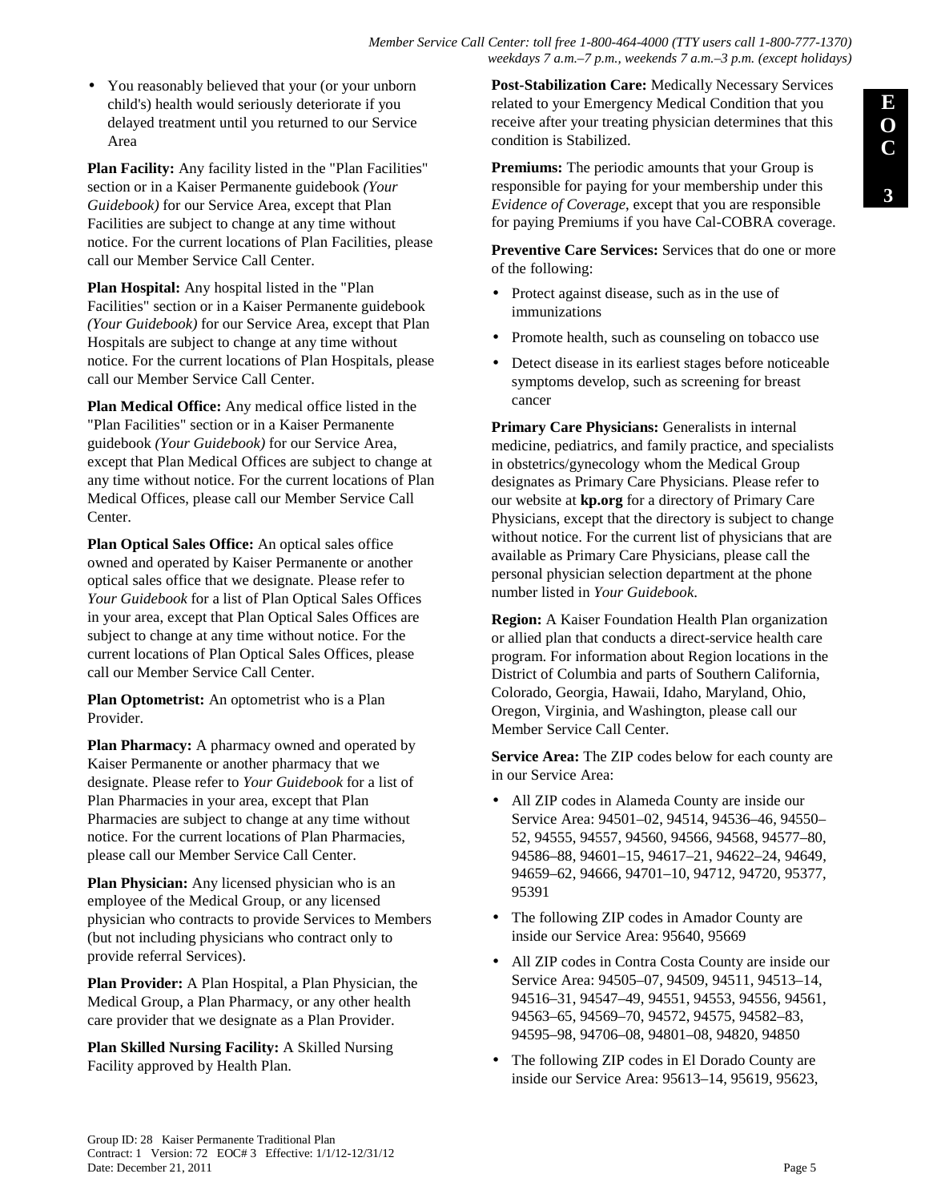- You reasonably believed that your (or your unborn child's) health would seriously deteriorate if you delayed treatment until you returned to our Service Area

**Plan Facility:** Any facility listed in the "Plan Facilities" section or in a Kaiser Permanente guidebook *(Your Guidebook)* for our Service Area, except that Plan Facilities are subject to change at any time without notice. For the current locations of Plan Facilities, please call our Member Service Call Center.

**Plan Hospital:** Any hospital listed in the "Plan Facilities" section or in a Kaiser Permanente guidebook *(Your Guidebook)* for our Service Area, except that Plan Hospitals are subject to change at any time without notice. For the current locations of Plan Hospitals, please call our Member Service Call Center.

**Plan Medical Office:** Any medical office listed in the "Plan Facilities" section or in a Kaiser Permanente guidebook *(Your Guidebook)* for our Service Area, except that Plan Medical Offices are subject to change at any time without notice. For the current locations of Plan Medical Offices, please call our Member Service Call Center.

**Plan Optical Sales Office:** An optical sales office owned and operated by Kaiser Permanente or another optical sales office that we designate. Please refer to *Your Guidebook* for a list of Plan Optical Sales Offices in your area, except that Plan Optical Sales Offices are subject to change at any time without notice. For the current locations of Plan Optical Sales Offices, please call our Member Service Call Center.

**Plan Optometrist:** An optometrist who is a Plan Provider.

**Plan Pharmacy:** A pharmacy owned and operated by Kaiser Permanente or another pharmacy that we designate. Please refer to *Your Guidebook* for a list of Plan Pharmacies in your area, except that Plan Pharmacies are subject to change at any time without notice. For the current locations of Plan Pharmacies, please call our Member Service Call Center.

**Plan Physician:** Any licensed physician who is an employee of the Medical Group, or any licensed physician who contracts to provide Services to Members (but not including physicians who contract only to provide referral Services).

**Plan Provider:** A Plan Hospital, a Plan Physician, the Medical Group, a Plan Pharmacy, or any other health care provider that we designate as a Plan Provider.

**Plan Skilled Nursing Facility:** A Skilled Nursing Facility approved by Health Plan.

**Post-Stabilization Care:** Medically Necessary Services related to your Emergency Medical Condition that you receive after your treating physician determines that this condition is Stabilized.

**Premiums:** The periodic amounts that your Group is responsible for paying for your membership under this *Evidence of Coverage*, except that you are responsible for paying Premiums if you have Cal-COBRA coverage.

**Preventive Care Services:** Services that do one or more of the following:

- Protect against disease, such as in the use of immunizations
- Promote health, such as counseling on tobacco use
- Detect disease in its earliest stages before noticeable symptoms develop, such as screening for breast cancer

**Primary Care Physicians:** Generalists in internal medicine, pediatrics, and family practice, and specialists in obstetrics/gynecology whom the Medical Group designates as Primary Care Physicians. Please refer to our website at **kp.org** for a directory of Primary Care Physicians, except that the directory is subject to change without notice. For the current list of physicians that are available as Primary Care Physicians, please call the personal physician selection department at the phone number listed in *Your Guidebook*.

**Region:** A Kaiser Foundation Health Plan organization or allied plan that conducts a direct-service health care program. For information about Region locations in the District of Columbia and parts of Southern California, Colorado, Georgia, Hawaii, Idaho, Maryland, Ohio, Oregon, Virginia, and Washington, please call our Member Service Call Center.

**Service Area:** The ZIP codes below for each county are in our Service Area:

- All ZIP codes in Alameda County are inside our Service Area: 94501–02, 94514, 94536–46, 94550–52, 94555, 94557, 94560, 94566, 94568, 94577–80, 94586–88, 94601–15, 94617–21, 94622–24, 94649, 94659–62, 94666, 94701–10, 94712, 94720, 95377, 95391
- The following ZIP codes in Amador County are inside our Service Area: 95640, 95669
- All ZIP codes in Contra Costa County are inside our Service Area: 94505–07, 94509, 94511, 94513–14, 94516–31, 94547–49, 94551, 94553, 94556, 94561, 94563–65, 94569–70, 94572, 94575, 94582–83, 94595–98, 94706–08, 94801–08, 94820, 94850
- The following ZIP codes in El Dorado County are inside our Service Area: 95613–14, 95619, 95623,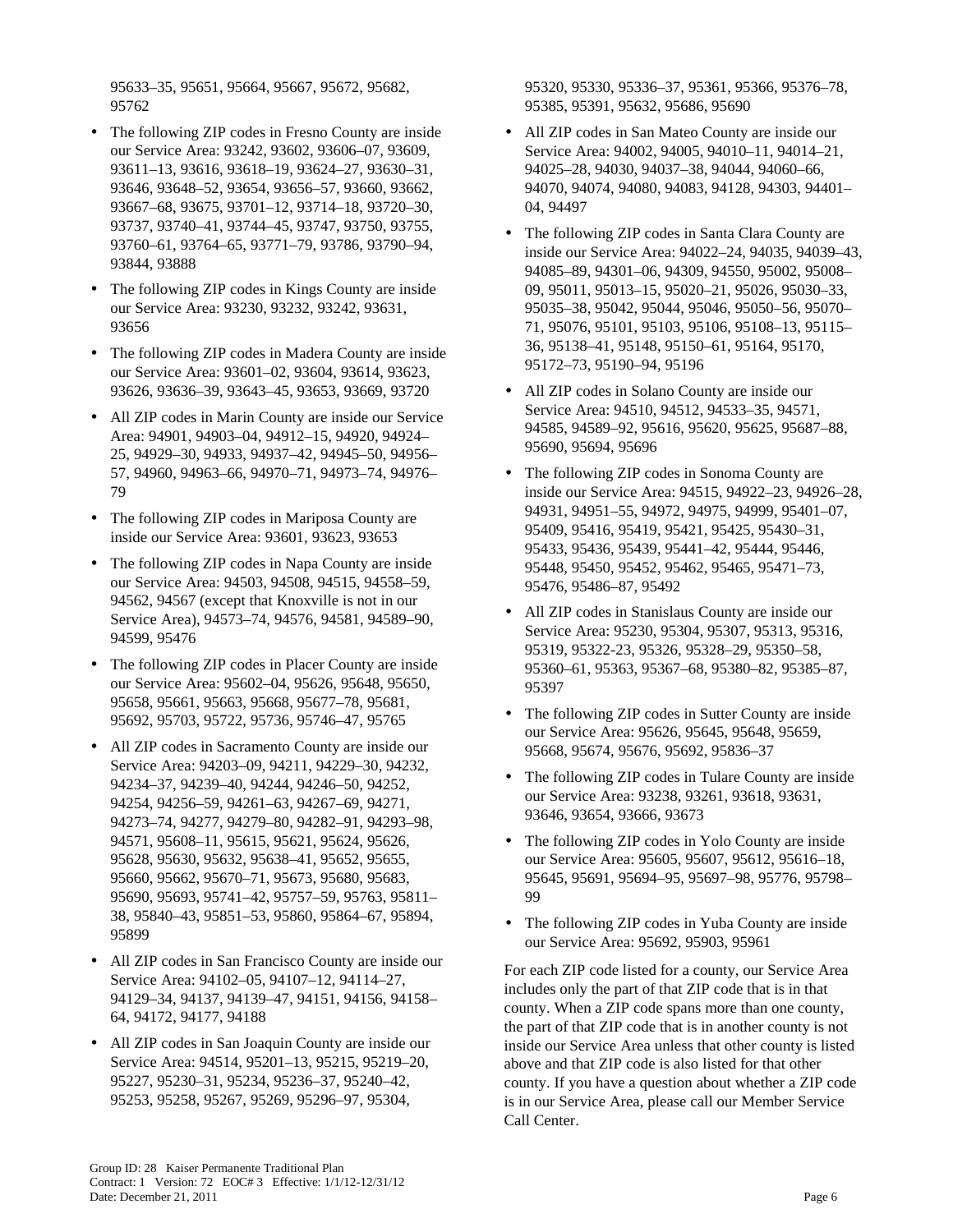95633–35, 95651, 95664, 95667, 95672, 95682, 95762

- The following ZIP codes in Fresno County are inside our Service Area: 93242, 93602, 93606–07, 93609, 93611–13, 93616, 93618–19, 93624–27, 93630–31, 93646, 93648–52, 93654, 93656–57, 93660, 93662, 93667–68, 93675, 93701–12, 93714–18, 93720–30, 93737, 93740–41, 93744–45, 93747, 93750, 93755, 93760–61, 93764–65, 93771–79, 93786, 93790–94, 93844, 93888
- The following ZIP codes in Kings County are inside our Service Area: 93230, 93232, 93242, 93631, 93656
- The following ZIP codes in Madera County are inside our Service Area: 93601–02, 93604, 93614, 93623, 93626, 93636–39, 93643–45, 93653, 93669, 93720
- All ZIP codes in Marin County are inside our Service Area: 94901, 94903–04, 94912–15, 94920, 94924–25, 94929–30, 94933, 94937–42, 94945–50, 94956–57, 94960, 94963–66, 94970–71, 94973–74, 94976–79
- The following ZIP codes in Mariposa County are inside our Service Area: 93601, 93623, 93653
- The following ZIP codes in Napa County are inside our Service Area: 94503, 94508, 94515, 94558–59, 94562, 94567 (except that Knoxville is not in our Service Area), 94573–74, 94576, 94581, 94589–90, 94599, 95476
- The following ZIP codes in Placer County are inside our Service Area: 95602–04, 95626, 95648, 95650, 95658, 95661, 95663, 95668, 95677–78, 95681, 95692, 95703, 95722, 95736, 95746–47, 95765
- All ZIP codes in Sacramento County are inside our Service Area: 94203–09, 94211, 94229–30, 94232, 94234–37, 94239–40, 94244, 94246–50, 94252, 94254, 94256–59, 94261–63, 94267–69, 94271, 94273–74, 94277, 94279–80, 94282–91, 94293–98, 94571, 95608–11, 95615, 95621, 95624, 95626, 95628, 95630, 95632, 95638–41, 95652, 95655, 95660, 95662, 95670–71, 95673, 95680, 95683, 95690, 95693, 95741–42, 95757–59, 95763, 95811–38, 95840–43, 95851–53, 95860, 95864–67, 95894, 95899
- All ZIP codes in San Francisco County are inside our Service Area: 94102–05, 94107–12, 94114–27, 94129–34, 94137, 94139–47, 94151, 94156, 94158–64, 94172, 94177, 94188
- All ZIP codes in San Joaquin County are inside our Service Area: 94514, 95201–13, 95215, 95219–20, 95227, 95230–31, 95234, 95236–37, 95240–42, 95253, 95258, 95267, 95269, 95296–97, 95304, 95320, 95330, 95336–37, 95361, 95366, 95376–78, 95385, 95391, 95632, 95686, 95690
- All ZIP codes in San Mateo County are inside our Service Area: 94002, 94005, 94010–11, 94014–21, 94025–28, 94030, 94037–38, 94044, 94060–66, 94070, 94074, 94080, 94083, 94128, 94303, 94401–04, 94497
- The following ZIP codes in Santa Clara County are inside our Service Area: 94022–24, 94035, 94039–43, 94085–89, 94301–06, 94309, 94550, 95002, 95008–09, 95011, 95013–15, 95020–21, 95026, 95030–33, 95035–38, 95042, 95044, 95046, 95050–56, 95070–71, 95076, 95101, 95103, 95106, 95108–13, 95115–36, 95138–41, 95148, 95150–61, 95164, 95170, 95172–73, 95190–94, 95196
- All ZIP codes in Solano County are inside our Service Area: 94510, 94512, 94533–35, 94571, 94585, 94589–92, 95616, 95620, 95625, 95687–88, 95690, 95694, 95696
- The following ZIP codes in Sonoma County are inside our Service Area: 94515, 94922–23, 94926–28, 94931, 94951–55, 94972, 94975, 94999, 95401–07, 95409, 95416, 95419, 95421, 95425, 95430–31, 95433, 95436, 95439, 95441–42, 95444, 95446, 95448, 95450, 95452, 95462, 95465, 95471–73, 95476, 95486–87, 95492
- All ZIP codes in Stanislaus County are inside our Service Area: 95230, 95304, 95307, 95313, 95316, 95319, 95322-23, 95326, 95328–29, 95350–58, 95360–61, 95363, 95367–68, 95380–82, 95385–87, 95397
- The following ZIP codes in Sutter County are inside our Service Area: 95626, 95645, 95648, 95659, 95668, 95674, 95676, 95692, 95836–37
- The following ZIP codes in Tulare County are inside our Service Area: 93238, 93261, 93618, 93631, 93646, 93654, 93666, 93673
- The following ZIP codes in Yolo County are inside our Service Area: 95605, 95607, 95612, 95616–18, 95645, 95691, 95694–95, 95697–98, 95776, 95798–99
- The following ZIP codes in Yuba County are inside our Service Area: 95692, 95903, 95961

For each ZIP code listed for a county, our Service Area includes only the part of that ZIP code that is in that county. When a ZIP code spans more than one county, the part of that ZIP code that is in another county is not inside our Service Area unless that other county is listed above and that ZIP code is also listed for that other county. If you have a question about whether a ZIP code is in our Service Area, please call our Member Service Call Center.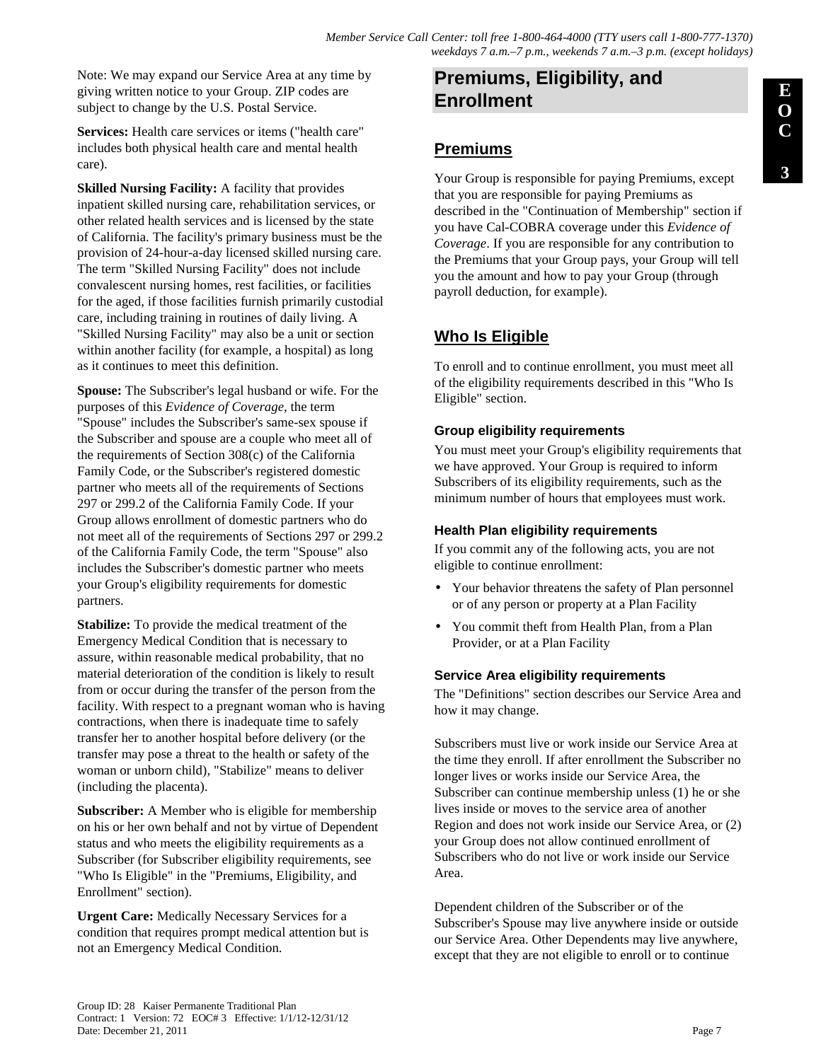Note: We may expand our Service Area at any time by giving written notice to your Group. ZIP codes are subject to change by the U.S. Postal Service.

**Services:** Health care services or items ("health care" includes both physical health care and mental health care).

**Skilled Nursing Facility:** A facility that provides inpatient skilled nursing care, rehabilitation services, or other related health services and is licensed by the state of California. The facility's primary business must be the provision of 24-hour-a-day licensed skilled nursing care. The term "Skilled Nursing Facility" does not include convalescent nursing homes, rest facilities, or facilities for the aged, if those facilities furnish primarily custodial care, including training in routines of daily living. A "Skilled Nursing Facility" may also be a unit or section within another facility (for example, a hospital) as long as it continues to meet this definition.

**Spouse:** The Subscriber's legal husband or wife. For the purposes of this *Evidence of Coverage*, the term "Spouse" includes the Subscriber's same-sex spouse if the Subscriber and spouse are a couple who meet all of the requirements of Section 308(c) of the California Family Code, or the Subscriber's registered domestic partner who meets all of the requirements of Sections 297 or 299.2 of the California Family Code. If your Group allows enrollment of domestic partners who do not meet all of the requirements of Sections 297 or 299.2 of the California Family Code, the term "Spouse" also includes the Subscriber's domestic partner who meets your Group's eligibility requirements for domestic partners.

**Stabilize:** To provide the medical treatment of the Emergency Medical Condition that is necessary to assure, within reasonable medical probability, that no material deterioration of the condition is likely to result from or occur during the transfer of the person from the facility. With respect to a pregnant woman who is having contractions, when there is inadequate time to safely transfer her to another hospital before delivery (or the transfer may pose a threat to the health or safety of the woman or unborn child), "Stabilize" means to deliver (including the placenta).

**Subscriber:** A Member who is eligible for membership on his or her own behalf and not by virtue of Dependent status and who meets the eligibility requirements as a Subscriber (for Subscriber eligibility requirements, see "Who Is Eligible" in the "Premiums, Eligibility, and Enrollment" section).

**Urgent Care:** Medically Necessary Services for a condition that requires prompt medical attention but is not an Emergency Medical Condition.

# Premiums, Eligibility, and Enrollment

## Premiums

Your Group is responsible for paying Premiums, except that you are responsible for paying Premiums as described in the "Continuation of Membership" section if you have Cal-COBRA coverage under this *Evidence of Coverage*. If you are responsible for any contribution to the Premiums that your Group pays, your Group will tell you the amount and how to pay your Group (through payroll deduction, for example).

## Who Is Eligible

To enroll and to continue enrollment, you must meet all of the eligibility requirements described in this "Who Is Eligible" section.

### Group eligibility requirements

You must meet your Group's eligibility requirements that we have approved. Your Group is required to inform Subscribers of its eligibility requirements, such as the minimum number of hours that employees must work.

### Health Plan eligibility requirements

If you commit any of the following acts, you are not eligible to continue enrollment:

- Your behavior threatens the safety of Plan personnel or of any person or property at a Plan Facility
- You commit theft from Health Plan, from a Plan Provider, or at a Plan Facility

### Service Area eligibility requirements

The "Definitions" section describes our Service Area and how it may change.

Subscribers must live or work inside our Service Area at the time they enroll. If after enrollment the Subscriber no longer lives or works inside our Service Area, the Subscriber can continue membership unless (1) he or she lives inside or moves to the service area of another Region and does not work inside our Service Area, or (2) your Group does not allow continued enrollment of Subscribers who do not live or work inside our Service Area.

Dependent children of the Subscriber or of the Subscriber's Spouse may live anywhere inside or outside our Service Area. Other Dependents may live anywhere, except that they are not eligible to enroll or to continue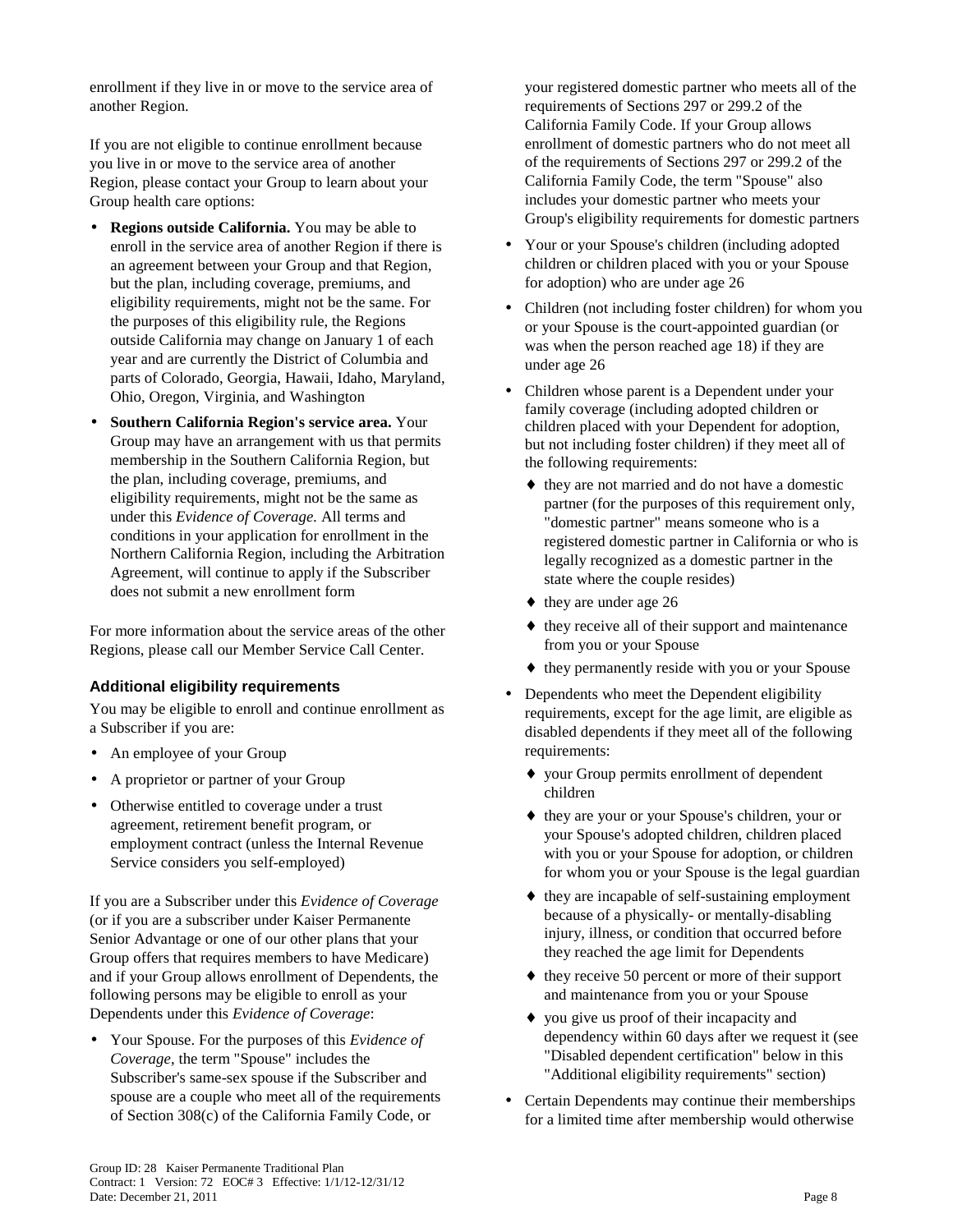enrollment if they live in or move to the service area of another Region.

If you are not eligible to continue enrollment because you live in or move to the service area of another Region, please contact your Group to learn about your Group health care options:

- **Regions outside California.** You may be able to enroll in the service area of another Region if there is an agreement between your Group and that Region, but the plan, including coverage, premiums, and eligibility requirements, might not be the same. For the purposes of this eligibility rule, the Regions outside California may change on January 1 of each year and are currently the District of Columbia and parts of Colorado, Georgia, Hawaii, Idaho, Maryland, Ohio, Oregon, Virginia, and Washington
- **Southern California Region's service area.** Your Group may have an arrangement with us that permits membership in the Southern California Region, but the plan, including coverage, premiums, and eligibility requirements, might not be the same as under this *Evidence of Coverage.* All terms and conditions in your application for enrollment in the Northern California Region, including the Arbitration Agreement, will continue to apply if the Subscriber does not submit a new enrollment form

For more information about the service areas of the other Regions, please call our Member Service Call Center.

### Additional eligibility requirements

You may be eligible to enroll and continue enrollment as a Subscriber if you are:

- An employee of your Group
- A proprietor or partner of your Group
- Otherwise entitled to coverage under a trust agreement, retirement benefit program, or employment contract (unless the Internal Revenue Service considers you self-employed)

If you are a Subscriber under this *Evidence of Coverage* (or if you are a subscriber under Kaiser Permanente Senior Advantage or one of our other plans that your Group offers that requires members to have Medicare) and if your Group allows enrollment of Dependents, the following persons may be eligible to enroll as your Dependents under this *Evidence of Coverage*:

- Your Spouse. For the purposes of this *Evidence of Coverage*, the term "Spouse" includes the Subscriber's same-sex spouse if the Subscriber and spouse are a couple who meet all of the requirements of Section 308(c) of the California Family Code, or your registered domestic partner who meets all of the requirements of Sections 297 or 299.2 of the California Family Code. If your Group allows enrollment of domestic partners who do not meet all of the requirements of Sections 297 or 299.2 of the California Family Code, the term "Spouse" also includes your domestic partner who meets your Group's eligibility requirements for domestic partners
- Your or your Spouse's children (including adopted children or children placed with you or your Spouse for adoption) who are under age 26
- Children (not including foster children) for whom you or your Spouse is the court-appointed guardian (or was when the person reached age 18) if they are under age 26
- Children whose parent is a Dependent under your family coverage (including adopted children or children placed with your Dependent for adoption, but not including foster children) if they meet all of the following requirements:
  - they are not married and do not have a domestic partner (for the purposes of this requirement only, "domestic partner" means someone who is a registered domestic partner in California or who is legally recognized as a domestic partner in the state where the couple resides)
  - they are under age 26
  - they receive all of their support and maintenance from you or your Spouse
  - they permanently reside with you or your Spouse
- Dependents who meet the Dependent eligibility requirements, except for the age limit, are eligible as disabled dependents if they meet all of the following requirements:
  - your Group permits enrollment of dependent children
  - they are your or your Spouse's children, your or your Spouse's adopted children, children placed with you or your Spouse for adoption, or children for whom you or your Spouse is the legal guardian
  - they are incapable of self-sustaining employment because of a physically- or mentally-disabling injury, illness, or condition that occurred before they reached the age limit for Dependents
  - they receive 50 percent or more of their support and maintenance from you or your Spouse
  - you give us proof of their incapacity and dependency within 60 days after we request it (see "Disabled dependent certification" below in this "Additional eligibility requirements" section)
- Certain Dependents may continue their memberships for a limited time after membership would otherwise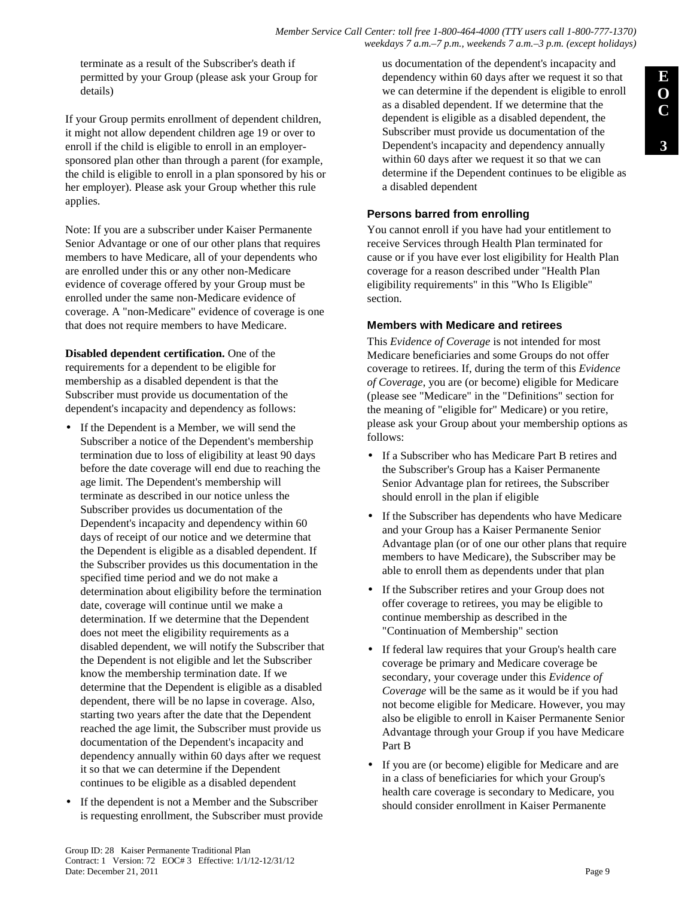terminate as a result of the Subscriber's death if permitted by your Group (please ask your Group for details)

If your Group permits enrollment of dependent children, it might not allow dependent children age 19 or over to enroll if the child is eligible to enroll in an employer-sponsored plan other than through a parent (for example, the child is eligible to enroll in a plan sponsored by his or her employer). Please ask your Group whether this rule applies.

Note: If you are a subscriber under Kaiser Permanente Senior Advantage or one of our other plans that requires members to have Medicare, all of your dependents who are enrolled under this or any other non-Medicare evidence of coverage offered by your Group must be enrolled under the same non-Medicare evidence of coverage. A "non-Medicare" evidence of coverage is one that does not require members to have Medicare.

**Disabled dependent certification.** One of the requirements for a dependent to be eligible for membership as a disabled dependent is that the Subscriber must provide us documentation of the dependent's incapacity and dependency as follows:

- If the Dependent is a Member, we will send the Subscriber a notice of the Dependent's membership termination due to loss of eligibility at least 90 days before the date coverage will end due to reaching the age limit. The Dependent's membership will terminate as described in our notice unless the Subscriber provides us documentation of the Dependent's incapacity and dependency within 60 days of receipt of our notice and we determine that the Dependent is eligible as a disabled dependent. If the Subscriber provides us this documentation in the specified time period and we do not make a determination about eligibility before the termination date, coverage will continue until we make a determination. If we determine that the Dependent does not meet the eligibility requirements as a disabled dependent, we will notify the Subscriber that the Dependent is not eligible and let the Subscriber know the membership termination date. If we determine that the Dependent is eligible as a disabled dependent, there will be no lapse in coverage. Also, starting two years after the date that the Dependent reached the age limit, the Subscriber must provide us documentation of the Dependent's incapacity and dependency annually within 60 days after we request it so that we can determine if the Dependent continues to be eligible as a disabled dependent
- If the dependent is not a Member and the Subscriber is requesting enrollment, the Subscriber must provide us documentation of the dependent's incapacity and dependency within 60 days after we request it so that we can determine if the dependent is eligible to enroll as a disabled dependent. If we determine that the dependent is eligible as a disabled dependent, the Subscriber must provide us documentation of the Dependent's incapacity and dependency annually within 60 days after we request it so that we can determine if the Dependent continues to be eligible as a disabled dependent

### Persons barred from enrolling

You cannot enroll if you have had your entitlement to receive Services through Health Plan terminated for cause or if you have ever lost eligibility for Health Plan coverage for a reason described under "Health Plan eligibility requirements" in this "Who Is Eligible" section.

### Members with Medicare and retirees

This *Evidence of Coverage* is not intended for most Medicare beneficiaries and some Groups do not offer coverage to retirees. If, during the term of this *Evidence of Coverage*, you are (or become) eligible for Medicare (please see "Medicare" in the "Definitions" section for the meaning of "eligible for" Medicare) or you retire, please ask your Group about your membership options as follows:

- If a Subscriber who has Medicare Part B retires and the Subscriber's Group has a Kaiser Permanente Senior Advantage plan for retirees, the Subscriber should enroll in the plan if eligible
- If the Subscriber has dependents who have Medicare and your Group has a Kaiser Permanente Senior Advantage plan (or of one our other plans that require members to have Medicare), the Subscriber may be able to enroll them as dependents under that plan
- If the Subscriber retires and your Group does not offer coverage to retirees, you may be eligible to continue membership as described in the "Continuation of Membership" section
- If federal law requires that your Group's health care coverage be primary and Medicare coverage be secondary, your coverage under this *Evidence of Coverage* will be the same as it would be if you had not become eligible for Medicare. However, you may also be eligible to enroll in Kaiser Permanente Senior Advantage through your Group if you have Medicare Part B
- If you are (or become) eligible for Medicare and are in a class of beneficiaries for which your Group's health care coverage is secondary to Medicare, you should consider enrollment in Kaiser Permanente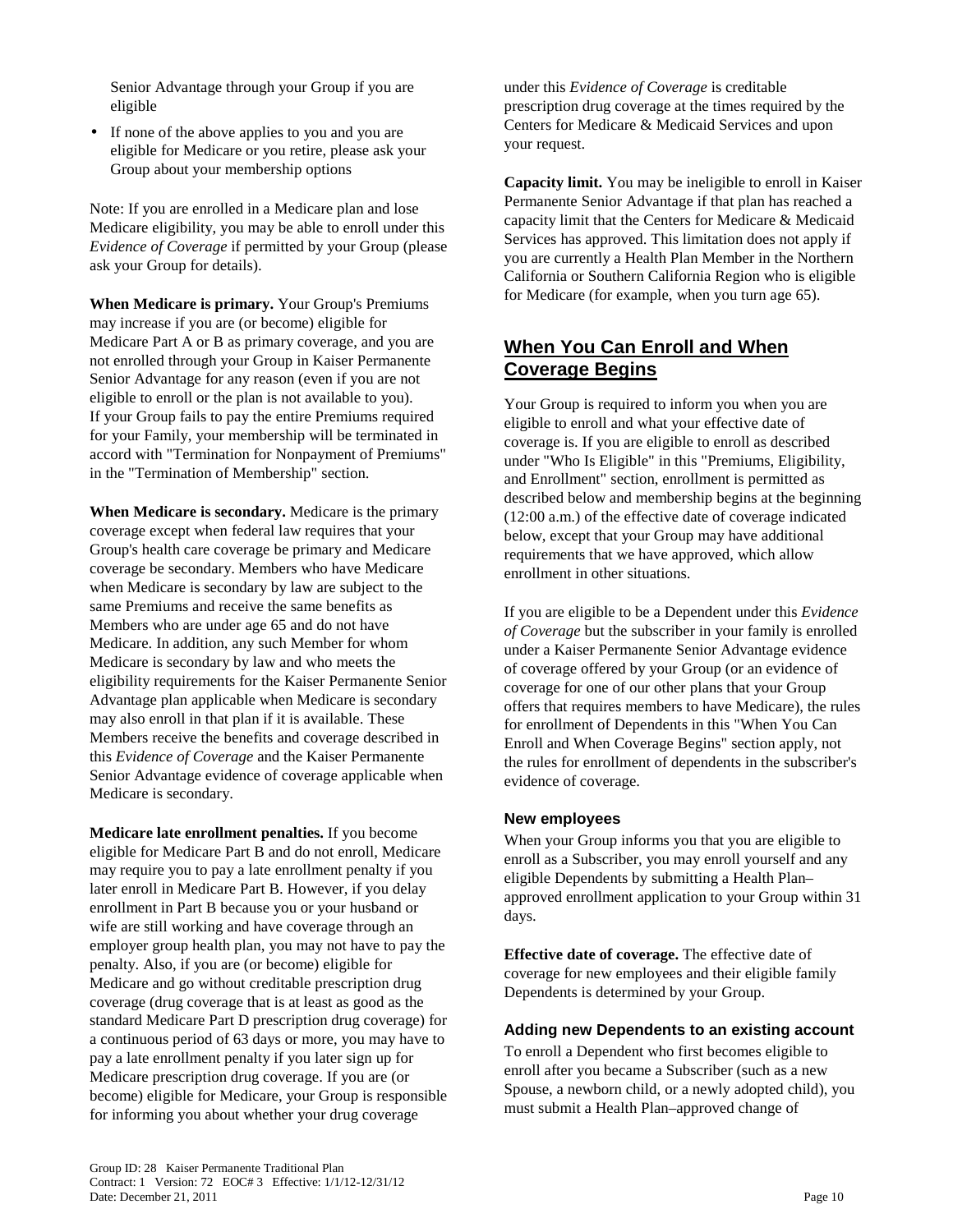Senior Advantage through your Group if you are eligible

- If none of the above applies to you and you are eligible for Medicare or you retire, please ask your Group about your membership options

Note: If you are enrolled in a Medicare plan and lose Medicare eligibility, you may be able to enroll under this *Evidence of Coverage* if permitted by your Group (please ask your Group for details).

**When Medicare is primary.** Your Group's Premiums may increase if you are (or become) eligible for Medicare Part A or B as primary coverage, and you are not enrolled through your Group in Kaiser Permanente Senior Advantage for any reason (even if you are not eligible to enroll or the plan is not available to you). If your Group fails to pay the entire Premiums required for your Family, your membership will be terminated in accord with "Termination for Nonpayment of Premiums" in the "Termination of Membership" section.

**When Medicare is secondary.** Medicare is the primary coverage except when federal law requires that your Group's health care coverage be primary and Medicare coverage be secondary. Members who have Medicare when Medicare is secondary by law are subject to the same Premiums and receive the same benefits as Members who are under age 65 and do not have Medicare. In addition, any such Member for whom Medicare is secondary by law and who meets the eligibility requirements for the Kaiser Permanente Senior Advantage plan applicable when Medicare is secondary may also enroll in that plan if it is available. These Members receive the benefits and coverage described in this *Evidence of Coverage* and the Kaiser Permanente Senior Advantage evidence of coverage applicable when Medicare is secondary.

**Medicare late enrollment penalties.** If you become eligible for Medicare Part B and do not enroll, Medicare may require you to pay a late enrollment penalty if you later enroll in Medicare Part B. However, if you delay enrollment in Part B because you or your husband or wife are still working and have coverage through an employer group health plan, you may not have to pay the penalty. Also, if you are (or become) eligible for Medicare and go without creditable prescription drug coverage (drug coverage that is at least as good as the standard Medicare Part D prescription drug coverage) for a continuous period of 63 days or more, you may have to pay a late enrollment penalty if you later sign up for Medicare prescription drug coverage. If you are (or become) eligible for Medicare, your Group is responsible for informing you about whether your drug coverage under this *Evidence of Coverage* is creditable prescription drug coverage at the times required by the Centers for Medicare & Medicaid Services and upon your request.

**Capacity limit.** You may be ineligible to enroll in Kaiser Permanente Senior Advantage if that plan has reached a capacity limit that the Centers for Medicare & Medicaid Services has approved. This limitation does not apply if you are currently a Health Plan Member in the Northern California or Southern California Region who is eligible for Medicare (for example, when you turn age 65).

## When You Can Enroll and When Coverage Begins

Your Group is required to inform you when you are eligible to enroll and what your effective date of coverage is. If you are eligible to enroll as described under "Who Is Eligible" in this "Premiums, Eligibility, and Enrollment" section, enrollment is permitted as described below and membership begins at the beginning (12:00 a.m.) of the effective date of coverage indicated below, except that your Group may have additional requirements that we have approved, which allow enrollment in other situations.

If you are eligible to be a Dependent under this *Evidence of Coverage* but the subscriber in your family is enrolled under a Kaiser Permanente Senior Advantage evidence of coverage offered by your Group (or an evidence of coverage for one of our other plans that your Group offers that requires members to have Medicare), the rules for enrollment of Dependents in this "When You Can Enroll and When Coverage Begins" section apply, not the rules for enrollment of dependents in the subscriber's evidence of coverage.

### New employees

When your Group informs you that you are eligible to enroll as a Subscriber, you may enroll yourself and any eligible Dependents by submitting a Health Plan–approved enrollment application to your Group within 31 days.

**Effective date of coverage.** The effective date of coverage for new employees and their eligible family Dependents is determined by your Group.

### Adding new Dependents to an existing account

To enroll a Dependent who first becomes eligible to enroll after you became a Subscriber (such as a new Spouse, a newborn child, or a newly adopted child), you must submit a Health Plan–approved change of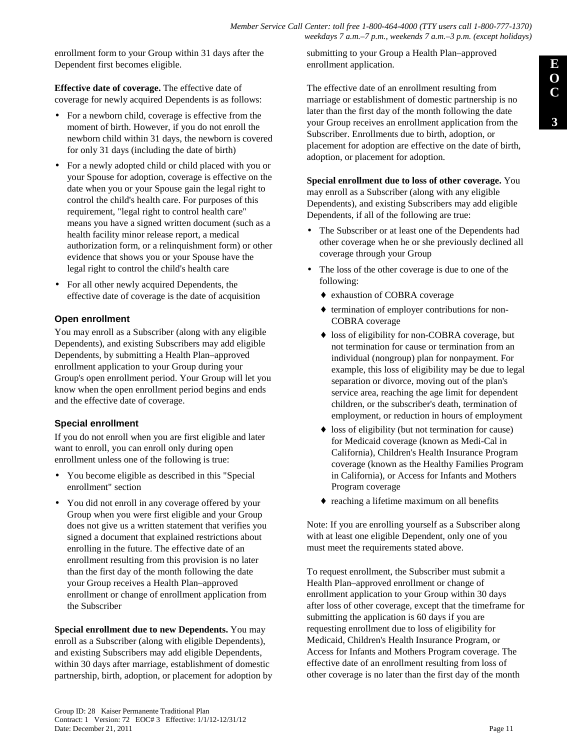enrollment form to your Group within 31 days after the Dependent first becomes eligible.

**Effective date of coverage.** The effective date of coverage for newly acquired Dependents is as follows:

- For a newborn child, coverage is effective from the moment of birth. However, if you do not enroll the newborn child within 31 days, the newborn is covered for only 31 days (including the date of birth)
- For a newly adopted child or child placed with you or your Spouse for adoption, coverage is effective on the date when you or your Spouse gain the legal right to control the child's health care. For purposes of this requirement, "legal right to control health care" means you have a signed written document (such as a health facility minor release report, a medical authorization form, or a relinquishment form) or other evidence that shows you or your Spouse have the legal right to control the child's health care
- For all other newly acquired Dependents, the effective date of coverage is the date of acquisition

### Open enrollment

You may enroll as a Subscriber (along with any eligible Dependents), and existing Subscribers may add eligible Dependents, by submitting a Health Plan–approved enrollment application to your Group during your Group's open enrollment period. Your Group will let you know when the open enrollment period begins and ends and the effective date of coverage.

### Special enrollment

If you do not enroll when you are first eligible and later want to enroll, you can enroll only during open enrollment unless one of the following is true:

- You become eligible as described in this "Special enrollment" section
- You did not enroll in any coverage offered by your Group when you were first eligible and your Group does not give us a written statement that verifies you signed a document that explained restrictions about enrolling in the future. The effective date of an enrollment resulting from this provision is no later than the first day of the month following the date your Group receives a Health Plan–approved enrollment or change of enrollment application from the Subscriber

**Special enrollment due to new Dependents.** You may enroll as a Subscriber (along with eligible Dependents), and existing Subscribers may add eligible Dependents, within 30 days after marriage, establishment of domestic partnership, birth, adoption, or placement for adoption by submitting to your Group a Health Plan–approved enrollment application.

The effective date of an enrollment resulting from marriage or establishment of domestic partnership is no later than the first day of the month following the date your Group receives an enrollment application from the Subscriber. Enrollments due to birth, adoption, or placement for adoption are effective on the date of birth, adoption, or placement for adoption.

**Special enrollment due to loss of other coverage.** You may enroll as a Subscriber (along with any eligible Dependents), and existing Subscribers may add eligible Dependents, if all of the following are true:

- The Subscriber or at least one of the Dependents had other coverage when he or she previously declined all coverage through your Group
- The loss of the other coverage is due to one of the following:
  - exhaustion of COBRA coverage
  - termination of employer contributions for non-COBRA coverage
  - loss of eligibility for non-COBRA coverage, but not termination for cause or termination from an individual (nongroup) plan for nonpayment. For example, this loss of eligibility may be due to legal separation or divorce, moving out of the plan's service area, reaching the age limit for dependent children, or the subscriber's death, termination of employment, or reduction in hours of employment
  - loss of eligibility (but not termination for cause) for Medicaid coverage (known as Medi-Cal in California), Children's Health Insurance Program coverage (known as the Healthy Families Program in California), or Access for Infants and Mothers Program coverage
  - reaching a lifetime maximum on all benefits

Note: If you are enrolling yourself as a Subscriber along with at least one eligible Dependent, only one of you must meet the requirements stated above.

To request enrollment, the Subscriber must submit a Health Plan–approved enrollment or change of enrollment application to your Group within 30 days after loss of other coverage, except that the timeframe for submitting the application is 60 days if you are requesting enrollment due to loss of eligibility for Medicaid, Children's Health Insurance Program, or Access for Infants and Mothers Program coverage. The effective date of an enrollment resulting from loss of other coverage is no later than the first day of the month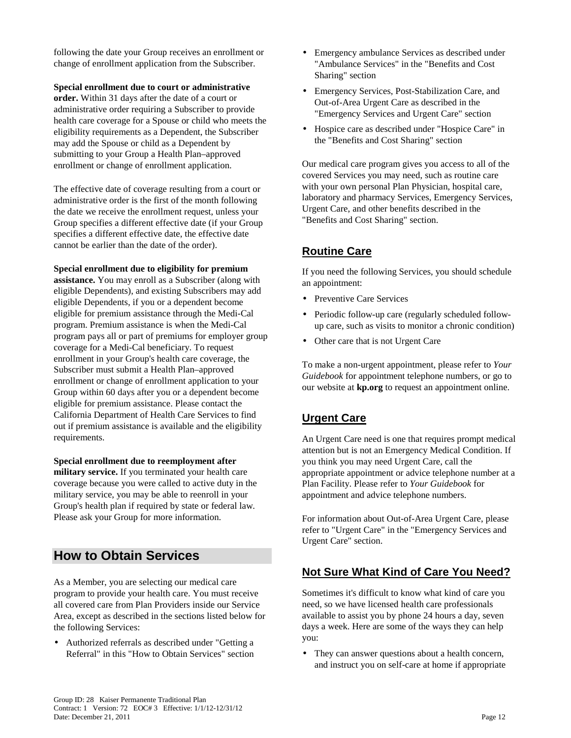following the date your Group receives an enrollment or change of enrollment application from the Subscriber.

**Special enrollment due to court or administrative order.** Within 31 days after the date of a court or administrative order requiring a Subscriber to provide health care coverage for a Spouse or child who meets the eligibility requirements as a Dependent, the Subscriber may add the Spouse or child as a Dependent by submitting to your Group a Health Plan–approved enrollment or change of enrollment application.

The effective date of coverage resulting from a court or administrative order is the first of the month following the date we receive the enrollment request, unless your Group specifies a different effective date (if your Group specifies a different effective date, the effective date cannot be earlier than the date of the order).

**Special enrollment due to eligibility for premium assistance.** You may enroll as a Subscriber (along with eligible Dependents), and existing Subscribers may add eligible Dependents, if you or a dependent become eligible for premium assistance through the Medi-Cal program. Premium assistance is when the Medi-Cal program pays all or part of premiums for employer group coverage for a Medi-Cal beneficiary. To request enrollment in your Group's health care coverage, the Subscriber must submit a Health Plan–approved enrollment or change of enrollment application to your Group within 60 days after you or a dependent become eligible for premium assistance. Please contact the California Department of Health Care Services to find out if premium assistance is available and the eligibility requirements.

**Special enrollment due to reemployment after military service.** If you terminated your health care coverage because you were called to active duty in the military service, you may be able to reenroll in your Group's health plan if required by state or federal law. Please ask your Group for more information.

## How to Obtain Services

As a Member, you are selecting our medical care program to provide your health care. You must receive all covered care from Plan Providers inside our Service Area, except as described in the sections listed below for the following Services:

- Authorized referrals as described under "Getting a Referral" in this "How to Obtain Services" section
- Emergency ambulance Services as described under "Ambulance Services" in the "Benefits and Cost Sharing" section
- Emergency Services, Post-Stabilization Care, and Out-of-Area Urgent Care as described in the "Emergency Services and Urgent Care" section
- Hospice care as described under "Hospice Care" in the "Benefits and Cost Sharing" section

Our medical care program gives you access to all of the covered Services you may need, such as routine care with your own personal Plan Physician, hospital care, laboratory and pharmacy Services, Emergency Services, Urgent Care, and other benefits described in the "Benefits and Cost Sharing" section.

### Routine Care

If you need the following Services, you should schedule an appointment:

- Preventive Care Services
- Periodic follow-up care (regularly scheduled follow-up care, such as visits to monitor a chronic condition)
- Other care that is not Urgent Care

To make a non-urgent appointment, please refer to *Your Guidebook* for appointment telephone numbers, or go to our website at **kp.org** to request an appointment online.

### Urgent Care

An Urgent Care need is one that requires prompt medical attention but is not an Emergency Medical Condition. If you think you may need Urgent Care, call the appropriate appointment or advice telephone number at a Plan Facility. Please refer to *Your Guidebook* for appointment and advice telephone numbers.

For information about Out-of-Area Urgent Care, please refer to "Urgent Care" in the "Emergency Services and Urgent Care" section.

### Not Sure What Kind of Care You Need?

Sometimes it's difficult to know what kind of care you need, so we have licensed health care professionals available to assist you by phone 24 hours a day, seven days a week. Here are some of the ways they can help you:

- They can answer questions about a health concern, and instruct you on self-care at home if appropriate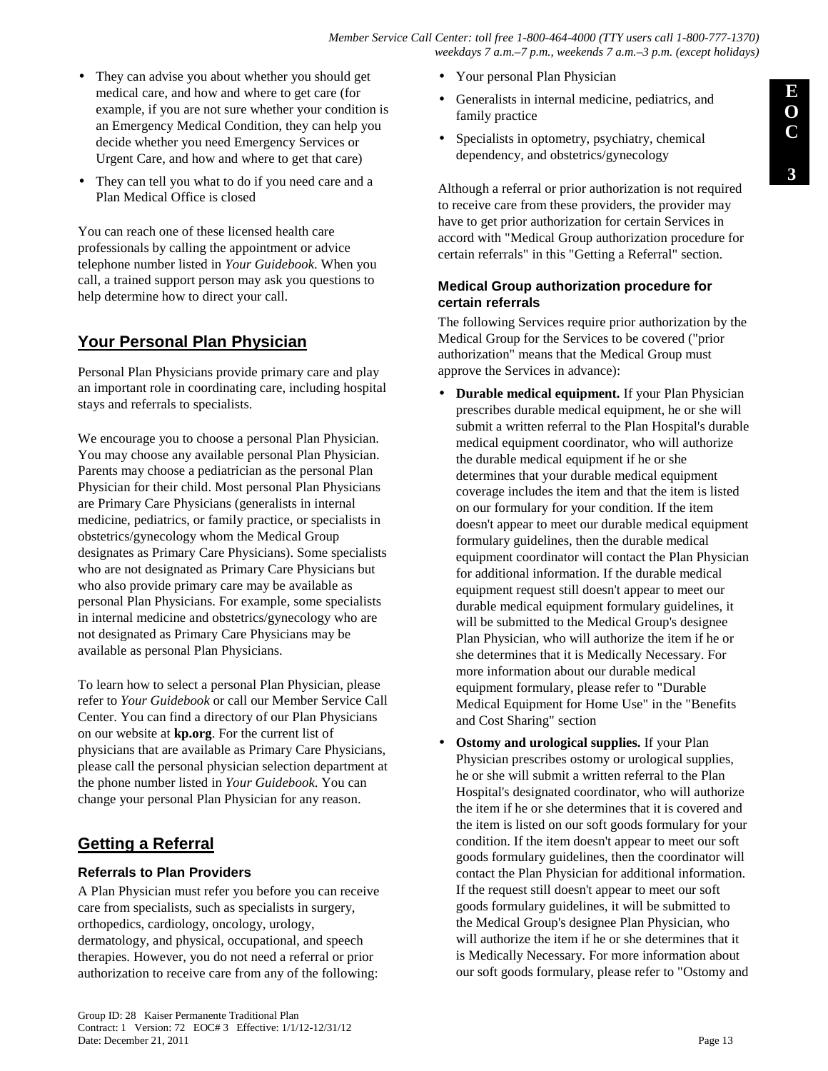- They can advise you about whether you should get medical care, and how and where to get care (for example, if you are not sure whether your condition is an Emergency Medical Condition, they can help you decide whether you need Emergency Services or Urgent Care, and how and where to get that care)
- They can tell you what to do if you need care and a Plan Medical Office is closed

You can reach one of these licensed health care professionals by calling the appointment or advice telephone number listed in *Your Guidebook*. When you call, a trained support person may ask you questions to help determine how to direct your call.

## Your Personal Plan Physician

Personal Plan Physicians provide primary care and play an important role in coordinating care, including hospital stays and referrals to specialists.

We encourage you to choose a personal Plan Physician. You may choose any available personal Plan Physician. Parents may choose a pediatrician as the personal Plan Physician for their child. Most personal Plan Physicians are Primary Care Physicians (generalists in internal medicine, pediatrics, or family practice, or specialists in obstetrics/gynecology whom the Medical Group designates as Primary Care Physicians). Some specialists who are not designated as Primary Care Physicians but who also provide primary care may be available as personal Plan Physicians. For example, some specialists in internal medicine and obstetrics/gynecology who are not designated as Primary Care Physicians may be available as personal Plan Physicians.

To learn how to select a personal Plan Physician, please refer to *Your Guidebook* or call our Member Service Call Center. You can find a directory of our Plan Physicians on our website at **kp.org**. For the current list of physicians that are available as Primary Care Physicians, please call the personal physician selection department at the phone number listed in *Your Guidebook*. You can change your personal Plan Physician for any reason.

## Getting a Referral

### Referrals to Plan Providers

A Plan Physician must refer you before you can receive care from specialists, such as specialists in surgery, orthopedics, cardiology, oncology, urology, dermatology, and physical, occupational, and speech therapies. However, you do not need a referral or prior authorization to receive care from any of the following:

- Your personal Plan Physician
- Generalists in internal medicine, pediatrics, and family practice
- Specialists in optometry, psychiatry, chemical dependency, and obstetrics/gynecology

Although a referral or prior authorization is not required to receive care from these providers, the provider may have to get prior authorization for certain Services in accord with "Medical Group authorization procedure for certain referrals" in this "Getting a Referral" section.

### Medical Group authorization procedure for certain referrals

The following Services require prior authorization by the Medical Group for the Services to be covered ("prior authorization" means that the Medical Group must approve the Services in advance):

- **Durable medical equipment.** If your Plan Physician prescribes durable medical equipment, he or she will submit a written referral to the Plan Hospital's durable medical equipment coordinator, who will authorize the durable medical equipment if he or she determines that your durable medical equipment coverage includes the item and that the item is listed on our formulary for your condition. If the item doesn't appear to meet our durable medical equipment formulary guidelines, then the durable medical equipment coordinator will contact the Plan Physician for additional information. If the durable medical equipment request still doesn't appear to meet our durable medical equipment formulary guidelines, it will be submitted to the Medical Group's designee Plan Physician, who will authorize the item if he or she determines that it is Medically Necessary. For more information about our durable medical equipment formulary, please refer to "Durable Medical Equipment for Home Use" in the "Benefits and Cost Sharing" section
- **Ostomy and urological supplies.** If your Plan Physician prescribes ostomy or urological supplies, he or she will submit a written referral to the Plan Hospital's designated coordinator, who will authorize the item if he or she determines that it is covered and the item is listed on our soft goods formulary for your condition. If the item doesn't appear to meet our soft goods formulary guidelines, then the coordinator will contact the Plan Physician for additional information. If the request still doesn't appear to meet our soft goods formulary guidelines, it will be submitted to the Medical Group's designee Plan Physician, who will authorize the item if he or she determines that it is Medically Necessary. For more information about our soft goods formulary, please refer to "Ostomy and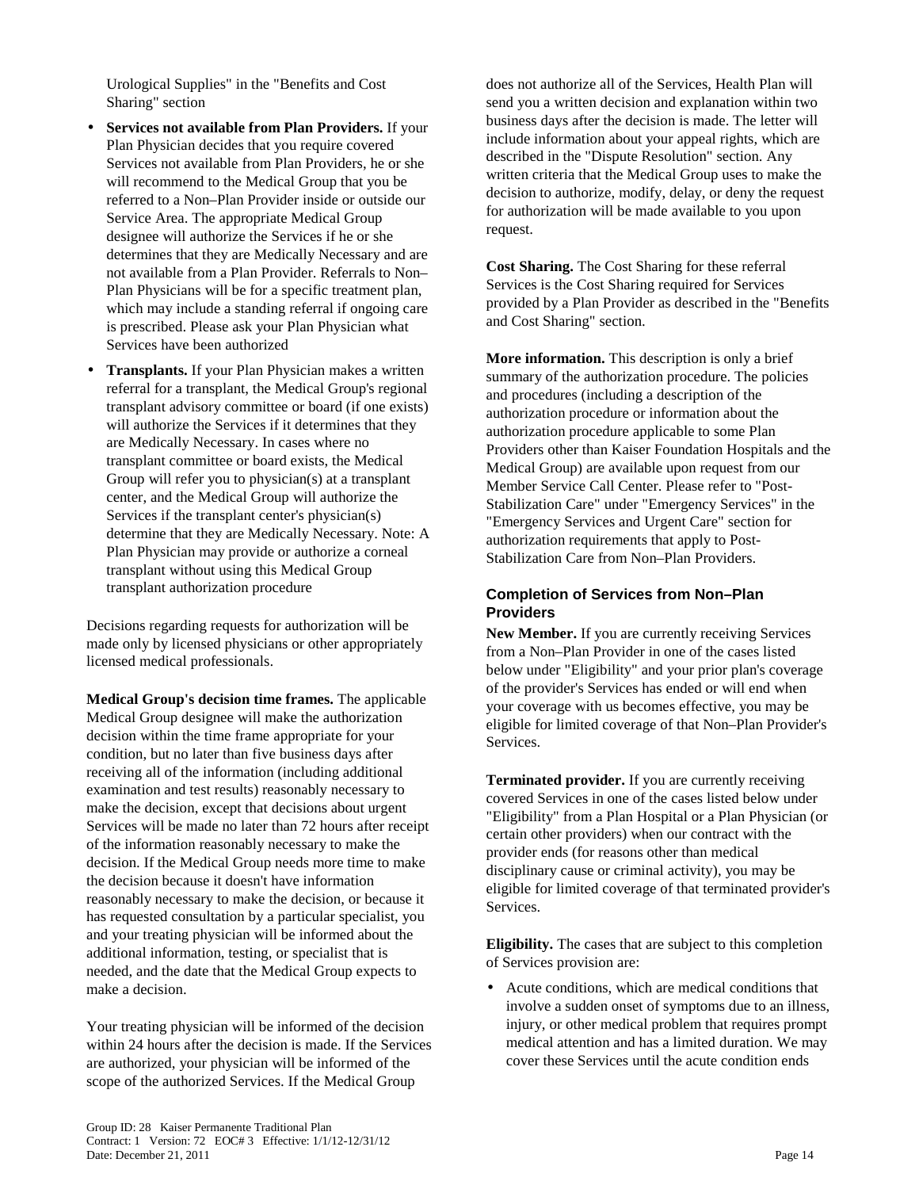Urological Supplies" in the "Benefits and Cost Sharing" section

- **Services not available from Plan Providers.** If your Plan Physician decides that you require covered Services not available from Plan Providers, he or she will recommend to the Medical Group that you be referred to a Non–Plan Provider inside or outside our Service Area. The appropriate Medical Group designee will authorize the Services if he or she determines that they are Medically Necessary and are not available from a Plan Provider. Referrals to Non–Plan Physicians will be for a specific treatment plan, which may include a standing referral if ongoing care is prescribed. Please ask your Plan Physician what Services have been authorized
- **Transplants.** If your Plan Physician makes a written referral for a transplant, the Medical Group's regional transplant advisory committee or board (if one exists) will authorize the Services if it determines that they are Medically Necessary. In cases where no transplant committee or board exists, the Medical Group will refer you to physician(s) at a transplant center, and the Medical Group will authorize the Services if the transplant center's physician(s) determine that they are Medically Necessary. Note: A Plan Physician may provide or authorize a corneal transplant without using this Medical Group transplant authorization procedure

Decisions regarding requests for authorization will be made only by licensed physicians or other appropriately licensed medical professionals.

**Medical Group's decision time frames.** The applicable Medical Group designee will make the authorization decision within the time frame appropriate for your condition, but no later than five business days after receiving all of the information (including additional examination and test results) reasonably necessary to make the decision, except that decisions about urgent Services will be made no later than 72 hours after receipt of the information reasonably necessary to make the decision. If the Medical Group needs more time to make the decision because it doesn't have information reasonably necessary to make the decision, or because it has requested consultation by a particular specialist, you and your treating physician will be informed about the additional information, testing, or specialist that is needed, and the date that the Medical Group expects to make a decision.

Your treating physician will be informed of the decision within 24 hours after the decision is made. If the Services are authorized, your physician will be informed of the scope of the authorized Services. If the Medical Group does not authorize all of the Services, Health Plan will send you a written decision and explanation within two business days after the decision is made. The letter will include information about your appeal rights, which are described in the "Dispute Resolution" section. Any written criteria that the Medical Group uses to make the decision to authorize, modify, delay, or deny the request for authorization will be made available to you upon request.

**Cost Sharing.** The Cost Sharing for these referral Services is the Cost Sharing required for Services provided by a Plan Provider as described in the "Benefits and Cost Sharing" section.

**More information.** This description is only a brief summary of the authorization procedure. The policies and procedures (including a description of the authorization procedure or information about the authorization procedure applicable to some Plan Providers other than Kaiser Foundation Hospitals and the Medical Group) are available upon request from our Member Service Call Center. Please refer to "Post-Stabilization Care" under "Emergency Services" in the "Emergency Services and Urgent Care" section for authorization requirements that apply to Post-Stabilization Care from Non–Plan Providers.

### Completion of Services from Non–Plan Providers

**New Member.** If you are currently receiving Services from a Non–Plan Provider in one of the cases listed below under "Eligibility" and your prior plan's coverage of the provider's Services has ended or will end when your coverage with us becomes effective, you may be eligible for limited coverage of that Non–Plan Provider's Services.

**Terminated provider.** If you are currently receiving covered Services in one of the cases listed below under "Eligibility" from a Plan Hospital or a Plan Physician (or certain other providers) when our contract with the provider ends (for reasons other than medical disciplinary cause or criminal activity), you may be eligible for limited coverage of that terminated provider's Services.

**Eligibility.** The cases that are subject to this completion of Services provision are:

- Acute conditions, which are medical conditions that involve a sudden onset of symptoms due to an illness, injury, or other medical problem that requires prompt medical attention and has a limited duration. We may cover these Services until the acute condition ends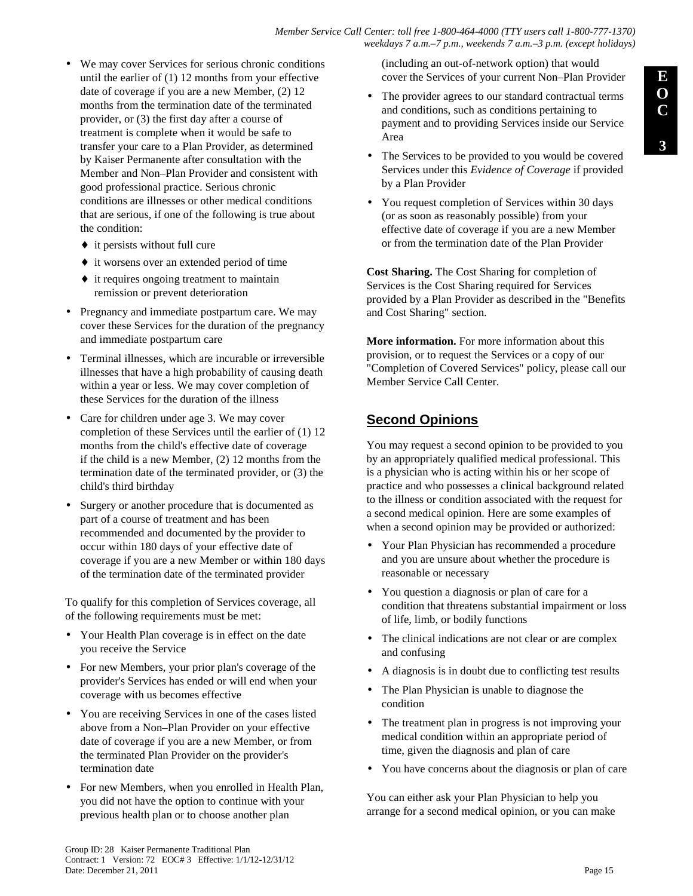- We may cover Services for serious chronic conditions until the earlier of (1) 12 months from your effective date of coverage if you are a new Member, (2) 12 months from the termination date of the terminated provider, or (3) the first day after a course of treatment is complete when it would be safe to transfer your care to a Plan Provider, as determined by Kaiser Permanente after consultation with the Member and Non–Plan Provider and consistent with good professional practice. Serious chronic conditions are illnesses or other medical conditions that are serious, if one of the following is true about the condition:
  - it persists without full cure
  - it worsens over an extended period of time
  - it requires ongoing treatment to maintain remission or prevent deterioration
- Pregnancy and immediate postpartum care. We may cover these Services for the duration of the pregnancy and immediate postpartum care
- Terminal illnesses, which are incurable or irreversible illnesses that have a high probability of causing death within a year or less. We may cover completion of these Services for the duration of the illness
- Care for children under age 3. We may cover completion of these Services until the earlier of (1) 12 months from the child's effective date of coverage if the child is a new Member, (2) 12 months from the termination date of the terminated provider, or (3) the child's third birthday
- Surgery or another procedure that is documented as part of a course of treatment and has been recommended and documented by the provider to occur within 180 days of your effective date of coverage if you are a new Member or within 180 days of the termination date of the terminated provider

To qualify for this completion of Services coverage, all of the following requirements must be met:

- Your Health Plan coverage is in effect on the date you receive the Service
- For new Members, your prior plan's coverage of the provider's Services has ended or will end when your coverage with us becomes effective
- You are receiving Services in one of the cases listed above from a Non–Plan Provider on your effective date of coverage if you are a new Member, or from the terminated Plan Provider on the provider's termination date
- For new Members, when you enrolled in Health Plan, you did not have the option to continue with your previous health plan or to choose another plan (including an out-of-network option) that would cover the Services of your current Non–Plan Provider
- The provider agrees to our standard contractual terms and conditions, such as conditions pertaining to payment and to providing Services inside our Service Area
- The Services to be provided to you would be covered Services under this *Evidence of Coverage* if provided by a Plan Provider
- You request completion of Services within 30 days (or as soon as reasonably possible) from your effective date of coverage if you are a new Member or from the termination date of the Plan Provider

**Cost Sharing.** The Cost Sharing for completion of Services is the Cost Sharing required for Services provided by a Plan Provider as described in the "Benefits and Cost Sharing" section.

**More information.** For more information about this provision, or to request the Services or a copy of our "Completion of Covered Services" policy, please call our Member Service Call Center.

## Second Opinions

You may request a second opinion to be provided to you by an appropriately qualified medical professional. This is a physician who is acting within his or her scope of practice and who possesses a clinical background related to the illness or condition associated with the request for a second medical opinion. Here are some examples of when a second opinion may be provided or authorized:

- Your Plan Physician has recommended a procedure and you are unsure about whether the procedure is reasonable or necessary
- You question a diagnosis or plan of care for a condition that threatens substantial impairment or loss of life, limb, or bodily functions
- The clinical indications are not clear or are complex and confusing
- A diagnosis is in doubt due to conflicting test results
- The Plan Physician is unable to diagnose the condition
- The treatment plan in progress is not improving your medical condition within an appropriate period of time, given the diagnosis and plan of care
- You have concerns about the diagnosis or plan of care

You can either ask your Plan Physician to help you arrange for a second medical opinion, or you can make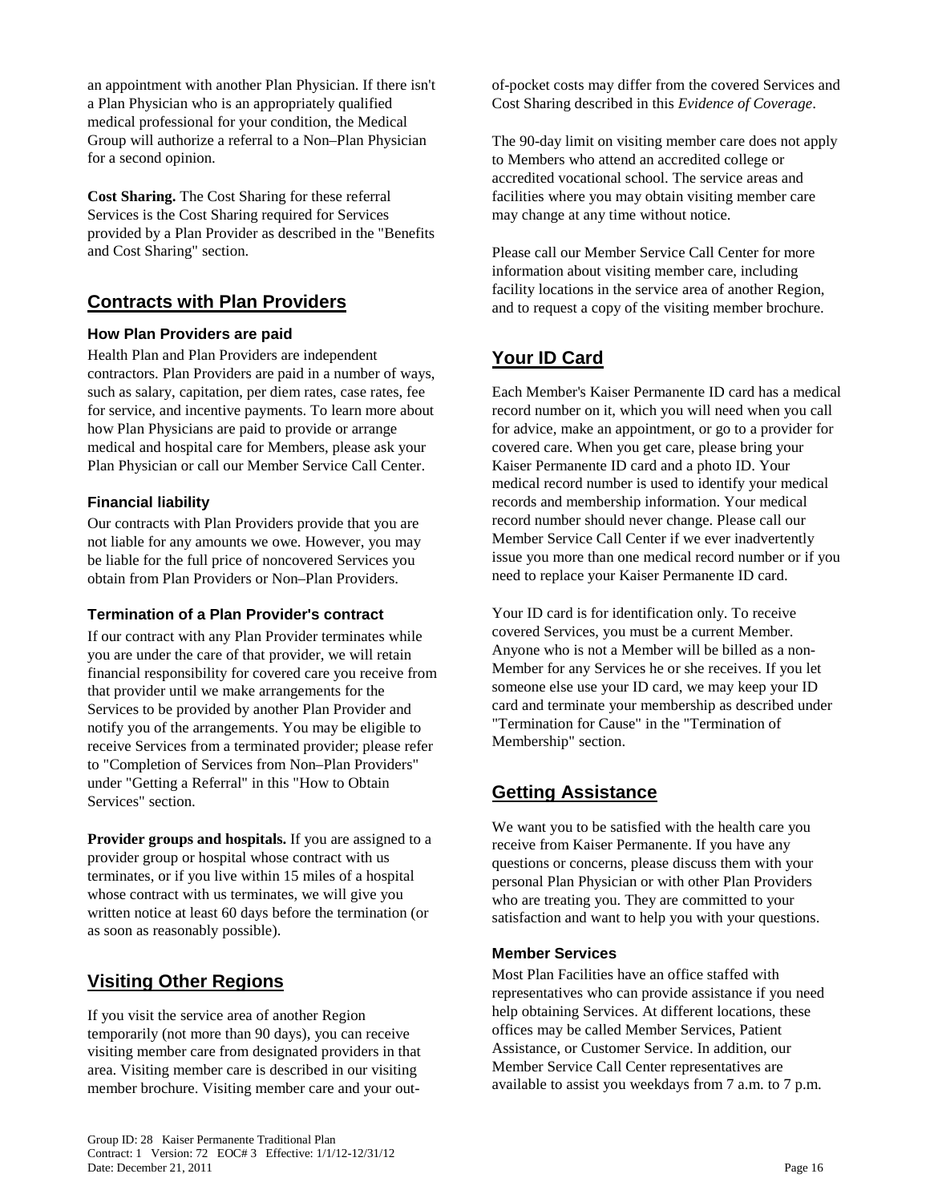an appointment with another Plan Physician. If there isn't a Plan Physician who is an appropriately qualified medical professional for your condition, the Medical Group will authorize a referral to a Non–Plan Physician for a second opinion.

**Cost Sharing.** The Cost Sharing for these referral Services is the Cost Sharing required for Services provided by a Plan Provider as described in the "Benefits and Cost Sharing" section.

## Contracts with Plan Providers

### How Plan Providers are paid

Health Plan and Plan Providers are independent contractors. Plan Providers are paid in a number of ways, such as salary, capitation, per diem rates, case rates, fee for service, and incentive payments. To learn more about how Plan Physicians are paid to provide or arrange medical and hospital care for Members, please ask your Plan Physician or call our Member Service Call Center.

### Financial liability

Our contracts with Plan Providers provide that you are not liable for any amounts we owe. However, you may be liable for the full price of noncovered Services you obtain from Plan Providers or Non–Plan Providers.

### Termination of a Plan Provider's contract

If our contract with any Plan Provider terminates while you are under the care of that provider, we will retain financial responsibility for covered care you receive from that provider until we make arrangements for the Services to be provided by another Plan Provider and notify you of the arrangements. You may be eligible to receive Services from a terminated provider; please refer to "Completion of Services from Non–Plan Providers" under "Getting a Referral" in this "How to Obtain Services" section.

**Provider groups and hospitals.** If you are assigned to a provider group or hospital whose contract with us terminates, or if you live within 15 miles of a hospital whose contract with us terminates, we will give you written notice at least 60 days before the termination (or as soon as reasonably possible).

## Visiting Other Regions

If you visit the service area of another Region temporarily (not more than 90 days), you can receive visiting member care from designated providers in that area. Visiting member care is described in our visiting member brochure. Visiting member care and your out-of-pocket costs may differ from the covered Services and Cost Sharing described in this *Evidence of Coverage*.

The 90-day limit on visiting member care does not apply to Members who attend an accredited college or accredited vocational school. The service areas and facilities where you may obtain visiting member care may change at any time without notice.

Please call our Member Service Call Center for more information about visiting member care, including facility locations in the service area of another Region, and to request a copy of the visiting member brochure.

## Your ID Card

Each Member's Kaiser Permanente ID card has a medical record number on it, which you will need when you call for advice, make an appointment, or go to a provider for covered care. When you get care, please bring your Kaiser Permanente ID card and a photo ID. Your medical record number is used to identify your medical records and membership information. Your medical record number should never change. Please call our Member Service Call Center if we ever inadvertently issue you more than one medical record number or if you need to replace your Kaiser Permanente ID card.

Your ID card is for identification only. To receive covered Services, you must be a current Member. Anyone who is not a Member will be billed as a non-Member for any Services he or she receives. If you let someone else use your ID card, we may keep your ID card and terminate your membership as described under "Termination for Cause" in the "Termination of Membership" section.

## Getting Assistance

We want you to be satisfied with the health care you receive from Kaiser Permanente. If you have any questions or concerns, please discuss them with your personal Plan Physician or with other Plan Providers who are treating you. They are committed to your satisfaction and want to help you with your questions.

### Member Services

Most Plan Facilities have an office staffed with representatives who can provide assistance if you need help obtaining Services. At different locations, these offices may be called Member Services, Patient Assistance, or Customer Service. In addition, our Member Service Call Center representatives are available to assist you weekdays from 7 a.m. to 7 p.m.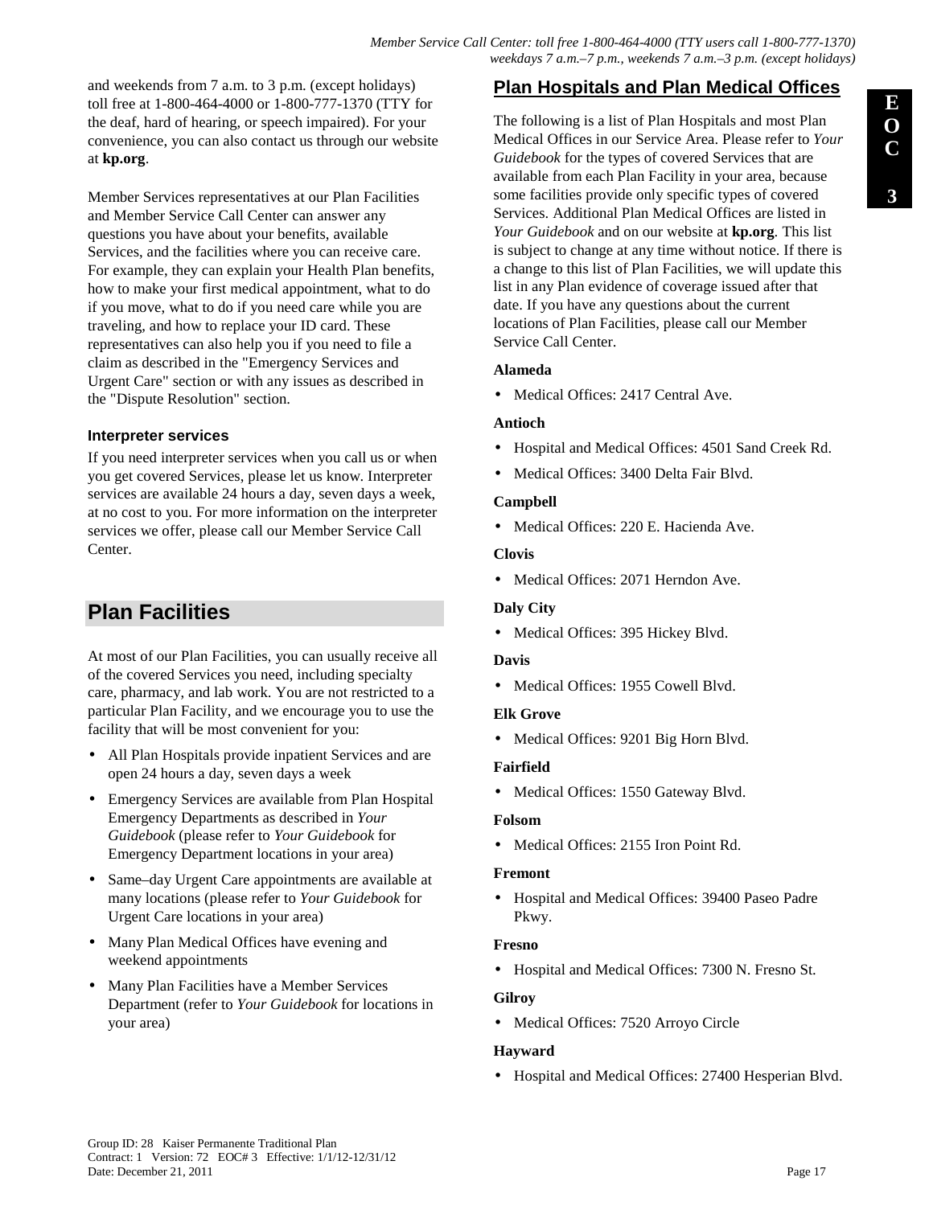and weekends from 7 a.m. to 3 p.m. (except holidays) toll free at 1-800-464-4000 or 1-800-777-1370 (TTY for the deaf, hard of hearing, or speech impaired). For your convenience, you can also contact us through our website at **kp.org**.

Member Services representatives at our Plan Facilities and Member Service Call Center can answer any questions you have about your benefits, available Services, and the facilities where you can receive care. For example, they can explain your Health Plan benefits, how to make your first medical appointment, what to do if you move, what to do if you need care while you are traveling, and how to replace your ID card. These representatives can also help you if you need to file a claim as described in the "Emergency Services and Urgent Care" section or with any issues as described in the "Dispute Resolution" section.

### Interpreter services

If you need interpreter services when you call us or when you get covered Services, please let us know. Interpreter services are available 24 hours a day, seven days a week, at no cost to you. For more information on the interpreter services we offer, please call our Member Service Call Center.

## Plan Facilities

At most of our Plan Facilities, you can usually receive all of the covered Services you need, including specialty care, pharmacy, and lab work. You are not restricted to a particular Plan Facility, and we encourage you to use the facility that will be most convenient for you:

- All Plan Hospitals provide inpatient Services and are open 24 hours a day, seven days a week
- Emergency Services are available from Plan Hospital Emergency Departments as described in *Your Guidebook* (please refer to *Your Guidebook* for Emergency Department locations in your area)
- Same–day Urgent Care appointments are available at many locations (please refer to *Your Guidebook* for Urgent Care locations in your area)
- Many Plan Medical Offices have evening and weekend appointments
- Many Plan Facilities have a Member Services Department (refer to *Your Guidebook* for locations in your area)

### Plan Hospitals and Plan Medical Offices

The following is a list of Plan Hospitals and most Plan Medical Offices in our Service Area. Please refer to *Your Guidebook* for the types of covered Services that are available from each Plan Facility in your area, because some facilities provide only specific types of covered Services. Additional Plan Medical Offices are listed in *Your Guidebook* and on our website at **kp.org**. This list is subject to change at any time without notice. If there is a change to this list of Plan Facilities, we will update this list in any Plan evidence of coverage issued after that date. If you have any questions about the current locations of Plan Facilities, please call our Member Service Call Center.

**Alameda**

- Medical Offices: 2417 Central Ave.

**Antioch**

- Hospital and Medical Offices: 4501 Sand Creek Rd.
- Medical Offices: 3400 Delta Fair Blvd.

**Campbell**

- Medical Offices: 220 E. Hacienda Ave.

**Clovis**

- Medical Offices: 2071 Herndon Ave.

**Daly City**

- Medical Offices: 395 Hickey Blvd.

**Davis**

- Medical Offices: 1955 Cowell Blvd.

**Elk Grove**

- Medical Offices: 9201 Big Horn Blvd.

**Fairfield**

- Medical Offices: 1550 Gateway Blvd.

**Folsom**

- Medical Offices: 2155 Iron Point Rd.

**Fremont**

- Hospital and Medical Offices: 39400 Paseo Padre Pkwy.

**Fresno**

- Hospital and Medical Offices: 7300 N. Fresno St.

**Gilroy**

- Medical Offices: 7520 Arroyo Circle

**Hayward**

- Hospital and Medical Offices: 27400 Hesperian Blvd.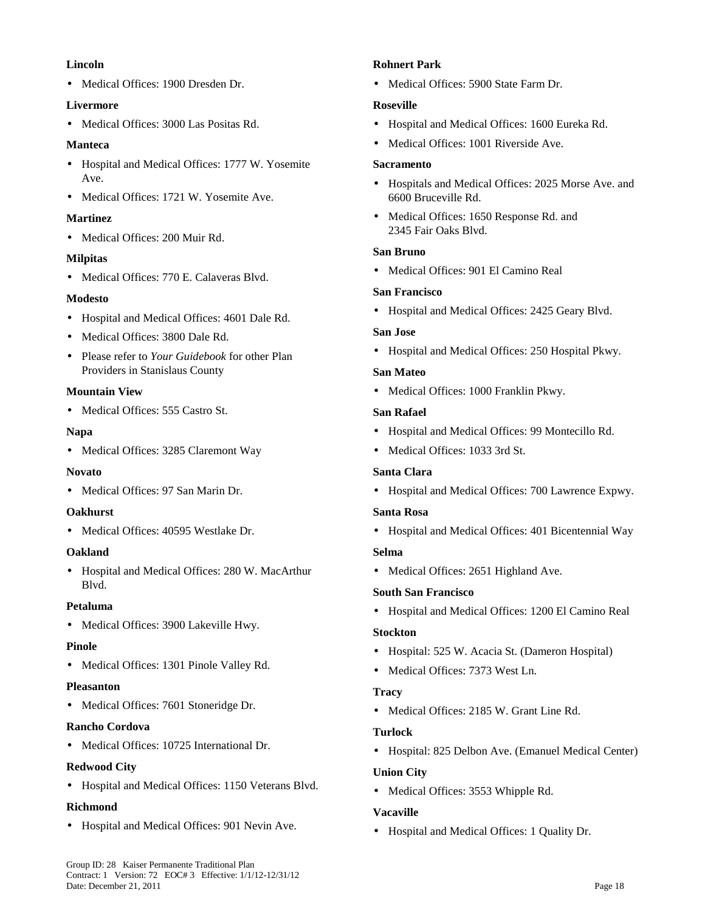**Lincoln**

- Medical Offices: 1900 Dresden Dr.

**Livermore**

- Medical Offices: 3000 Las Positas Rd.

**Manteca**

- Hospital and Medical Offices: 1777 W. Yosemite Ave.
- Medical Offices: 1721 W. Yosemite Ave.

**Martinez**

- Medical Offices: 200 Muir Rd.

**Milpitas**

- Medical Offices: 770 E. Calaveras Blvd.

**Modesto**

- Hospital and Medical Offices: 4601 Dale Rd.
- Medical Offices: 3800 Dale Rd.
- Please refer to *Your Guidebook* for other Plan Providers in Stanislaus County

**Mountain View**

- Medical Offices: 555 Castro St.

**Napa**

- Medical Offices: 3285 Claremont Way

**Novato**

- Medical Offices: 97 San Marin Dr.

**Oakhurst**

- Medical Offices: 40595 Westlake Dr.

**Oakland**

- Hospital and Medical Offices: 280 W. MacArthur Blvd.

**Petaluma**

- Medical Offices: 3900 Lakeville Hwy.

**Pinole**

- Medical Offices: 1301 Pinole Valley Rd.

**Pleasanton**

- Medical Offices: 7601 Stoneridge Dr.

**Rancho Cordova**

- Medical Offices: 10725 International Dr.

**Redwood City**

- Hospital and Medical Offices: 1150 Veterans Blvd.

**Richmond**

- Hospital and Medical Offices: 901 Nevin Ave.

**Rohnert Park**

- Medical Offices: 5900 State Farm Dr.

**Roseville**

- Hospital and Medical Offices: 1600 Eureka Rd.
- Medical Offices: 1001 Riverside Ave.

**Sacramento**

- Hospitals and Medical Offices: 2025 Morse Ave. and 6600 Bruceville Rd.
- Medical Offices: 1650 Response Rd. and 2345 Fair Oaks Blvd.

**San Bruno**

- Medical Offices: 901 El Camino Real

**San Francisco**

- Hospital and Medical Offices: 2425 Geary Blvd.

**San Jose**

- Hospital and Medical Offices: 250 Hospital Pkwy.

**San Mateo**

- Medical Offices: 1000 Franklin Pkwy.

**San Rafael**

- Hospital and Medical Offices: 99 Montecillo Rd.
- Medical Offices: 1033 3rd St.

**Santa Clara**

- Hospital and Medical Offices: 700 Lawrence Expwy.

**Santa Rosa**

- Hospital and Medical Offices: 401 Bicentennial Way

**Selma**

- Medical Offices: 2651 Highland Ave.

**South San Francisco**

- Hospital and Medical Offices: 1200 El Camino Real

**Stockton**

- Hospital: 525 W. Acacia St. (Dameron Hospital)
- Medical Offices: 7373 West Ln.

**Tracy**

- Medical Offices: 2185 W. Grant Line Rd.

**Turlock**

- Hospital: 825 Delbon Ave. (Emanuel Medical Center)

**Union City**

- Medical Offices: 3553 Whipple Rd.

**Vacaville**

- Hospital and Medical Offices: 1 Quality Dr.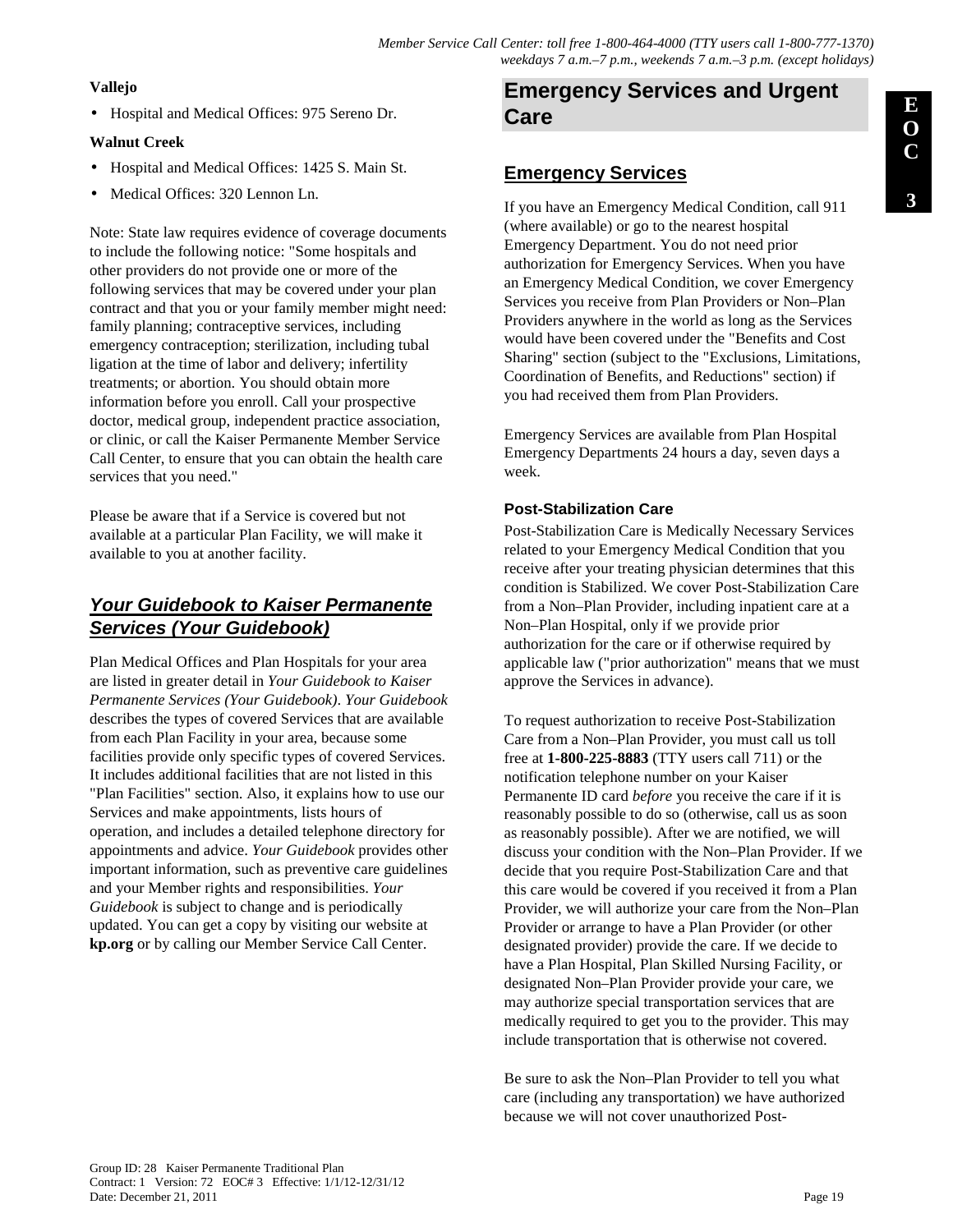**Vallejo**

- Hospital and Medical Offices: 975 Sereno Dr.

**Walnut Creek**

- Hospital and Medical Offices: 1425 S. Main St.
- Medical Offices: 320 Lennon Ln.

Note: State law requires evidence of coverage documents to include the following notice: "Some hospitals and other providers do not provide one or more of the following services that may be covered under your plan contract and that you or your family member might need: family planning; contraceptive services, including emergency contraception; sterilization, including tubal ligation at the time of labor and delivery; infertility treatments; or abortion. You should obtain more information before you enroll. Call your prospective doctor, medical group, independent practice association, or clinic, or call the Kaiser Permanente Member Service Call Center, to ensure that you can obtain the health care services that you need."

Please be aware that if a Service is covered but not available at a particular Plan Facility, we will make it available to you at another facility.

### ***Your Guidebook to Kaiser Permanente Services (Your Guidebook)***

Plan Medical Offices and Plan Hospitals for your area are listed in greater detail in *Your Guidebook to Kaiser Permanente Services (Your Guidebook)*. *Your Guidebook* describes the types of covered Services that are available from each Plan Facility in your area, because some facilities provide only specific types of covered Services. It includes additional facilities that are not listed in this "Plan Facilities" section. Also, it explains how to use our Services and make appointments, lists hours of operation, and includes a detailed telephone directory for appointments and advice. *Your Guidebook* provides other important information, such as preventive care guidelines and your Member rights and responsibilities. *Your Guidebook* is subject to change and is periodically updated. You can get a copy by visiting our website at **kp.org** or by calling our Member Service Call Center.

## Emergency Services and Urgent Care

### Emergency Services

If you have an Emergency Medical Condition, call 911 (where available) or go to the nearest hospital Emergency Department. You do not need prior authorization for Emergency Services. When you have an Emergency Medical Condition, we cover Emergency Services you receive from Plan Providers or Non–Plan Providers anywhere in the world as long as the Services would have been covered under the "Benefits and Cost Sharing" section (subject to the "Exclusions, Limitations, Coordination of Benefits, and Reductions" section) if you had received them from Plan Providers.

Emergency Services are available from Plan Hospital Emergency Departments 24 hours a day, seven days a week.

#### Post-Stabilization Care

Post-Stabilization Care is Medically Necessary Services related to your Emergency Medical Condition that you receive after your treating physician determines that this condition is Stabilized. We cover Post-Stabilization Care from a Non–Plan Provider, including inpatient care at a Non–Plan Hospital, only if we provide prior authorization for the care or if otherwise required by applicable law ("prior authorization" means that we must approve the Services in advance).

To request authorization to receive Post-Stabilization Care from a Non–Plan Provider, you must call us toll free at **1-800-225-8883** (TTY users call 711) or the notification telephone number on your Kaiser Permanente ID card *before* you receive the care if it is reasonably possible to do so (otherwise, call us as soon as reasonably possible). After we are notified, we will discuss your condition with the Non–Plan Provider. If we decide that you require Post-Stabilization Care and that this care would be covered if you received it from a Plan Provider, we will authorize your care from the Non–Plan Provider or arrange to have a Plan Provider (or other designated provider) provide the care. If we decide to have a Plan Hospital, Plan Skilled Nursing Facility, or designated Non–Plan Provider provide your care, we may authorize special transportation services that are medically required to get you to the provider. This may include transportation that is otherwise not covered.

Be sure to ask the Non–Plan Provider to tell you what care (including any transportation) we have authorized because we will not cover unauthorized Post-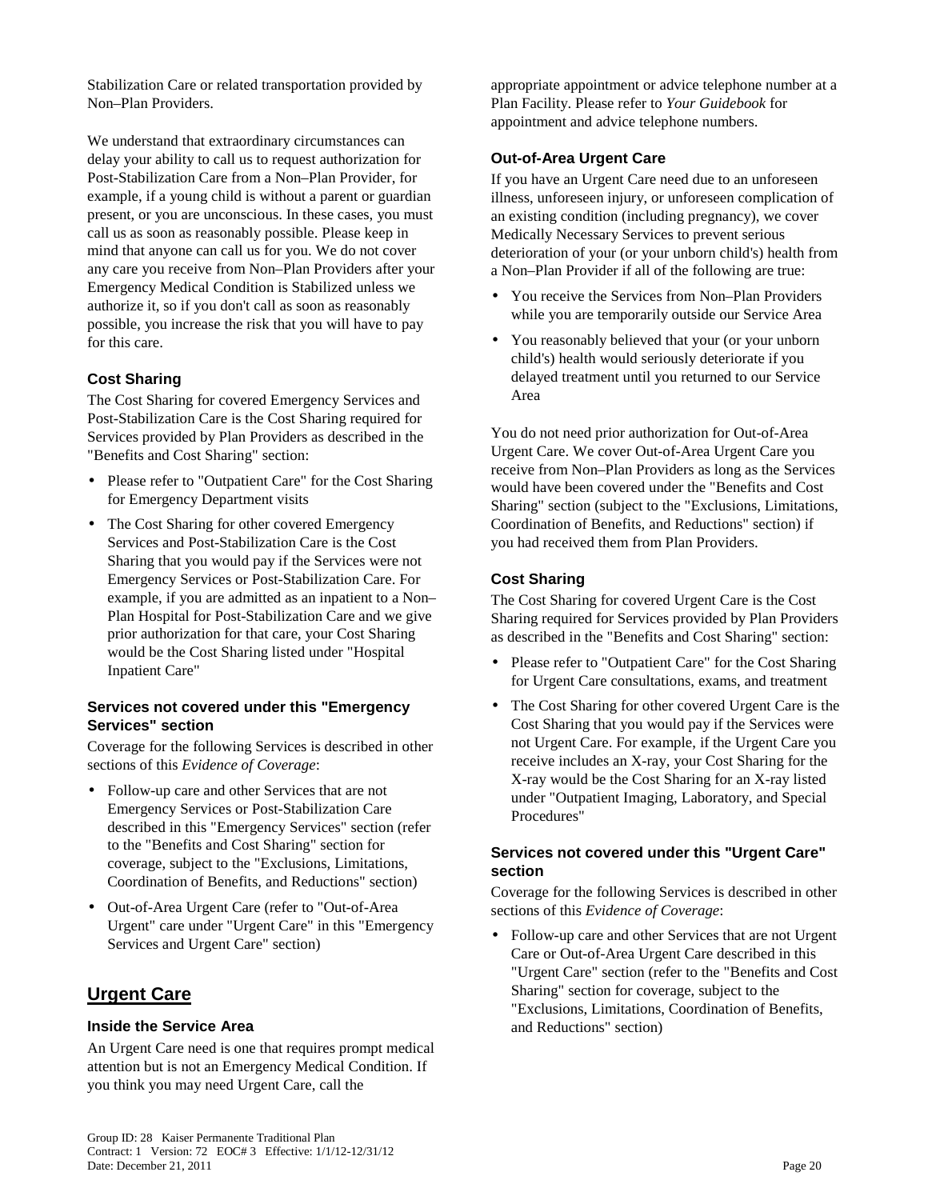Stabilization Care or related transportation provided by Non–Plan Providers.

We understand that extraordinary circumstances can delay your ability to call us to request authorization for Post-Stabilization Care from a Non–Plan Provider, for example, if a young child is without a parent or guardian present, or you are unconscious. In these cases, you must call us as soon as reasonably possible. Please keep in mind that anyone can call us for you. We do not cover any care you receive from Non–Plan Providers after your Emergency Medical Condition is Stabilized unless we authorize it, so if you don't call as soon as reasonably possible, you increase the risk that you will have to pay for this care.

### Cost Sharing

The Cost Sharing for covered Emergency Services and Post-Stabilization Care is the Cost Sharing required for Services provided by Plan Providers as described in the "Benefits and Cost Sharing" section:

- Please refer to "Outpatient Care" for the Cost Sharing for Emergency Department visits
- The Cost Sharing for other covered Emergency Services and Post-Stabilization Care is the Cost Sharing that you would pay if the Services were not Emergency Services or Post-Stabilization Care. For example, if you are admitted as an inpatient to a Non–Plan Hospital for Post-Stabilization Care and we give prior authorization for that care, your Cost Sharing would be the Cost Sharing listed under "Hospital Inpatient Care"

### Services not covered under this "Emergency Services" section

Coverage for the following Services is described in other sections of this *Evidence of Coverage*:

- Follow-up care and other Services that are not Emergency Services or Post-Stabilization Care described in this "Emergency Services" section (refer to the "Benefits and Cost Sharing" section for coverage, subject to the "Exclusions, Limitations, Coordination of Benefits, and Reductions" section)
- Out-of-Area Urgent Care (refer to "Out-of-Area Urgent" care under "Urgent Care" in this "Emergency Services and Urgent Care" section)

## Urgent Care

### Inside the Service Area

An Urgent Care need is one that requires prompt medical attention but is not an Emergency Medical Condition. If you think you may need Urgent Care, call the appropriate appointment or advice telephone number at a Plan Facility. Please refer to *Your Guidebook* for appointment and advice telephone numbers.

### Out-of-Area Urgent Care

If you have an Urgent Care need due to an unforeseen illness, unforeseen injury, or unforeseen complication of an existing condition (including pregnancy), we cover Medically Necessary Services to prevent serious deterioration of your (or your unborn child's) health from a Non–Plan Provider if all of the following are true:

- You receive the Services from Non–Plan Providers while you are temporarily outside our Service Area
- You reasonably believed that your (or your unborn child's) health would seriously deteriorate if you delayed treatment until you returned to our Service Area

You do not need prior authorization for Out-of-Area Urgent Care. We cover Out-of-Area Urgent Care you receive from Non–Plan Providers as long as the Services would have been covered under the "Benefits and Cost Sharing" section (subject to the "Exclusions, Limitations, Coordination of Benefits, and Reductions" section) if you had received them from Plan Providers.

### Cost Sharing

The Cost Sharing for covered Urgent Care is the Cost Sharing required for Services provided by Plan Providers as described in the "Benefits and Cost Sharing" section:

- Please refer to "Outpatient Care" for the Cost Sharing for Urgent Care consultations, exams, and treatment
- The Cost Sharing for other covered Urgent Care is the Cost Sharing that you would pay if the Services were not Urgent Care. For example, if the Urgent Care you receive includes an X-ray, your Cost Sharing for the X-ray would be the Cost Sharing for an X-ray listed under "Outpatient Imaging, Laboratory, and Special Procedures"

### Services not covered under this "Urgent Care" section

Coverage for the following Services is described in other sections of this *Evidence of Coverage*:

- Follow-up care and other Services that are not Urgent Care or Out-of-Area Urgent Care described in this "Urgent Care" section (refer to the "Benefits and Cost Sharing" section for coverage, subject to the "Exclusions, Limitations, Coordination of Benefits, and Reductions" section)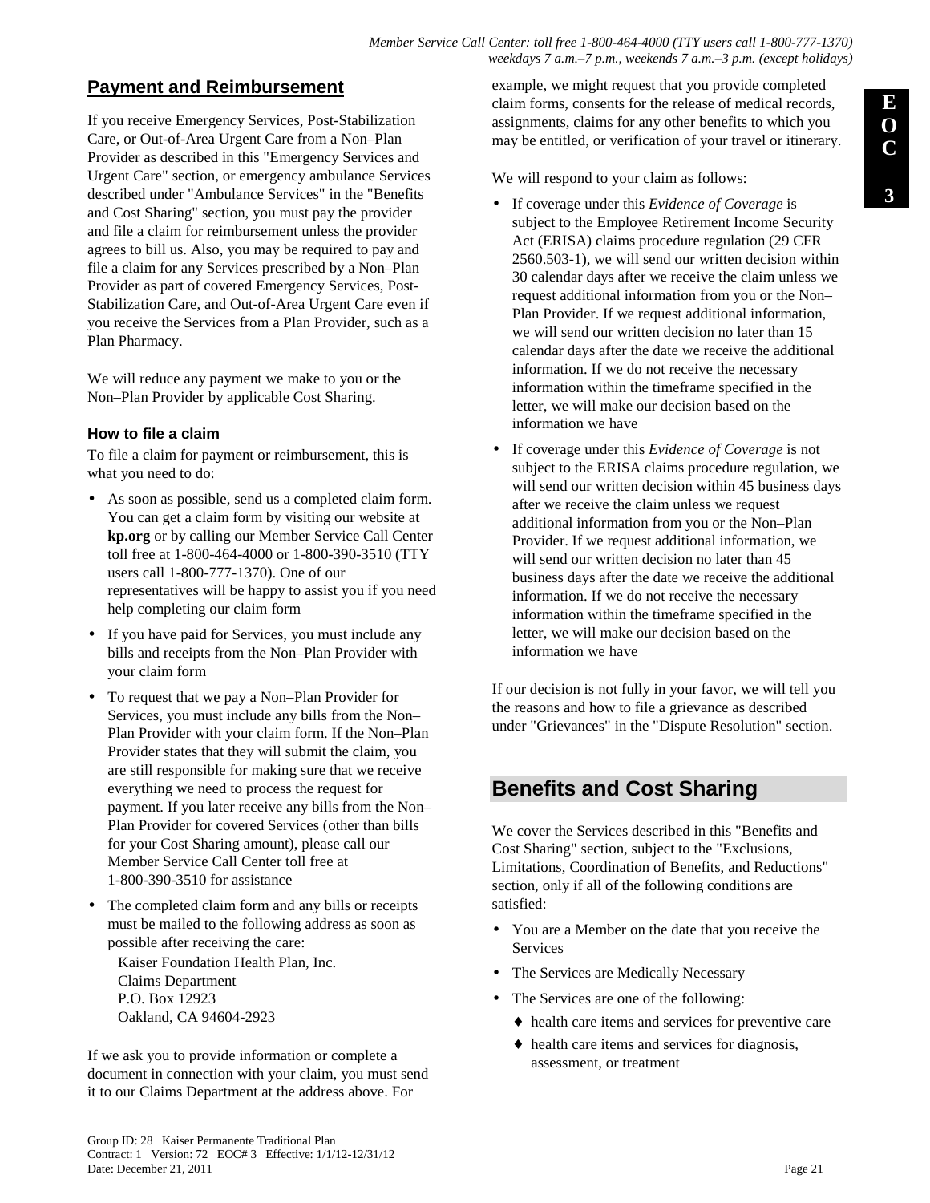## Payment and Reimbursement

If you receive Emergency Services, Post-Stabilization Care, or Out-of-Area Urgent Care from a Non–Plan Provider as described in this "Emergency Services and Urgent Care" section, or emergency ambulance Services described under "Ambulance Services" in the "Benefits and Cost Sharing" section, you must pay the provider and file a claim for reimbursement unless the provider agrees to bill us. Also, you may be required to pay and file a claim for any Services prescribed by a Non–Plan Provider as part of covered Emergency Services, Post-Stabilization Care, and Out-of-Area Urgent Care even if you receive the Services from a Plan Provider, such as a Plan Pharmacy.

We will reduce any payment we make to you or the Non–Plan Provider by applicable Cost Sharing.

### How to file a claim

To file a claim for payment or reimbursement, this is what you need to do:

- As soon as possible, send us a completed claim form. You can get a claim form by visiting our website at **kp.org** or by calling our Member Service Call Center toll free at 1-800-464-4000 or 1-800-390-3510 (TTY users call 1-800-777-1370). One of our representatives will be happy to assist you if you need help completing our claim form
- If you have paid for Services, you must include any bills and receipts from the Non–Plan Provider with your claim form
- To request that we pay a Non–Plan Provider for Services, you must include any bills from the Non–Plan Provider with your claim form. If the Non–Plan Provider states that they will submit the claim, you are still responsible for making sure that we receive everything we need to process the request for payment. If you later receive any bills from the Non–Plan Provider for covered Services (other than bills for your Cost Sharing amount), please call our Member Service Call Center toll free at 1-800-390-3510 for assistance
- The completed claim form and any bills or receipts must be mailed to the following address as soon as possible after receiving the care:

  Kaiser Foundation Health Plan, Inc.
  Claims Department
  P.O. Box 12923
  Oakland, CA 94604-2923

If we ask you to provide information or complete a document in connection with your claim, you must send it to our Claims Department at the address above. For example, we might request that you provide completed claim forms, consents for the release of medical records, assignments, claims for any other benefits to which you may be entitled, or verification of your travel or itinerary.

We will respond to your claim as follows:

- If coverage under this *Evidence of Coverage* is subject to the Employee Retirement Income Security Act (ERISA) claims procedure regulation (29 CFR 2560.503-1), we will send our written decision within 30 calendar days after we receive the claim unless we request additional information from you or the Non–Plan Provider. If we request additional information, we will send our written decision no later than 15 calendar days after the date we receive the additional information. If we do not receive the necessary information within the timeframe specified in the letter, we will make our decision based on the information we have
- If coverage under this *Evidence of Coverage* is not subject to the ERISA claims procedure regulation, we will send our written decision within 45 business days after we receive the claim unless we request additional information from you or the Non–Plan Provider. If we request additional information, we will send our written decision no later than 45 business days after the date we receive the additional information. If we do not receive the necessary information within the timeframe specified in the letter, we will make our decision based on the information we have

If our decision is not fully in your favor, we will tell you the reasons and how to file a grievance as described under "Grievances" in the "Dispute Resolution" section.

# Benefits and Cost Sharing

We cover the Services described in this "Benefits and Cost Sharing" section, subject to the "Exclusions, Limitations, Coordination of Benefits, and Reductions" section, only if all of the following conditions are satisfied:

- You are a Member on the date that you receive the Services
- The Services are Medically Necessary
- The Services are one of the following:
  - health care items and services for preventive care
  - health care items and services for diagnosis, assessment, or treatment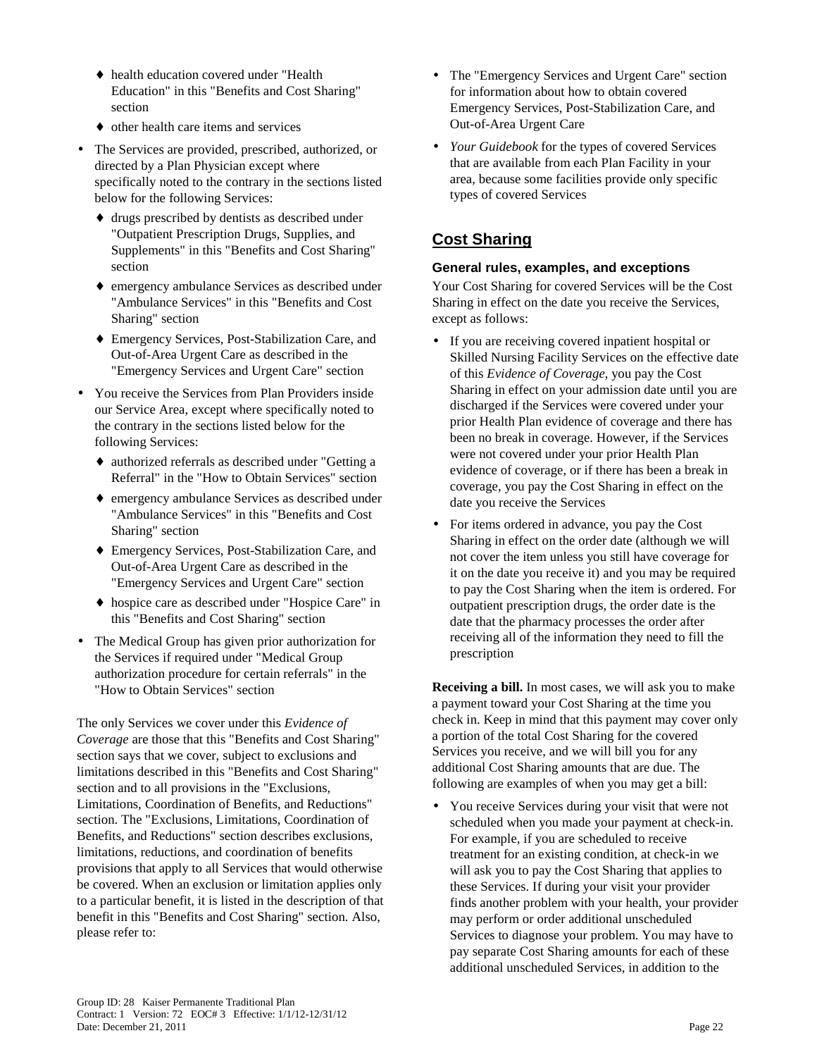- health education covered under "Health Education" in this "Benefits and Cost Sharing" section
  - other health care items and services
- The Services are provided, prescribed, authorized, or directed by a Plan Physician except where specifically noted to the contrary in the sections listed below for the following Services:
  - drugs prescribed by dentists as described under "Outpatient Prescription Drugs, Supplies, and Supplements" in this "Benefits and Cost Sharing" section
  - emergency ambulance Services as described under "Ambulance Services" in this "Benefits and Cost Sharing" section
  - Emergency Services, Post-Stabilization Care, and Out-of-Area Urgent Care as described in the "Emergency Services and Urgent Care" section
- You receive the Services from Plan Providers inside our Service Area, except where specifically noted to the contrary in the sections listed below for the following Services:
  - authorized referrals as described under "Getting a Referral" in the "How to Obtain Services" section
  - emergency ambulance Services as described under "Ambulance Services" in this "Benefits and Cost Sharing" section
  - Emergency Services, Post-Stabilization Care, and Out-of-Area Urgent Care as described in the "Emergency Services and Urgent Care" section
  - hospice care as described under "Hospice Care" in this "Benefits and Cost Sharing" section
- The Medical Group has given prior authorization for the Services if required under "Medical Group authorization procedure for certain referrals" in the "How to Obtain Services" section

The only Services we cover under this *Evidence of Coverage* are those that this "Benefits and Cost Sharing" section says that we cover, subject to exclusions and limitations described in this "Benefits and Cost Sharing" section and to all provisions in the "Exclusions, Limitations, Coordination of Benefits, and Reductions" section. The "Exclusions, Limitations, Coordination of Benefits, and Reductions" section describes exclusions, limitations, reductions, and coordination of benefits provisions that apply to all Services that would otherwise be covered. When an exclusion or limitation applies only to a particular benefit, it is listed in the description of that benefit in this "Benefits and Cost Sharing" section. Also, please refer to:

- The "Emergency Services and Urgent Care" section for information about how to obtain covered Emergency Services, Post-Stabilization Care, and Out-of-Area Urgent Care
- *Your Guidebook* for the types of covered Services that are available from each Plan Facility in your area, because some facilities provide only specific types of covered Services

## Cost Sharing

### General rules, examples, and exceptions

Your Cost Sharing for covered Services will be the Cost Sharing in effect on the date you receive the Services, except as follows:

- If you are receiving covered inpatient hospital or Skilled Nursing Facility Services on the effective date of this *Evidence of Coverage*, you pay the Cost Sharing in effect on your admission date until you are discharged if the Services were covered under your prior Health Plan evidence of coverage and there has been no break in coverage. However, if the Services were not covered under your prior Health Plan evidence of coverage, or if there has been a break in coverage, you pay the Cost Sharing in effect on the date you receive the Services
- For items ordered in advance, you pay the Cost Sharing in effect on the order date (although we will not cover the item unless you still have coverage for it on the date you receive it) and you may be required to pay the Cost Sharing when the item is ordered. For outpatient prescription drugs, the order date is the date that the pharmacy processes the order after receiving all of the information they need to fill the prescription

**Receiving a bill.** In most cases, we will ask you to make a payment toward your Cost Sharing at the time you check in. Keep in mind that this payment may cover only a portion of the total Cost Sharing for the covered Services you receive, and we will bill you for any additional Cost Sharing amounts that are due. The following are examples of when you may get a bill:

- You receive Services during your visit that were not scheduled when you made your payment at check-in. For example, if you are scheduled to receive treatment for an existing condition, at check-in we will ask you to pay the Cost Sharing that applies to these Services. If during your visit your provider finds another problem with your health, your provider may perform or order additional unscheduled Services to diagnose your problem. You may have to pay separate Cost Sharing amounts for each of these additional unscheduled Services, in addition to the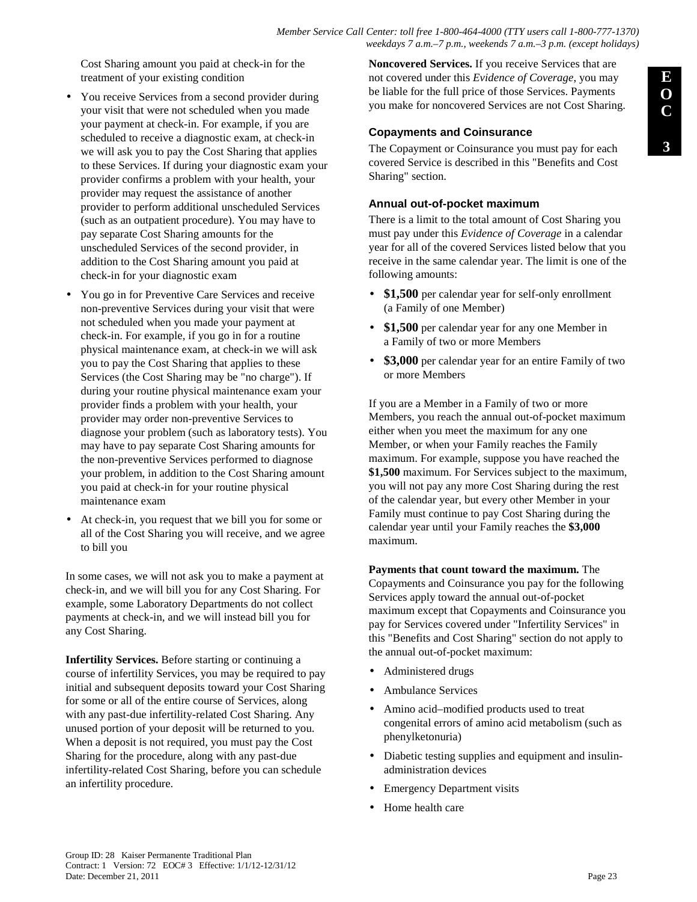Cost Sharing amount you paid at check-in for the treatment of your existing condition

- You receive Services from a second provider during your visit that were not scheduled when you made your payment at check-in. For example, if you are scheduled to receive a diagnostic exam, at check-in we will ask you to pay the Cost Sharing that applies to these Services. If during your diagnostic exam your provider confirms a problem with your health, your provider may request the assistance of another provider to perform additional unscheduled Services (such as an outpatient procedure). You may have to pay separate Cost Sharing amounts for the unscheduled Services of the second provider, in addition to the Cost Sharing amount you paid at check-in for your diagnostic exam
- You go in for Preventive Care Services and receive non-preventive Services during your visit that were not scheduled when you made your payment at check-in. For example, if you go in for a routine physical maintenance exam, at check-in we will ask you to pay the Cost Sharing that applies to these Services (the Cost Sharing may be "no charge"). If during your routine physical maintenance exam your provider finds a problem with your health, your provider may order non-preventive Services to diagnose your problem (such as laboratory tests). You may have to pay separate Cost Sharing amounts for the non-preventive Services performed to diagnose your problem, in addition to the Cost Sharing amount you paid at check-in for your routine physical maintenance exam
- At check-in, you request that we bill you for some or all of the Cost Sharing you will receive, and we agree to bill you

In some cases, we will not ask you to make a payment at check-in, and we will bill you for any Cost Sharing. For example, some Laboratory Departments do not collect payments at check-in, and we will instead bill you for any Cost Sharing.

**Infertility Services.** Before starting or continuing a course of infertility Services, you may be required to pay initial and subsequent deposits toward your Cost Sharing for some or all of the entire course of Services, along with any past-due infertility-related Cost Sharing. Any unused portion of your deposit will be returned to you. When a deposit is not required, you must pay the Cost Sharing for the procedure, along with any past-due infertility-related Cost Sharing, before you can schedule an infertility procedure.

**Noncovered Services.** If you receive Services that are not covered under this *Evidence of Coverage*, you may be liable for the full price of those Services. Payments you make for noncovered Services are not Cost Sharing.

### Copayments and Coinsurance

The Copayment or Coinsurance you must pay for each covered Service is described in this "Benefits and Cost Sharing" section.

#### Annual out-of-pocket maximum

There is a limit to the total amount of Cost Sharing you must pay under this *Evidence of Coverage* in a calendar year for all of the covered Services listed below that you receive in the same calendar year. The limit is one of the following amounts:

- **$1,500** per calendar year for self-only enrollment (a Family of one Member)
- **$1,500** per calendar year for any one Member in a Family of two or more Members
- **$3,000** per calendar year for an entire Family of two or more Members

If you are a Member in a Family of two or more Members, you reach the annual out-of-pocket maximum either when you meet the maximum for any one Member, or when your Family reaches the Family maximum. For example, suppose you have reached the **$1,500** maximum. For Services subject to the maximum, you will not pay any more Cost Sharing during the rest of the calendar year, but every other Member in your Family must continue to pay Cost Sharing during the calendar year until your Family reaches the **$3,000** maximum.

**Payments that count toward the maximum.** The Copayments and Coinsurance you pay for the following Services apply toward the annual out-of-pocket maximum except that Copayments and Coinsurance you pay for Services covered under "Infertility Services" in this "Benefits and Cost Sharing" section do not apply to the annual out-of-pocket maximum:

- Administered drugs
- Ambulance Services
- Amino acid–modified products used to treat congenital errors of amino acid metabolism (such as phenylketonuria)
- Diabetic testing supplies and equipment and insulin-administration devices
- Emergency Department visits
- Home health care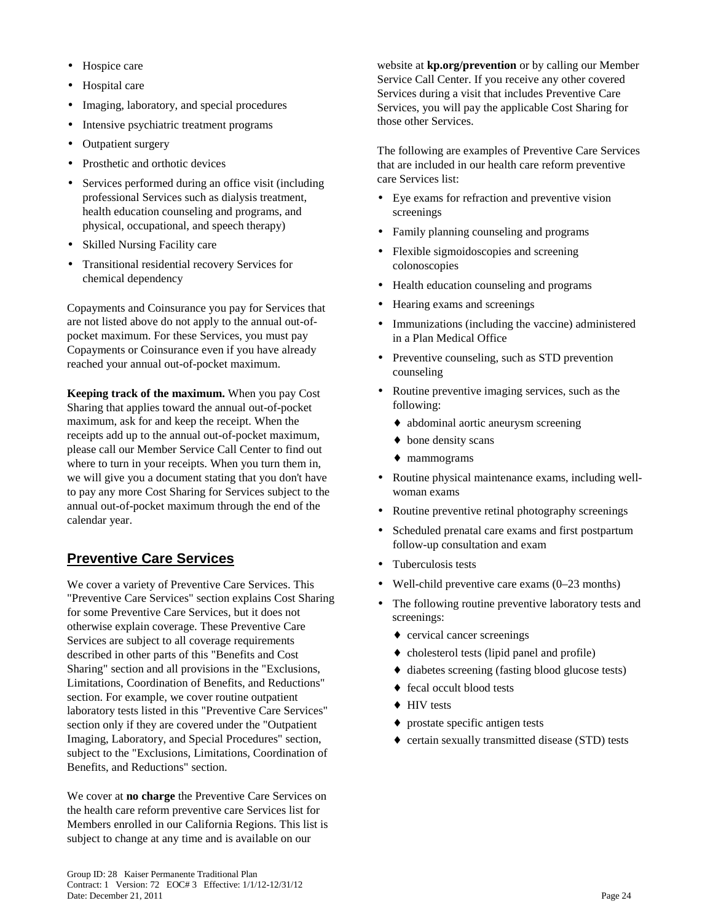- Hospice care
- Hospital care
- Imaging, laboratory, and special procedures
- Intensive psychiatric treatment programs
- Outpatient surgery
- Prosthetic and orthotic devices
- Services performed during an office visit (including professional Services such as dialysis treatment, health education counseling and programs, and physical, occupational, and speech therapy)
- Skilled Nursing Facility care
- Transitional residential recovery Services for chemical dependency

Copayments and Coinsurance you pay for Services that are not listed above do not apply to the annual out-of-pocket maximum. For these Services, you must pay Copayments or Coinsurance even if you have already reached your annual out-of-pocket maximum.

**Keeping track of the maximum.** When you pay Cost Sharing that applies toward the annual out-of-pocket maximum, ask for and keep the receipt. When the receipts add up to the annual out-of-pocket maximum, please call our Member Service Call Center to find out where to turn in your receipts. When you turn them in, we will give you a document stating that you don't have to pay any more Cost Sharing for Services subject to the annual out-of-pocket maximum through the end of the calendar year.

## Preventive Care Services

We cover a variety of Preventive Care Services. This "Preventive Care Services" section explains Cost Sharing for some Preventive Care Services, but it does not otherwise explain coverage. These Preventive Care Services are subject to all coverage requirements described in other parts of this "Benefits and Cost Sharing" section and all provisions in the "Exclusions, Limitations, Coordination of Benefits, and Reductions" section. For example, we cover routine outpatient laboratory tests listed in this "Preventive Care Services" section only if they are covered under the "Outpatient Imaging, Laboratory, and Special Procedures" section, subject to the "Exclusions, Limitations, Coordination of Benefits, and Reductions" section.

We cover at **no charge** the Preventive Care Services on the health care reform preventive care Services list for Members enrolled in our California Regions. This list is subject to change at any time and is available on our website at **kp.org/prevention** or by calling our Member Service Call Center. If you receive any other covered Services during a visit that includes Preventive Care Services, you will pay the applicable Cost Sharing for those other Services.

The following are examples of Preventive Care Services that are included in our health care reform preventive care Services list:

- Eye exams for refraction and preventive vision screenings
- Family planning counseling and programs
- Flexible sigmoidoscopies and screening colonoscopies
- Health education counseling and programs
- Hearing exams and screenings
- Immunizations (including the vaccine) administered in a Plan Medical Office
- Preventive counseling, such as STD prevention counseling
- Routine preventive imaging services, such as the following:
  - abdominal aortic aneurysm screening
  - bone density scans
  - mammograms
- Routine physical maintenance exams, including well-woman exams
- Routine preventive retinal photography screenings
- Scheduled prenatal care exams and first postpartum follow-up consultation and exam
- Tuberculosis tests
- Well-child preventive care exams (0–23 months)
- The following routine preventive laboratory tests and screenings:
  - cervical cancer screenings
  - cholesterol tests (lipid panel and profile)
  - diabetes screening (fasting blood glucose tests)
  - fecal occult blood tests
  - HIV tests
  - prostate specific antigen tests
  - certain sexually transmitted disease (STD) tests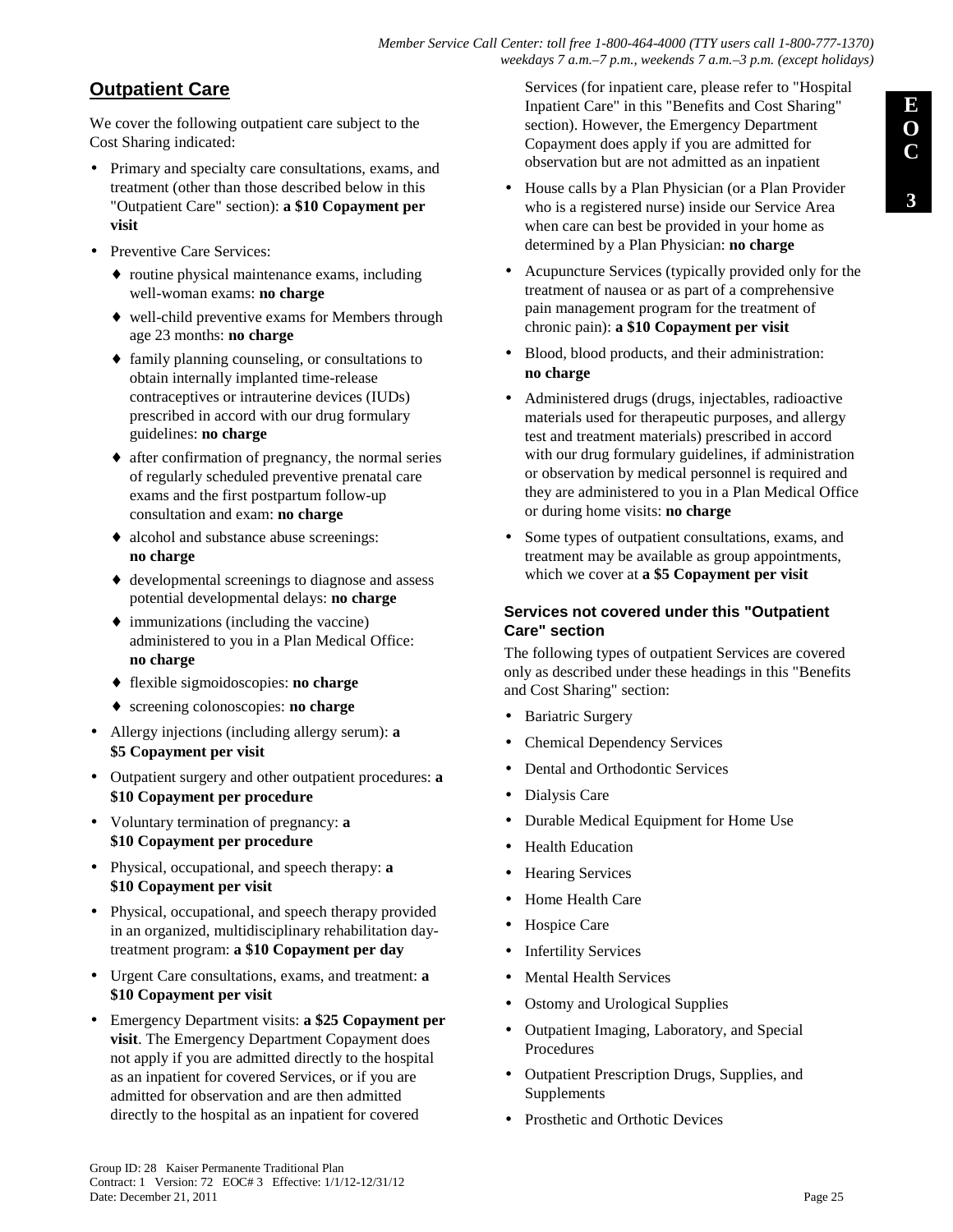## Outpatient Care

We cover the following outpatient care subject to the Cost Sharing indicated:

- Primary and specialty care consultations, exams, and treatment (other than those described below in this "Outpatient Care" section): **a $10 Copayment per visit**
- Preventive Care Services:
  - routine physical maintenance exams, including well-woman exams: **no charge**
  - well-child preventive exams for Members through age 23 months: **no charge**
  - family planning counseling, or consultations to obtain internally implanted time-release contraceptives or intrauterine devices (IUDs) prescribed in accord with our drug formulary guidelines: **no charge**
  - after confirmation of pregnancy, the normal series of regularly scheduled preventive prenatal care exams and the first postpartum follow-up consultation and exam: **no charge**
  - alcohol and substance abuse screenings: **no charge**
  - developmental screenings to diagnose and assess potential developmental delays: **no charge**
  - immunizations (including the vaccine) administered to you in a Plan Medical Office: **no charge**
  - flexible sigmoidoscopies: **no charge**
  - screening colonoscopies: **no charge**
- Allergy injections (including allergy serum): **a $5 Copayment per visit**
- Outpatient surgery and other outpatient procedures: **a $10 Copayment per procedure**
- Voluntary termination of pregnancy: **a $10 Copayment per procedure**
- Physical, occupational, and speech therapy: **a $10 Copayment per visit**
- Physical, occupational, and speech therapy provided in an organized, multidisciplinary rehabilitation day-treatment program: **a $10 Copayment per day**
- Urgent Care consultations, exams, and treatment: **a $10 Copayment per visit**
- Emergency Department visits: **a $25 Copayment per visit**. The Emergency Department Copayment does not apply if you are admitted directly to the hospital as an inpatient for covered Services, or if you are admitted for observation and are then admitted directly to the hospital as an inpatient for covered Services (for inpatient care, please refer to "Hospital Inpatient Care" in this "Benefits and Cost Sharing" section). However, the Emergency Department Copayment does apply if you are admitted for observation but are not admitted as an inpatient
- House calls by a Plan Physician (or a Plan Provider who is a registered nurse) inside our Service Area when care can best be provided in your home as determined by a Plan Physician: **no charge**
- Acupuncture Services (typically provided only for the treatment of nausea or as part of a comprehensive pain management program for the treatment of chronic pain): **a $10 Copayment per visit**
- Blood, blood products, and their administration: **no charge**
- Administered drugs (drugs, injectables, radioactive materials used for therapeutic purposes, and allergy test and treatment materials) prescribed in accord with our drug formulary guidelines, if administration or observation by medical personnel is required and they are administered to you in a Plan Medical Office or during home visits: **no charge**
- Some types of outpatient consultations, exams, and treatment may be available as group appointments, which we cover at **a $5 Copayment per visit**

### Services not covered under this "Outpatient Care" section

The following types of outpatient Services are covered only as described under these headings in this "Benefits and Cost Sharing" section:

- Bariatric Surgery
- Chemical Dependency Services
- Dental and Orthodontic Services
- Dialysis Care
- Durable Medical Equipment for Home Use
- Health Education
- Hearing Services
- Home Health Care
- Hospice Care
- Infertility Services
- Mental Health Services
- Ostomy and Urological Supplies
- Outpatient Imaging, Laboratory, and Special Procedures
- Outpatient Prescription Drugs, Supplies, and Supplements
- Prosthetic and Orthotic Devices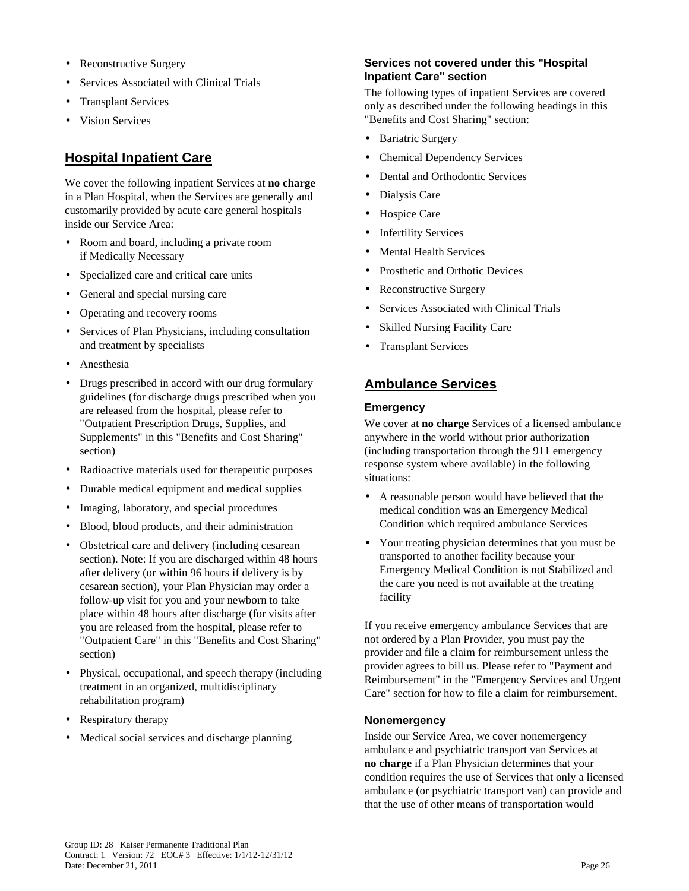- Reconstructive Surgery
- Services Associated with Clinical Trials
- Transplant Services
- Vision Services

## Hospital Inpatient Care

We cover the following inpatient Services at **no charge** in a Plan Hospital, when the Services are generally and customarily provided by acute care general hospitals inside our Service Area:

- Room and board, including a private room if Medically Necessary
- Specialized care and critical care units
- General and special nursing care
- Operating and recovery rooms
- Services of Plan Physicians, including consultation and treatment by specialists
- Anesthesia
- Drugs prescribed in accord with our drug formulary guidelines (for discharge drugs prescribed when you are released from the hospital, please refer to "Outpatient Prescription Drugs, Supplies, and Supplements" in this "Benefits and Cost Sharing" section)
- Radioactive materials used for therapeutic purposes
- Durable medical equipment and medical supplies
- Imaging, laboratory, and special procedures
- Blood, blood products, and their administration
- Obstetrical care and delivery (including cesarean section). Note: If you are discharged within 48 hours after delivery (or within 96 hours if delivery is by cesarean section), your Plan Physician may order a follow-up visit for you and your newborn to take place within 48 hours after discharge (for visits after you are released from the hospital, please refer to "Outpatient Care" in this "Benefits and Cost Sharing" section)
- Physical, occupational, and speech therapy (including treatment in an organized, multidisciplinary rehabilitation program)
- Respiratory therapy
- Medical social services and discharge planning

### Services not covered under this "Hospital Inpatient Care" section

The following types of inpatient Services are covered only as described under the following headings in this "Benefits and Cost Sharing" section:

- Bariatric Surgery
- Chemical Dependency Services
- Dental and Orthodontic Services
- Dialysis Care
- Hospice Care
- Infertility Services
- Mental Health Services
- Prosthetic and Orthotic Devices
- Reconstructive Surgery
- Services Associated with Clinical Trials
- Skilled Nursing Facility Care
- Transplant Services

## Ambulance Services

### Emergency

We cover at **no charge** Services of a licensed ambulance anywhere in the world without prior authorization (including transportation through the 911 emergency response system where available) in the following situations:

- A reasonable person would have believed that the medical condition was an Emergency Medical Condition which required ambulance Services
- Your treating physician determines that you must be transported to another facility because your Emergency Medical Condition is not Stabilized and the care you need is not available at the treating facility

If you receive emergency ambulance Services that are not ordered by a Plan Provider, you must pay the provider and file a claim for reimbursement unless the provider agrees to bill us. Please refer to "Payment and Reimbursement" in the "Emergency Services and Urgent Care" section for how to file a claim for reimbursement.

### Nonemergency

Inside our Service Area, we cover nonemergency ambulance and psychiatric transport van Services at **no charge** if a Plan Physician determines that your condition requires the use of Services that only a licensed ambulance (or psychiatric transport van) can provide and that the use of other means of transportation would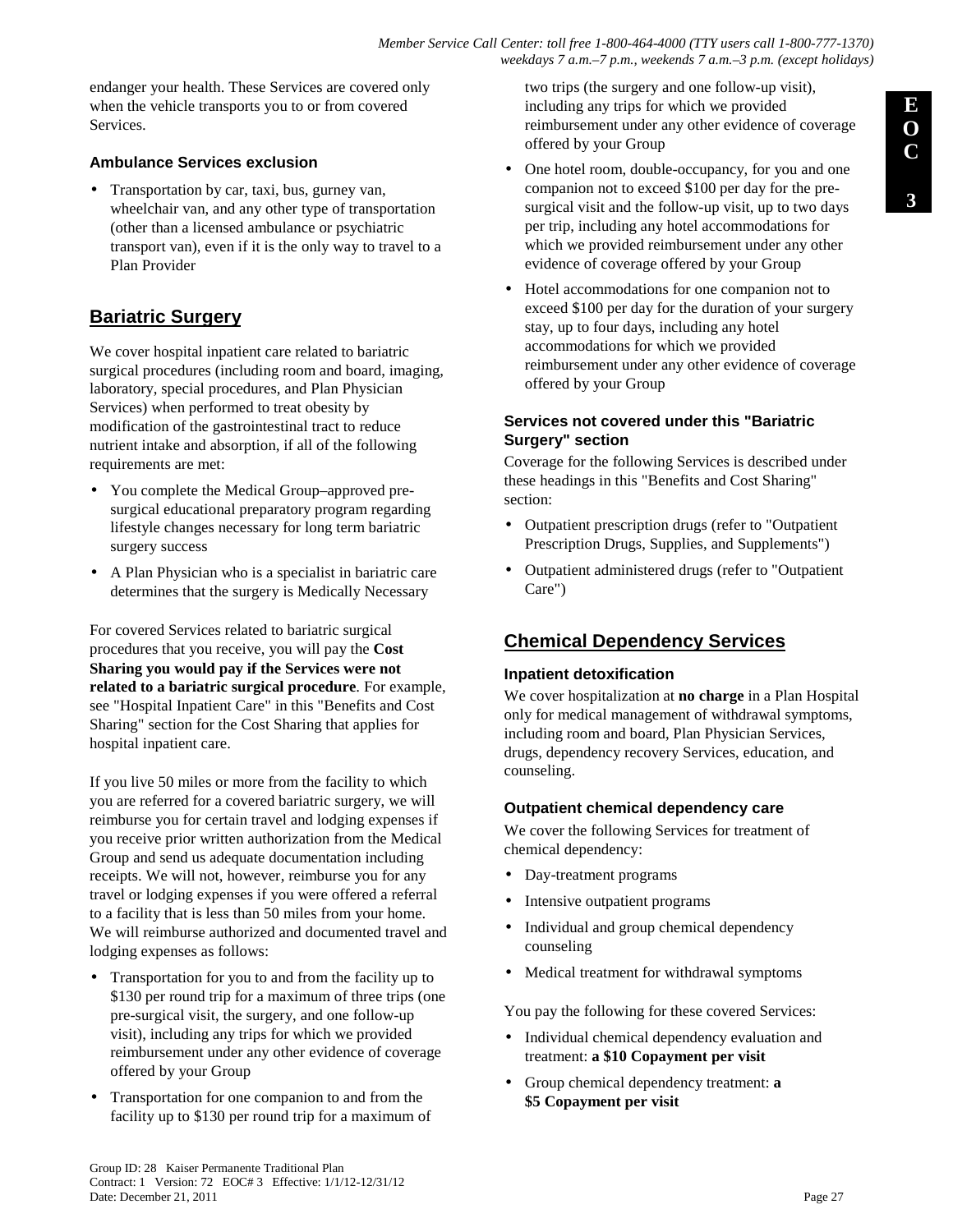endanger your health. These Services are covered only when the vehicle transports you to or from covered Services.

### Ambulance Services exclusion

- Transportation by car, taxi, bus, gurney van, wheelchair van, and any other type of transportation (other than a licensed ambulance or psychiatric transport van), even if it is the only way to travel to a Plan Provider

## Bariatric Surgery

We cover hospital inpatient care related to bariatric surgical procedures (including room and board, imaging, laboratory, special procedures, and Plan Physician Services) when performed to treat obesity by modification of the gastrointestinal tract to reduce nutrient intake and absorption, if all of the following requirements are met:

- You complete the Medical Group–approved pre-surgical educational preparatory program regarding lifestyle changes necessary for long term bariatric surgery success
- A Plan Physician who is a specialist in bariatric care determines that the surgery is Medically Necessary

For covered Services related to bariatric surgical procedures that you receive, you will pay the **Cost Sharing you would pay if the Services were not related to a bariatric surgical procedure**. For example, see "Hospital Inpatient Care" in this "Benefits and Cost Sharing" section for the Cost Sharing that applies for hospital inpatient care.

If you live 50 miles or more from the facility to which you are referred for a covered bariatric surgery, we will reimburse you for certain travel and lodging expenses if you receive prior written authorization from the Medical Group and send us adequate documentation including receipts. We will not, however, reimburse you for any travel or lodging expenses if you were offered a referral to a facility that is less than 50 miles from your home. We will reimburse authorized and documented travel and lodging expenses as follows:

- Transportation for you to and from the facility up to $130 per round trip for a maximum of three trips (one pre-surgical visit, the surgery, and one follow-up visit), including any trips for which we provided reimbursement under any other evidence of coverage offered by your Group
- Transportation for one companion to and from the facility up to $130 per round trip for a maximum of two trips (the surgery and one follow-up visit), including any trips for which we provided reimbursement under any other evidence of coverage offered by your Group
- One hotel room, double-occupancy, for you and one companion not to exceed $100 per day for the pre-surgical visit and the follow-up visit, up to two days per trip, including any hotel accommodations for which we provided reimbursement under any other evidence of coverage offered by your Group
- Hotel accommodations for one companion not to exceed $100 per day for the duration of your surgery stay, up to four days, including any hotel accommodations for which we provided reimbursement under any other evidence of coverage offered by your Group

### Services not covered under this "Bariatric Surgery" section

Coverage for the following Services is described under these headings in this "Benefits and Cost Sharing" section:

- Outpatient prescription drugs (refer to "Outpatient Prescription Drugs, Supplies, and Supplements")
- Outpatient administered drugs (refer to "Outpatient Care")

## Chemical Dependency Services

### Inpatient detoxification

We cover hospitalization at **no charge** in a Plan Hospital only for medical management of withdrawal symptoms, including room and board, Plan Physician Services, drugs, dependency recovery Services, education, and counseling.

### Outpatient chemical dependency care

We cover the following Services for treatment of chemical dependency:

- Day-treatment programs
- Intensive outpatient programs
- Individual and group chemical dependency counseling
- Medical treatment for withdrawal symptoms

You pay the following for these covered Services:

- Individual chemical dependency evaluation and treatment: **a $10 Copayment per visit**
- Group chemical dependency treatment: **a $5 Copayment per visit**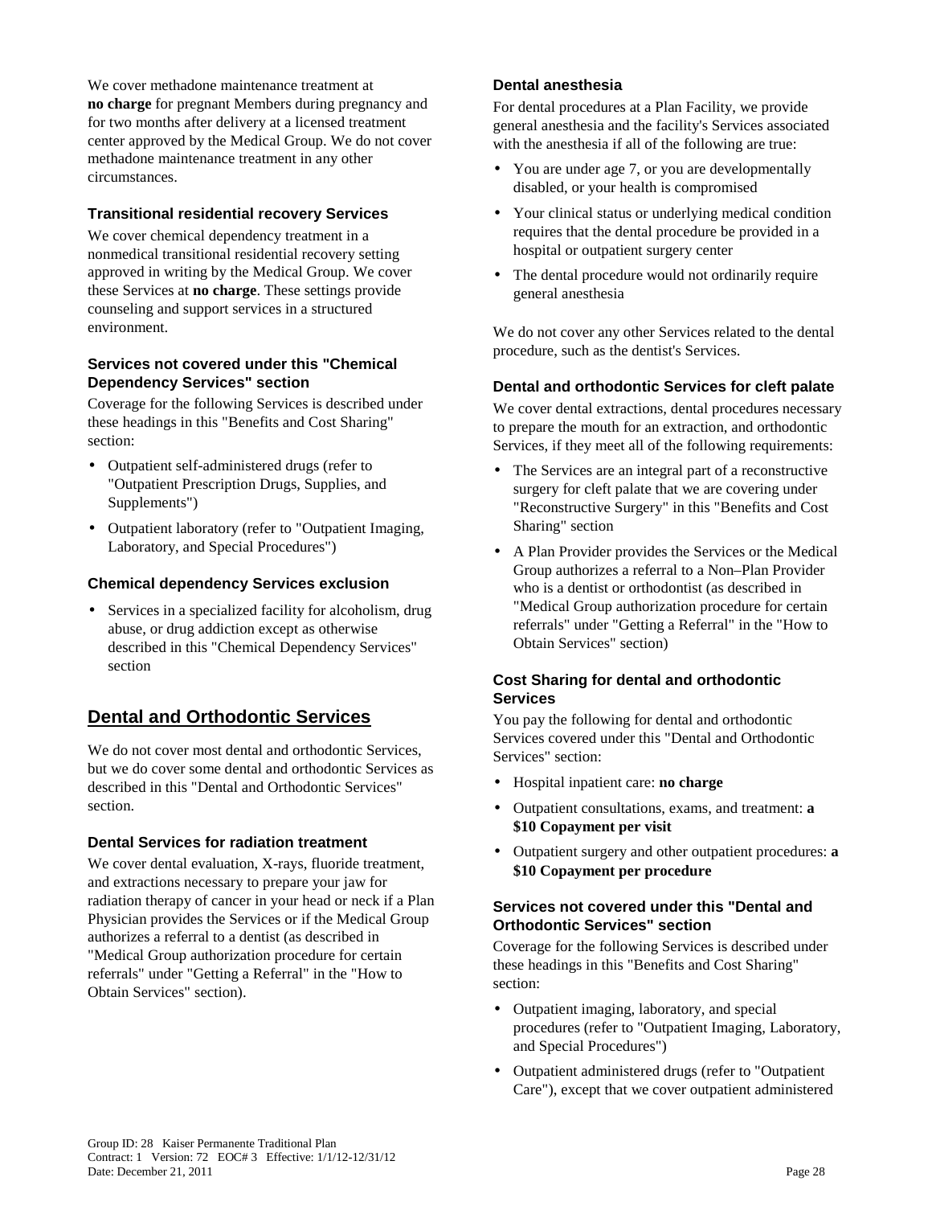We cover methadone maintenance treatment at **no charge** for pregnant Members during pregnancy and for two months after delivery at a licensed treatment center approved by the Medical Group. We do not cover methadone maintenance treatment in any other circumstances.

### Transitional residential recovery Services

We cover chemical dependency treatment in a nonmedical transitional residential recovery setting approved in writing by the Medical Group. We cover these Services at **no charge**. These settings provide counseling and support services in a structured environment.

### Services not covered under this "Chemical Dependency Services" section

Coverage for the following Services is described under these headings in this "Benefits and Cost Sharing" section:

- Outpatient self-administered drugs (refer to "Outpatient Prescription Drugs, Supplies, and Supplements")
- Outpatient laboratory (refer to "Outpatient Imaging, Laboratory, and Special Procedures")

### Chemical dependency Services exclusion

- Services in a specialized facility for alcoholism, drug abuse, or drug addiction except as otherwise described in this "Chemical Dependency Services" section

## Dental and Orthodontic Services

We do not cover most dental and orthodontic Services, but we do cover some dental and orthodontic Services as described in this "Dental and Orthodontic Services" section.

### Dental Services for radiation treatment

We cover dental evaluation, X-rays, fluoride treatment, and extractions necessary to prepare your jaw for radiation therapy of cancer in your head or neck if a Plan Physician provides the Services or if the Medical Group authorizes a referral to a dentist (as described in "Medical Group authorization procedure for certain referrals" under "Getting a Referral" in the "How to Obtain Services" section).

### Dental anesthesia

For dental procedures at a Plan Facility, we provide general anesthesia and the facility's Services associated with the anesthesia if all of the following are true:

- You are under age 7, or you are developmentally disabled, or your health is compromised
- Your clinical status or underlying medical condition requires that the dental procedure be provided in a hospital or outpatient surgery center
- The dental procedure would not ordinarily require general anesthesia

We do not cover any other Services related to the dental procedure, such as the dentist's Services.

### Dental and orthodontic Services for cleft palate

We cover dental extractions, dental procedures necessary to prepare the mouth for an extraction, and orthodontic Services, if they meet all of the following requirements:

- The Services are an integral part of a reconstructive surgery for cleft palate that we are covering under "Reconstructive Surgery" in this "Benefits and Cost Sharing" section
- A Plan Provider provides the Services or the Medical Group authorizes a referral to a Non–Plan Provider who is a dentist or orthodontist (as described in "Medical Group authorization procedure for certain referrals" under "Getting a Referral" in the "How to Obtain Services" section)

### Cost Sharing for dental and orthodontic Services

You pay the following for dental and orthodontic Services covered under this "Dental and Orthodontic Services" section:

- Hospital inpatient care: **no charge**
- Outpatient consultations, exams, and treatment: **a $10 Copayment per visit**
- Outpatient surgery and other outpatient procedures: **a $10 Copayment per procedure**

### Services not covered under this "Dental and Orthodontic Services" section

Coverage for the following Services is described under these headings in this "Benefits and Cost Sharing" section:

- Outpatient imaging, laboratory, and special procedures (refer to "Outpatient Imaging, Laboratory, and Special Procedures")
- Outpatient administered drugs (refer to "Outpatient Care"), except that we cover outpatient administered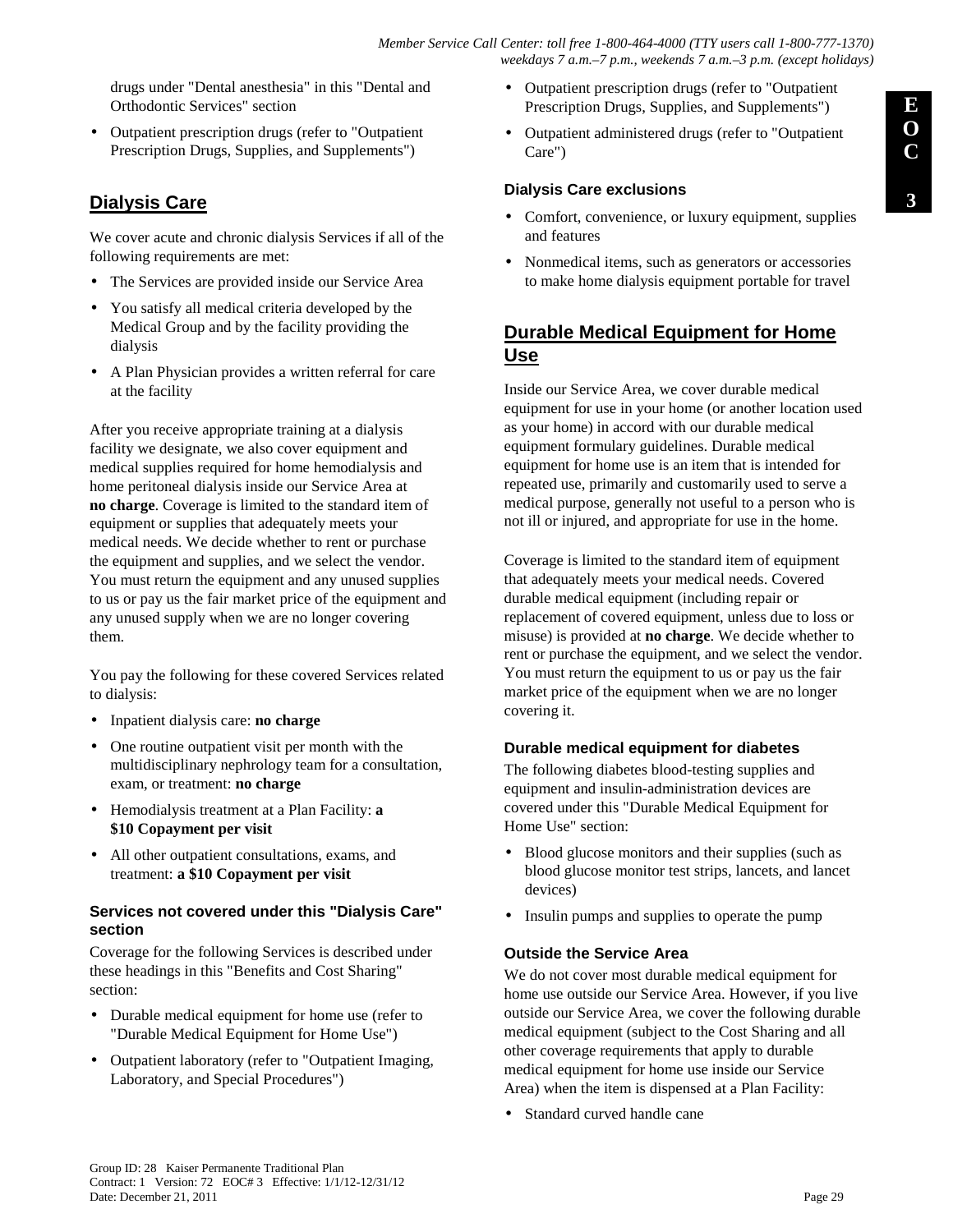drugs under "Dental anesthesia" in this "Dental and Orthodontic Services" section

- Outpatient prescription drugs (refer to "Outpatient Prescription Drugs, Supplies, and Supplements")

## Dialysis Care

We cover acute and chronic dialysis Services if all of the following requirements are met:

- The Services are provided inside our Service Area
- You satisfy all medical criteria developed by the Medical Group and by the facility providing the dialysis
- A Plan Physician provides a written referral for care at the facility

After you receive appropriate training at a dialysis facility we designate, we also cover equipment and medical supplies required for home hemodialysis and home peritoneal dialysis inside our Service Area at **no charge**. Coverage is limited to the standard item of equipment or supplies that adequately meets your medical needs. We decide whether to rent or purchase the equipment and supplies, and we select the vendor. You must return the equipment and any unused supplies to us or pay us the fair market price of the equipment and any unused supply when we are no longer covering them.

You pay the following for these covered Services related to dialysis:

- Inpatient dialysis care: **no charge**
- One routine outpatient visit per month with the multidisciplinary nephrology team for a consultation, exam, or treatment: **no charge**
- Hemodialysis treatment at a Plan Facility: **a $10 Copayment per visit**
- All other outpatient consultations, exams, and treatment: **a $10 Copayment per visit**

### Services not covered under this "Dialysis Care" section

Coverage for the following Services is described under these headings in this "Benefits and Cost Sharing" section:

- Durable medical equipment for home use (refer to "Durable Medical Equipment for Home Use")
- Outpatient laboratory (refer to "Outpatient Imaging, Laboratory, and Special Procedures")
- Outpatient prescription drugs (refer to "Outpatient Prescription Drugs, Supplies, and Supplements")
- Outpatient administered drugs (refer to "Outpatient Care")

### Dialysis Care exclusions

- Comfort, convenience, or luxury equipment, supplies and features
- Nonmedical items, such as generators or accessories to make home dialysis equipment portable for travel

## Durable Medical Equipment for Home Use

Inside our Service Area, we cover durable medical equipment for use in your home (or another location used as your home) in accord with our durable medical equipment formulary guidelines. Durable medical equipment for home use is an item that is intended for repeated use, primarily and customarily used to serve a medical purpose, generally not useful to a person who is not ill or injured, and appropriate for use in the home.

Coverage is limited to the standard item of equipment that adequately meets your medical needs. Covered durable medical equipment (including repair or replacement of covered equipment, unless due to loss or misuse) is provided at **no charge**. We decide whether to rent or purchase the equipment, and we select the vendor. You must return the equipment to us or pay us the fair market price of the equipment when we are no longer covering it.

### Durable medical equipment for diabetes

The following diabetes blood-testing supplies and equipment and insulin-administration devices are covered under this "Durable Medical Equipment for Home Use" section:

- Blood glucose monitors and their supplies (such as blood glucose monitor test strips, lancets, and lancet devices)
- Insulin pumps and supplies to operate the pump

### Outside the Service Area

We do not cover most durable medical equipment for home use outside our Service Area. However, if you live outside our Service Area, we cover the following durable medical equipment (subject to the Cost Sharing and all other coverage requirements that apply to durable medical equipment for home use inside our Service Area) when the item is dispensed at a Plan Facility:

- Standard curved handle cane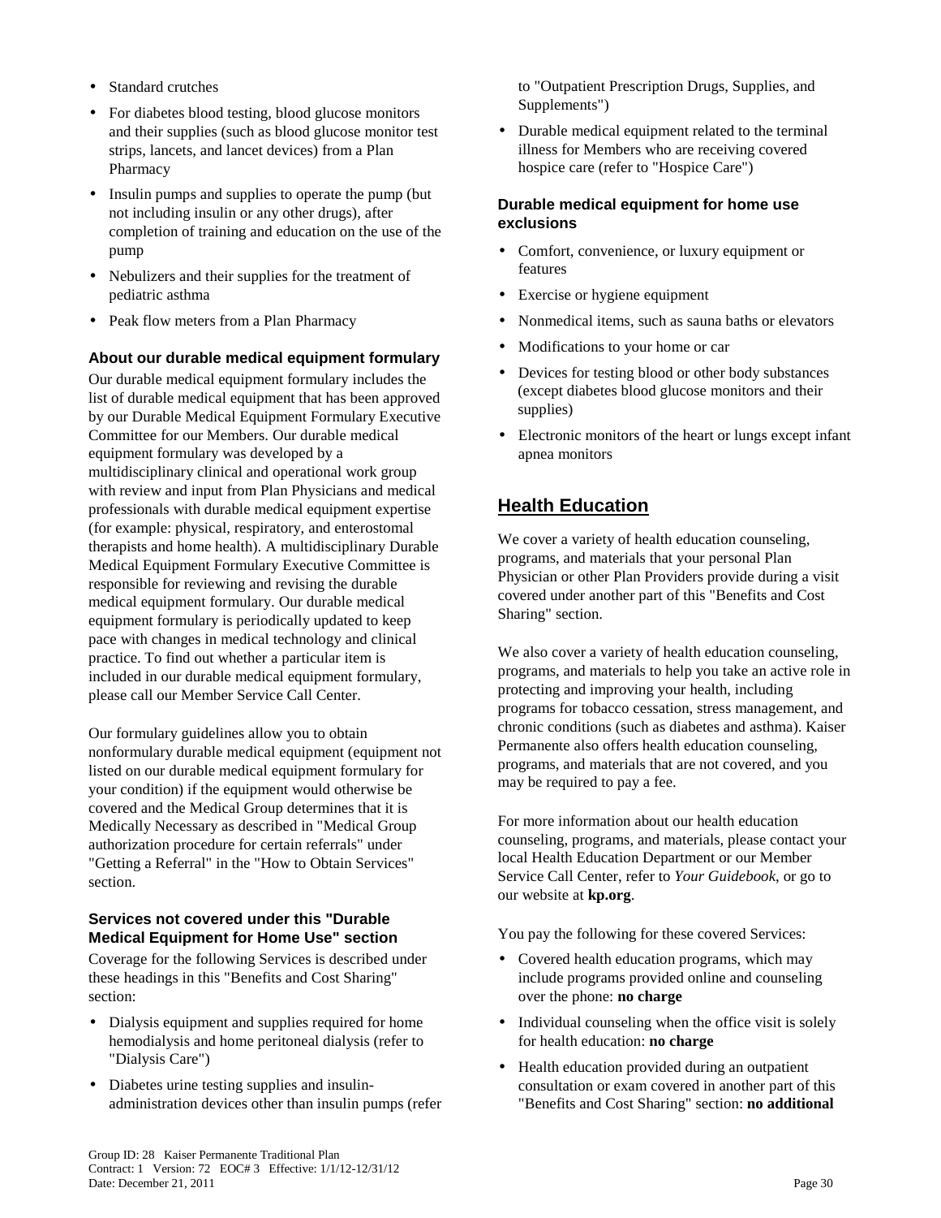- Standard crutches
- For diabetes blood testing, blood glucose monitors and their supplies (such as blood glucose monitor test strips, lancets, and lancet devices) from a Plan Pharmacy
- Insulin pumps and supplies to operate the pump (but not including insulin or any other drugs), after completion of training and education on the use of the pump
- Nebulizers and their supplies for the treatment of pediatric asthma
- Peak flow meters from a Plan Pharmacy

### About our durable medical equipment formulary

Our durable medical equipment formulary includes the list of durable medical equipment that has been approved by our Durable Medical Equipment Formulary Executive Committee for our Members. Our durable medical equipment formulary was developed by a multidisciplinary clinical and operational work group with review and input from Plan Physicians and medical professionals with durable medical equipment expertise (for example: physical, respiratory, and enterostomal therapists and home health). A multidisciplinary Durable Medical Equipment Formulary Executive Committee is responsible for reviewing and revising the durable medical equipment formulary. Our durable medical equipment formulary is periodically updated to keep pace with changes in medical technology and clinical practice. To find out whether a particular item is included in our durable medical equipment formulary, please call our Member Service Call Center.

Our formulary guidelines allow you to obtain nonformulary durable medical equipment (equipment not listed on our durable medical equipment formulary for your condition) if the equipment would otherwise be covered and the Medical Group determines that it is Medically Necessary as described in "Medical Group authorization procedure for certain referrals" under "Getting a Referral" in the "How to Obtain Services" section.

### Services not covered under this "Durable Medical Equipment for Home Use" section

Coverage for the following Services is described under these headings in this "Benefits and Cost Sharing" section:

- Dialysis equipment and supplies required for home hemodialysis and home peritoneal dialysis (refer to "Dialysis Care")
- Diabetes urine testing supplies and insulin-administration devices other than insulin pumps (refer to "Outpatient Prescription Drugs, Supplies, and Supplements")
- Durable medical equipment related to the terminal illness for Members who are receiving covered hospice care (refer to "Hospice Care")

### Durable medical equipment for home use exclusions

- Comfort, convenience, or luxury equipment or features
- Exercise or hygiene equipment
- Nonmedical items, such as sauna baths or elevators
- Modifications to your home or car
- Devices for testing blood or other body substances (except diabetes blood glucose monitors and their supplies)
- Electronic monitors of the heart or lungs except infant apnea monitors

## Health Education

We cover a variety of health education counseling, programs, and materials that your personal Plan Physician or other Plan Providers provide during a visit covered under another part of this "Benefits and Cost Sharing" section.

We also cover a variety of health education counseling, programs, and materials to help you take an active role in protecting and improving your health, including programs for tobacco cessation, stress management, and chronic conditions (such as diabetes and asthma). Kaiser Permanente also offers health education counseling, programs, and materials that are not covered, and you may be required to pay a fee.

For more information about our health education counseling, programs, and materials, please contact your local Health Education Department or our Member Service Call Center, refer to *Your Guidebook*, or go to our website at **kp.org**.

You pay the following for these covered Services:

- Covered health education programs, which may include programs provided online and counseling over the phone: **no charge**
- Individual counseling when the office visit is solely for health education: **no charge**
- Health education provided during an outpatient consultation or exam covered in another part of this "Benefits and Cost Sharing" section: **no additional**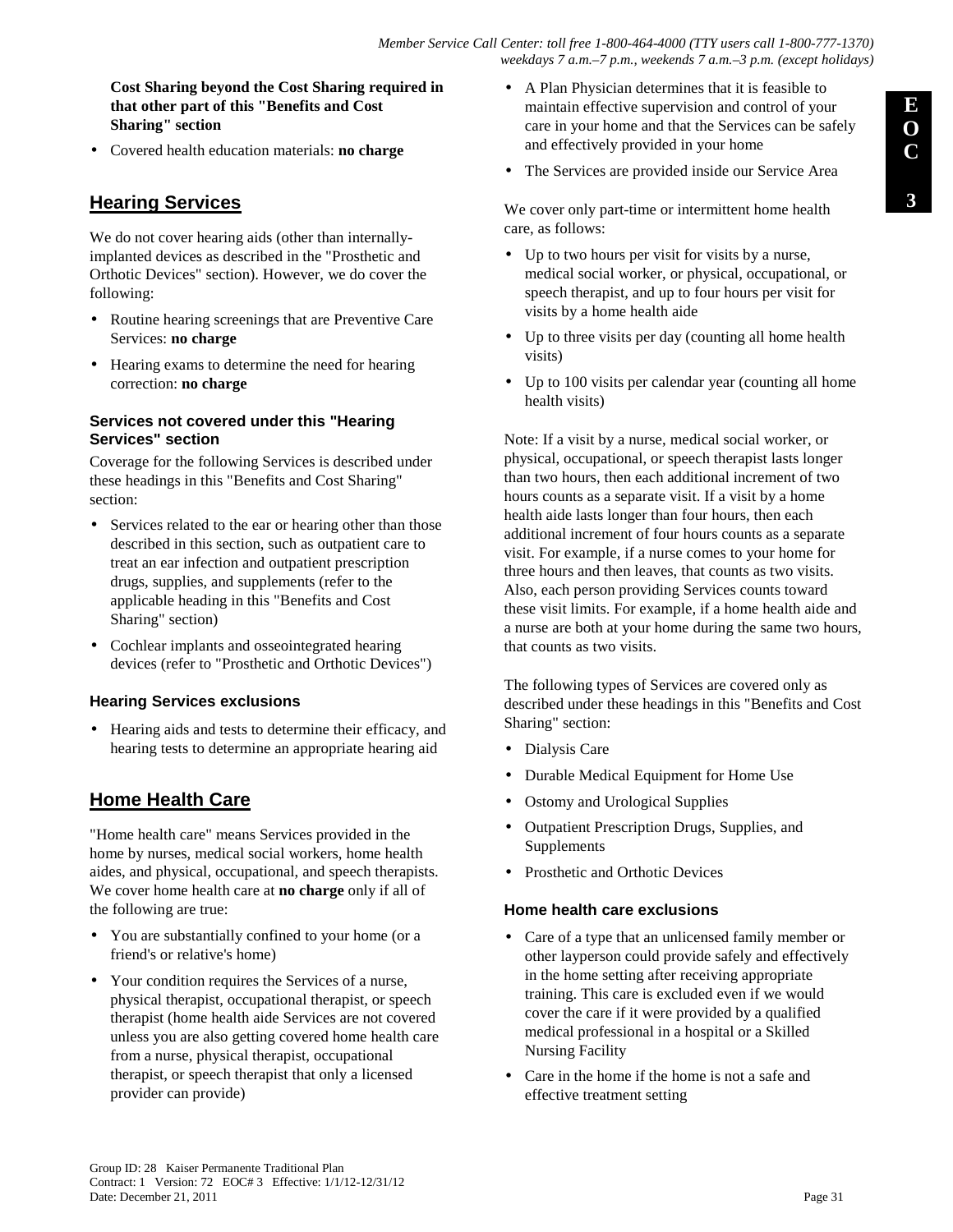**Cost Sharing beyond the Cost Sharing required in that other part of this "Benefits and Cost Sharing" section**

- Covered health education materials: **no charge**

## Hearing Services

We do not cover hearing aids (other than internally-implanted devices as described in the "Prosthetic and Orthotic Devices" section). However, we do cover the following:

- Routine hearing screenings that are Preventive Care Services: **no charge**
- Hearing exams to determine the need for hearing correction: **no charge**

### Services not covered under this "Hearing Services" section

Coverage for the following Services is described under these headings in this "Benefits and Cost Sharing" section:

- Services related to the ear or hearing other than those described in this section, such as outpatient care to treat an ear infection and outpatient prescription drugs, supplies, and supplements (refer to the applicable heading in this "Benefits and Cost Sharing" section)
- Cochlear implants and osseointegrated hearing devices (refer to "Prosthetic and Orthotic Devices")

### Hearing Services exclusions

- Hearing aids and tests to determine their efficacy, and hearing tests to determine an appropriate hearing aid

## Home Health Care

"Home health care" means Services provided in the home by nurses, medical social workers, home health aides, and physical, occupational, and speech therapists. We cover home health care at **no charge** only if all of the following are true:

- You are substantially confined to your home (or a friend's or relative's home)
- Your condition requires the Services of a nurse, physical therapist, occupational therapist, or speech therapist (home health aide Services are not covered unless you are also getting covered home health care from a nurse, physical therapist, occupational therapist, or speech therapist that only a licensed provider can provide)
- A Plan Physician determines that it is feasible to maintain effective supervision and control of your care in your home and that the Services can be safely and effectively provided in your home
- The Services are provided inside our Service Area

We cover only part-time or intermittent home health care, as follows:

- Up to two hours per visit for visits by a nurse, medical social worker, or physical, occupational, or speech therapist, and up to four hours per visit for visits by a home health aide
- Up to three visits per day (counting all home health visits)
- Up to 100 visits per calendar year (counting all home health visits)

Note: If a visit by a nurse, medical social worker, or physical, occupational, or speech therapist lasts longer than two hours, then each additional increment of two hours counts as a separate visit. If a visit by a home health aide lasts longer than four hours, then each additional increment of four hours counts as a separate visit. For example, if a nurse comes to your home for three hours and then leaves, that counts as two visits. Also, each person providing Services counts toward these visit limits. For example, if a home health aide and a nurse are both at your home during the same two hours, that counts as two visits.

The following types of Services are covered only as described under these headings in this "Benefits and Cost Sharing" section:

- Dialysis Care
- Durable Medical Equipment for Home Use
- Ostomy and Urological Supplies
- Outpatient Prescription Drugs, Supplies, and Supplements
- Prosthetic and Orthotic Devices

### Home health care exclusions

- Care of a type that an unlicensed family member or other layperson could provide safely and effectively in the home setting after receiving appropriate training. This care is excluded even if we would cover the care if it were provided by a qualified medical professional in a hospital or a Skilled Nursing Facility
- Care in the home if the home is not a safe and effective treatment setting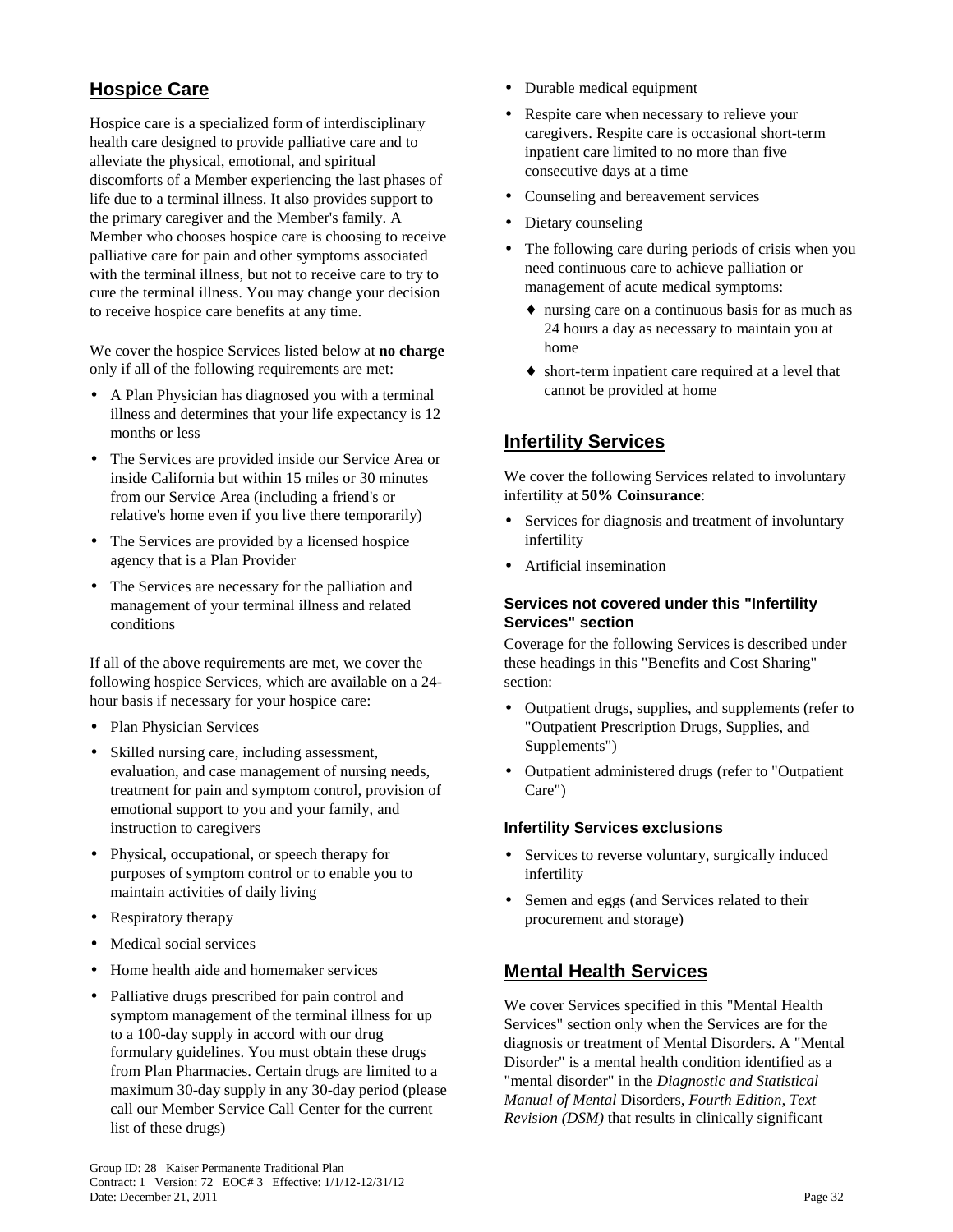## Hospice Care

Hospice care is a specialized form of interdisciplinary health care designed to provide palliative care and to alleviate the physical, emotional, and spiritual discomforts of a Member experiencing the last phases of life due to a terminal illness. It also provides support to the primary caregiver and the Member's family. A Member who chooses hospice care is choosing to receive palliative care for pain and other symptoms associated with the terminal illness, but not to receive care to try to cure the terminal illness. You may change your decision to receive hospice care benefits at any time.

We cover the hospice Services listed below at **no charge** only if all of the following requirements are met:

- A Plan Physician has diagnosed you with a terminal illness and determines that your life expectancy is 12 months or less
- The Services are provided inside our Service Area or inside California but within 15 miles or 30 minutes from our Service Area (including a friend's or relative's home even if you live there temporarily)
- The Services are provided by a licensed hospice agency that is a Plan Provider
- The Services are necessary for the palliation and management of your terminal illness and related conditions

If all of the above requirements are met, we cover the following hospice Services, which are available on a 24-hour basis if necessary for your hospice care:

- Plan Physician Services
- Skilled nursing care, including assessment, evaluation, and case management of nursing needs, treatment for pain and symptom control, provision of emotional support to you and your family, and instruction to caregivers
- Physical, occupational, or speech therapy for purposes of symptom control or to enable you to maintain activities of daily living
- Respiratory therapy
- Medical social services
- Home health aide and homemaker services
- Palliative drugs prescribed for pain control and symptom management of the terminal illness for up to a 100-day supply in accord with our drug formulary guidelines. You must obtain these drugs from Plan Pharmacies. Certain drugs are limited to a maximum 30-day supply in any 30-day period (please call our Member Service Call Center for the current list of these drugs)
- Durable medical equipment
- Respite care when necessary to relieve your caregivers. Respite care is occasional short-term inpatient care limited to no more than five consecutive days at a time
- Counseling and bereavement services
- Dietary counseling
- The following care during periods of crisis when you need continuous care to achieve palliation or management of acute medical symptoms:
  - nursing care on a continuous basis for as much as 24 hours a day as necessary to maintain you at home
  - short-term inpatient care required at a level that cannot be provided at home

## Infertility Services

We cover the following Services related to involuntary infertility at **50% Coinsurance**:

- Services for diagnosis and treatment of involuntary infertility
- Artificial insemination

### Services not covered under this "Infertility Services" section

Coverage for the following Services is described under these headings in this "Benefits and Cost Sharing" section:

- Outpatient drugs, supplies, and supplements (refer to "Outpatient Prescription Drugs, Supplies, and Supplements")
- Outpatient administered drugs (refer to "Outpatient Care")

### Infertility Services exclusions

- Services to reverse voluntary, surgically induced infertility
- Semen and eggs (and Services related to their procurement and storage)

## Mental Health Services

We cover Services specified in this "Mental Health Services" section only when the Services are for the diagnosis or treatment of Mental Disorders. A "Mental Disorder" is a mental health condition identified as a "mental disorder" in the *Diagnostic and Statistical Manual of Mental* Disorders, *Fourth Edition, Text Revision (DSM)* that results in clinically significant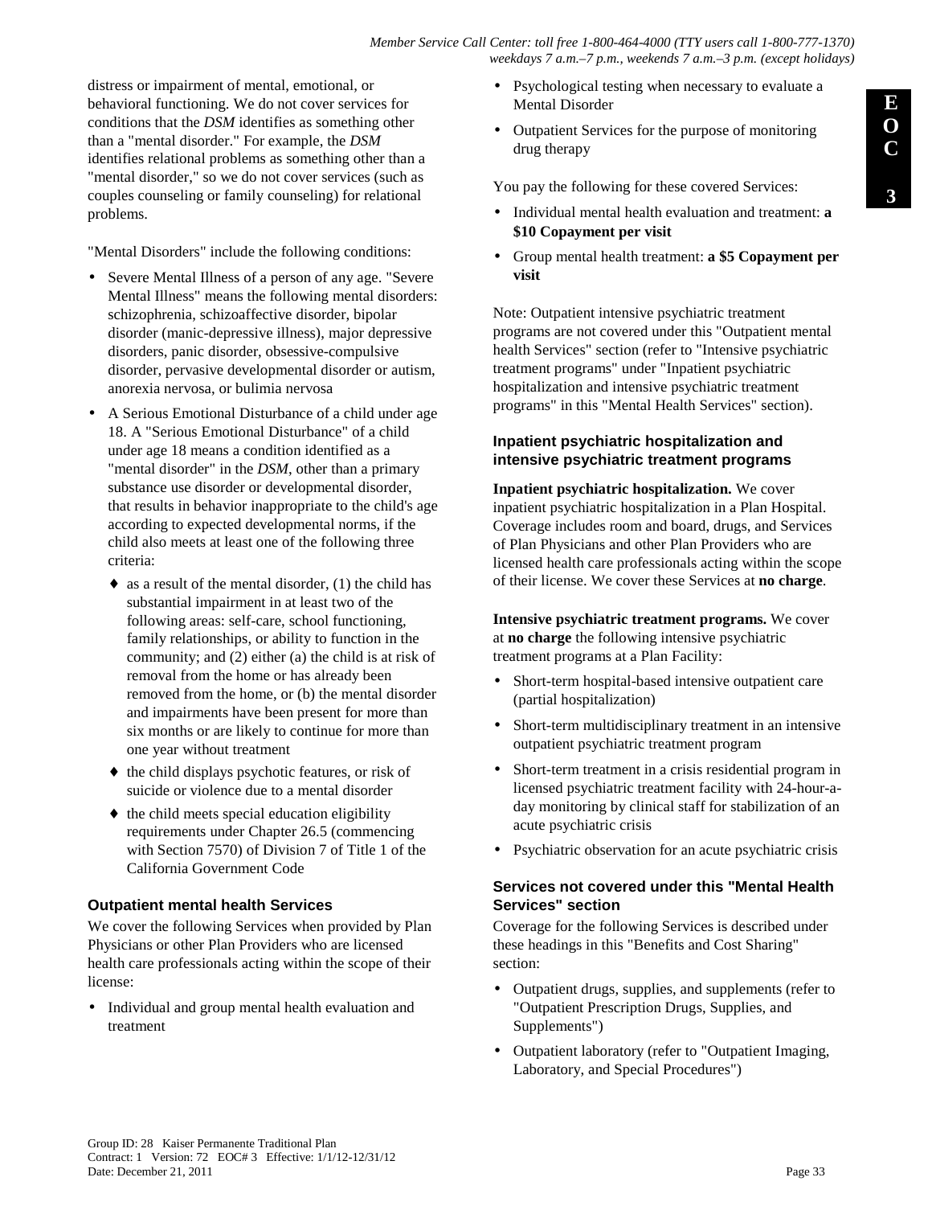distress or impairment of mental, emotional, or behavioral functioning. We do not cover services for conditions that the *DSM* identifies as something other than a "mental disorder." For example, the *DSM* identifies relational problems as something other than a "mental disorder," so we do not cover services (such as couples counseling or family counseling) for relational problems.

"Mental Disorders" include the following conditions:

- Severe Mental Illness of a person of any age. "Severe Mental Illness" means the following mental disorders: schizophrenia, schizoaffective disorder, bipolar disorder (manic-depressive illness), major depressive disorders, panic disorder, obsessive-compulsive disorder, pervasive developmental disorder or autism, anorexia nervosa, or bulimia nervosa
- A Serious Emotional Disturbance of a child under age 18. A "Serious Emotional Disturbance" of a child under age 18 means a condition identified as a "mental disorder" in the *DSM*, other than a primary substance use disorder or developmental disorder, that results in behavior inappropriate to the child's age according to expected developmental norms, if the child also meets at least one of the following three criteria:
  - as a result of the mental disorder, (1) the child has substantial impairment in at least two of the following areas: self-care, school functioning, family relationships, or ability to function in the community; and (2) either (a) the child is at risk of removal from the home or has already been removed from the home, or (b) the mental disorder and impairments have been present for more than six months or are likely to continue for more than one year without treatment
  - the child displays psychotic features, or risk of suicide or violence due to a mental disorder
  - the child meets special education eligibility requirements under Chapter 26.5 (commencing with Section 7570) of Division 7 of Title 1 of the California Government Code

### Outpatient mental health Services

We cover the following Services when provided by Plan Physicians or other Plan Providers who are licensed health care professionals acting within the scope of their license:

- Individual and group mental health evaluation and treatment
- Psychological testing when necessary to evaluate a Mental Disorder
- Outpatient Services for the purpose of monitoring drug therapy

You pay the following for these covered Services:

- Individual mental health evaluation and treatment: **a $10 Copayment per visit**
- Group mental health treatment: **a $5 Copayment per visit**

Note: Outpatient intensive psychiatric treatment programs are not covered under this "Outpatient mental health Services" section (refer to "Intensive psychiatric treatment programs" under "Inpatient psychiatric hospitalization and intensive psychiatric treatment programs" in this "Mental Health Services" section).

### Inpatient psychiatric hospitalization and intensive psychiatric treatment programs

**Inpatient psychiatric hospitalization.** We cover inpatient psychiatric hospitalization in a Plan Hospital. Coverage includes room and board, drugs, and Services of Plan Physicians and other Plan Providers who are licensed health care professionals acting within the scope of their license. We cover these Services at **no charge**.

**Intensive psychiatric treatment programs.** We cover at **no charge** the following intensive psychiatric treatment programs at a Plan Facility:

- Short-term hospital-based intensive outpatient care (partial hospitalization)
- Short-term multidisciplinary treatment in an intensive outpatient psychiatric treatment program
- Short-term treatment in a crisis residential program in licensed psychiatric treatment facility with 24-hour-a-day monitoring by clinical staff for stabilization of an acute psychiatric crisis
- Psychiatric observation for an acute psychiatric crisis

### Services not covered under this "Mental Health Services" section

Coverage for the following Services is described under these headings in this "Benefits and Cost Sharing" section:

- Outpatient drugs, supplies, and supplements (refer to "Outpatient Prescription Drugs, Supplies, and Supplements")
- Outpatient laboratory (refer to "Outpatient Imaging, Laboratory, and Special Procedures")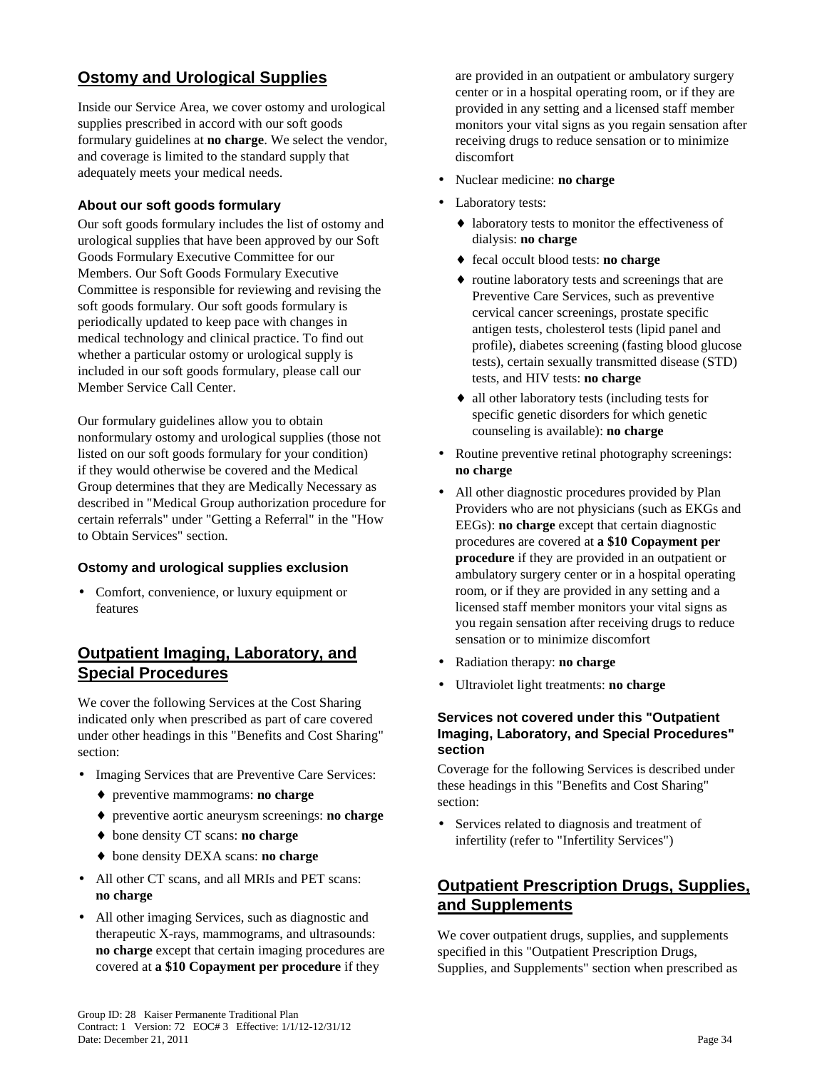## Ostomy and Urological Supplies

Inside our Service Area, we cover ostomy and urological supplies prescribed in accord with our soft goods formulary guidelines at **no charge**. We select the vendor, and coverage is limited to the standard supply that adequately meets your medical needs.

### About our soft goods formulary

Our soft goods formulary includes the list of ostomy and urological supplies that have been approved by our Soft Goods Formulary Executive Committee for our Members. Our Soft Goods Formulary Executive Committee is responsible for reviewing and revising the soft goods formulary. Our soft goods formulary is periodically updated to keep pace with changes in medical technology and clinical practice. To find out whether a particular ostomy or urological supply is included in our soft goods formulary, please call our Member Service Call Center.

Our formulary guidelines allow you to obtain nonformulary ostomy and urological supplies (those not listed on our soft goods formulary for your condition) if they would otherwise be covered and the Medical Group determines that they are Medically Necessary as described in "Medical Group authorization procedure for certain referrals" under "Getting a Referral" in the "How to Obtain Services" section.

### Ostomy and urological supplies exclusion

- Comfort, convenience, or luxury equipment or features

## Outpatient Imaging, Laboratory, and Special Procedures

We cover the following Services at the Cost Sharing indicated only when prescribed as part of care covered under other headings in this "Benefits and Cost Sharing" section:

- Imaging Services that are Preventive Care Services:
  - preventive mammograms: **no charge**
  - preventive aortic aneurysm screenings: **no charge**
  - bone density CT scans: **no charge**
  - bone density DEXA scans: **no charge**
- All other CT scans, and all MRIs and PET scans: **no charge**
- All other imaging Services, such as diagnostic and therapeutic X-rays, mammograms, and ultrasounds: **no charge** except that certain imaging procedures are covered at **a $10 Copayment per procedure** if they are provided in an outpatient or ambulatory surgery center or in a hospital operating room, or if they are provided in any setting and a licensed staff member monitors your vital signs as you regain sensation after receiving drugs to reduce sensation or to minimize discomfort
- Nuclear medicine: **no charge**
- Laboratory tests:
  - laboratory tests to monitor the effectiveness of dialysis: **no charge**
  - fecal occult blood tests: **no charge**
  - routine laboratory tests and screenings that are Preventive Care Services, such as preventive cervical cancer screenings, prostate specific antigen tests, cholesterol tests (lipid panel and profile), diabetes screening (fasting blood glucose tests), certain sexually transmitted disease (STD) tests, and HIV tests: **no charge**
  - all other laboratory tests (including tests for specific genetic disorders for which genetic counseling is available): **no charge**
- Routine preventive retinal photography screenings: **no charge**
- All other diagnostic procedures provided by Plan Providers who are not physicians (such as EKGs and EEGs): **no charge** except that certain diagnostic procedures are covered at **a $10 Copayment per procedure** if they are provided in an outpatient or ambulatory surgery center or in a hospital operating room, or if they are provided in any setting and a licensed staff member monitors your vital signs as you regain sensation after receiving drugs to reduce sensation or to minimize discomfort
- Radiation therapy: **no charge**
- Ultraviolet light treatments: **no charge**

### Services not covered under this "Outpatient Imaging, Laboratory, and Special Procedures" section

Coverage for the following Services is described under these headings in this "Benefits and Cost Sharing" section:

- Services related to diagnosis and treatment of infertility (refer to "Infertility Services")

## Outpatient Prescription Drugs, Supplies, and Supplements

We cover outpatient drugs, supplies, and supplements specified in this "Outpatient Prescription Drugs, Supplies, and Supplements" section when prescribed as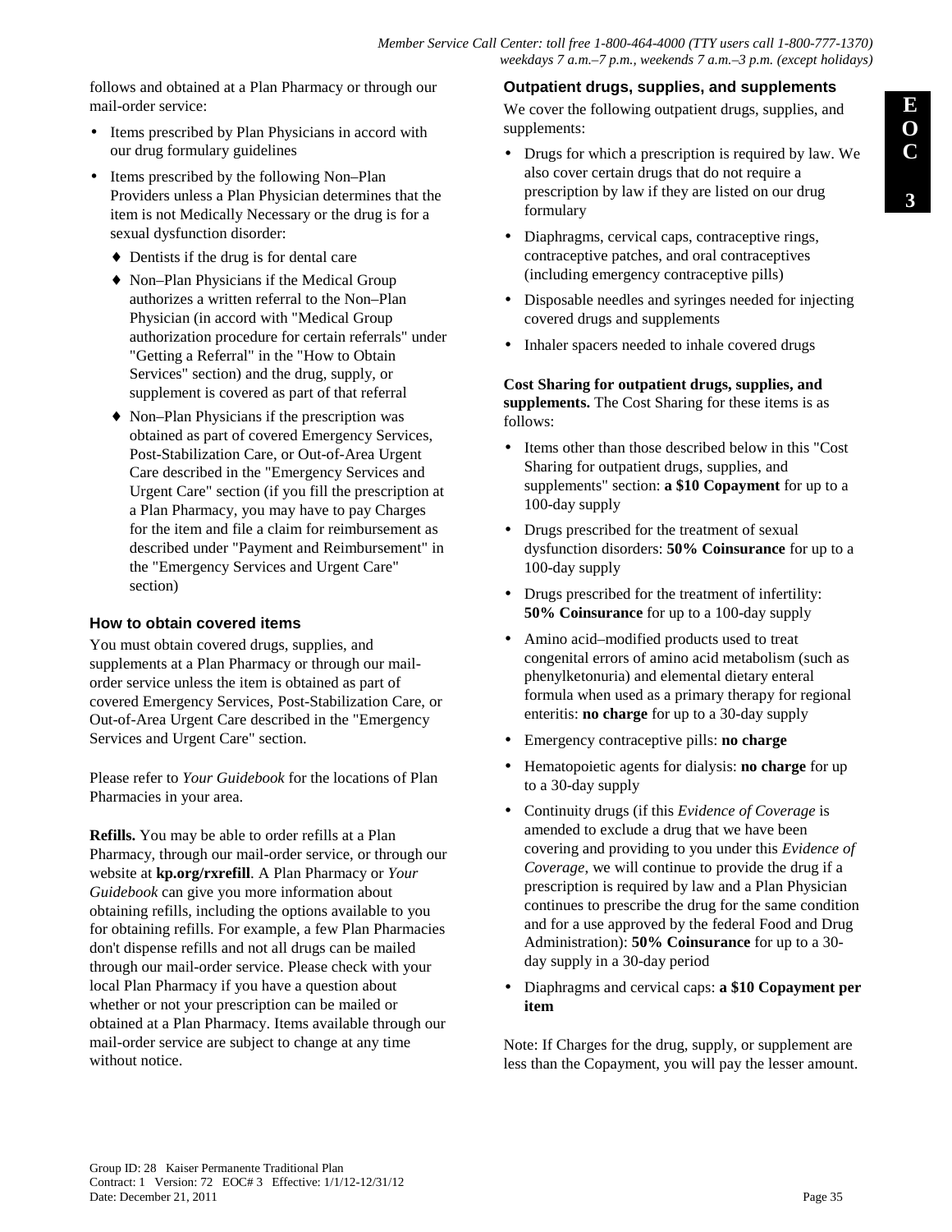follows and obtained at a Plan Pharmacy or through our mail-order service:

- Items prescribed by Plan Physicians in accord with our drug formulary guidelines
- Items prescribed by the following Non–Plan Providers unless a Plan Physician determines that the item is not Medically Necessary or the drug is for a sexual dysfunction disorder:
  - Dentists if the drug is for dental care
  - Non–Plan Physicians if the Medical Group authorizes a written referral to the Non–Plan Physician (in accord with "Medical Group authorization procedure for certain referrals" under "Getting a Referral" in the "How to Obtain Services" section) and the drug, supply, or supplement is covered as part of that referral
  - Non–Plan Physicians if the prescription was obtained as part of covered Emergency Services, Post-Stabilization Care, or Out-of-Area Urgent Care described in the "Emergency Services and Urgent Care" section (if you fill the prescription at a Plan Pharmacy, you may have to pay Charges for the item and file a claim for reimbursement as described under "Payment and Reimbursement" in the "Emergency Services and Urgent Care" section)

### How to obtain covered items

You must obtain covered drugs, supplies, and supplements at a Plan Pharmacy or through our mail-order service unless the item is obtained as part of covered Emergency Services, Post-Stabilization Care, or Out-of-Area Urgent Care described in the "Emergency Services and Urgent Care" section.

Please refer to *Your Guidebook* for the locations of Plan Pharmacies in your area.

**Refills.** You may be able to order refills at a Plan Pharmacy, through our mail-order service, or through our website at **kp.org/rxrefill**. A Plan Pharmacy or *Your Guidebook* can give you more information about obtaining refills, including the options available to you for obtaining refills. For example, a few Plan Pharmacies don't dispense refills and not all drugs can be mailed through our mail-order service. Please check with your local Plan Pharmacy if you have a question about whether or not your prescription can be mailed or obtained at a Plan Pharmacy. Items available through our mail-order service are subject to change at any time without notice.

### Outpatient drugs, supplies, and supplements

We cover the following outpatient drugs, supplies, and supplements:

- Drugs for which a prescription is required by law. We also cover certain drugs that do not require a prescription by law if they are listed on our drug formulary
- Diaphragms, cervical caps, contraceptive rings, contraceptive patches, and oral contraceptives (including emergency contraceptive pills)
- Disposable needles and syringes needed for injecting covered drugs and supplements
- Inhaler spacers needed to inhale covered drugs

**Cost Sharing for outpatient drugs, supplies, and supplements.** The Cost Sharing for these items is as follows:

- Items other than those described below in this "Cost Sharing for outpatient drugs, supplies, and supplements" section: **a $10 Copayment** for up to a 100-day supply
- Drugs prescribed for the treatment of sexual dysfunction disorders: **50% Coinsurance** for up to a 100-day supply
- Drugs prescribed for the treatment of infertility: **50% Coinsurance** for up to a 100-day supply
- Amino acid–modified products used to treat congenital errors of amino acid metabolism (such as phenylketonuria) and elemental dietary enteral formula when used as a primary therapy for regional enteritis: **no charge** for up to a 30-day supply
- Emergency contraceptive pills: **no charge**
- Hematopoietic agents for dialysis: **no charge** for up to a 30-day supply
- Continuity drugs (if this *Evidence of Coverage* is amended to exclude a drug that we have been covering and providing to you under this *Evidence of Coverage*, we will continue to provide the drug if a prescription is required by law and a Plan Physician continues to prescribe the drug for the same condition and for a use approved by the federal Food and Drug Administration): **50% Coinsurance** for up to a 30-day supply in a 30-day period
- Diaphragms and cervical caps: **a $10 Copayment per item**

Note: If Charges for the drug, supply, or supplement are less than the Copayment, you will pay the lesser amount.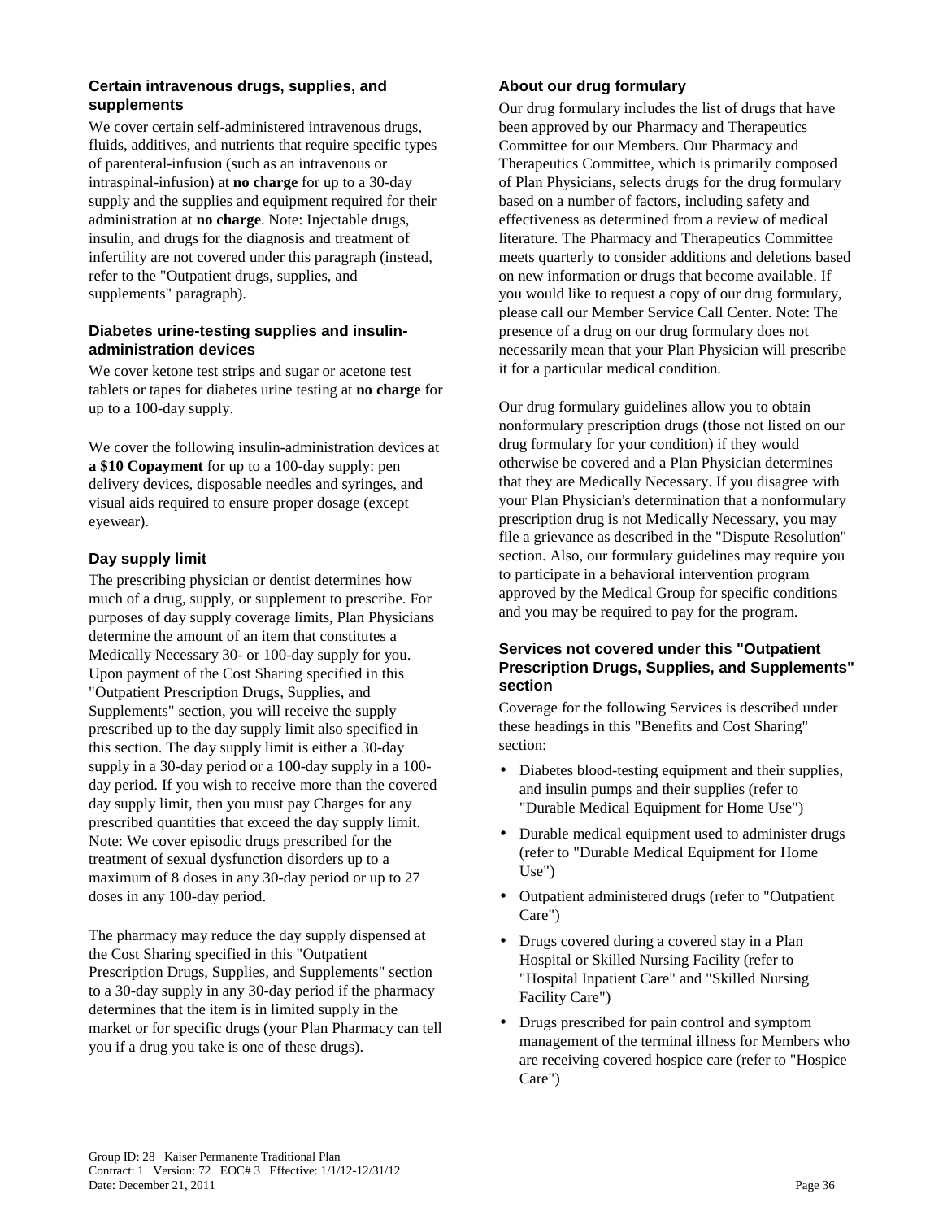### Certain intravenous drugs, supplies, and supplements

We cover certain self-administered intravenous drugs, fluids, additives, and nutrients that require specific types of parenteral-infusion (such as an intravenous or intraspinal-infusion) at **no charge** for up to a 30-day supply and the supplies and equipment required for their administration at **no charge**. Note: Injectable drugs, insulin, and drugs for the diagnosis and treatment of infertility are not covered under this paragraph (instead, refer to the "Outpatient drugs, supplies, and supplements" paragraph).

### Diabetes urine-testing supplies and insulin-administration devices

We cover ketone test strips and sugar or acetone test tablets or tapes for diabetes urine testing at **no charge** for up to a 100-day supply.

We cover the following insulin-administration devices at **a $10 Copayment** for up to a 100-day supply: pen delivery devices, disposable needles and syringes, and visual aids required to ensure proper dosage (except eyewear).

### Day supply limit

The prescribing physician or dentist determines how much of a drug, supply, or supplement to prescribe. For purposes of day supply coverage limits, Plan Physicians determine the amount of an item that constitutes a Medically Necessary 30- or 100-day supply for you. Upon payment of the Cost Sharing specified in this "Outpatient Prescription Drugs, Supplies, and Supplements" section, you will receive the supply prescribed up to the day supply limit also specified in this section. The day supply limit is either a 30-day supply in a 30-day period or a 100-day supply in a 100-day period. If you wish to receive more than the covered day supply limit, then you must pay Charges for any prescribed quantities that exceed the day supply limit. Note: We cover episodic drugs prescribed for the treatment of sexual dysfunction disorders up to a maximum of 8 doses in any 30-day period or up to 27 doses in any 100-day period.

The pharmacy may reduce the day supply dispensed at the Cost Sharing specified in this "Outpatient Prescription Drugs, Supplies, and Supplements" section to a 30-day supply in any 30-day period if the pharmacy determines that the item is in limited supply in the market or for specific drugs (your Plan Pharmacy can tell you if a drug you take is one of these drugs).

### About our drug formulary

Our drug formulary includes the list of drugs that have been approved by our Pharmacy and Therapeutics Committee for our Members. Our Pharmacy and Therapeutics Committee, which is primarily composed of Plan Physicians, selects drugs for the drug formulary based on a number of factors, including safety and effectiveness as determined from a review of medical literature. The Pharmacy and Therapeutics Committee meets quarterly to consider additions and deletions based on new information or drugs that become available. If you would like to request a copy of our drug formulary, please call our Member Service Call Center. Note: The presence of a drug on our drug formulary does not necessarily mean that your Plan Physician will prescribe it for a particular medical condition.

Our drug formulary guidelines allow you to obtain nonformulary prescription drugs (those not listed on our drug formulary for your condition) if they would otherwise be covered and a Plan Physician determines that they are Medically Necessary. If you disagree with your Plan Physician's determination that a nonformulary prescription drug is not Medically Necessary, you may file a grievance as described in the "Dispute Resolution" section. Also, our formulary guidelines may require you to participate in a behavioral intervention program approved by the Medical Group for specific conditions and you may be required to pay for the program.

### Services not covered under this "Outpatient Prescription Drugs, Supplies, and Supplements" section

Coverage for the following Services is described under these headings in this "Benefits and Cost Sharing" section:

- Diabetes blood-testing equipment and their supplies, and insulin pumps and their supplies (refer to "Durable Medical Equipment for Home Use")
- Durable medical equipment used to administer drugs (refer to "Durable Medical Equipment for Home Use")
- Outpatient administered drugs (refer to "Outpatient Care")
- Drugs covered during a covered stay in a Plan Hospital or Skilled Nursing Facility (refer to "Hospital Inpatient Care" and "Skilled Nursing Facility Care")
- Drugs prescribed for pain control and symptom management of the terminal illness for Members who are receiving covered hospice care (refer to "Hospice Care")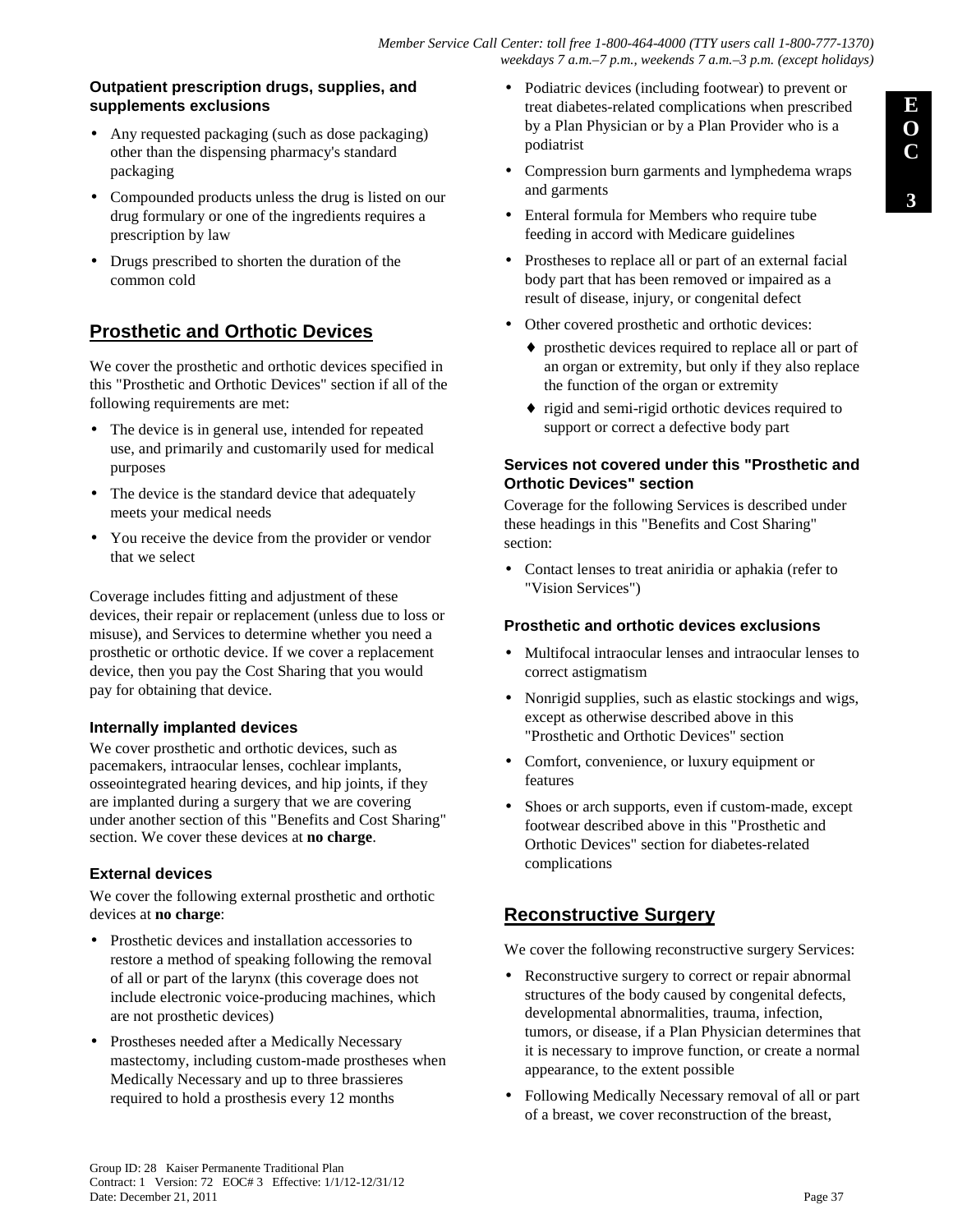### Outpatient prescription drugs, supplies, and supplements exclusions

- Any requested packaging (such as dose packaging) other than the dispensing pharmacy's standard packaging
- Compounded products unless the drug is listed on our drug formulary or one of the ingredients requires a prescription by law
- Drugs prescribed to shorten the duration of the common cold

## Prosthetic and Orthotic Devices

We cover the prosthetic and orthotic devices specified in this "Prosthetic and Orthotic Devices" section if all of the following requirements are met:

- The device is in general use, intended for repeated use, and primarily and customarily used for medical purposes
- The device is the standard device that adequately meets your medical needs
- You receive the device from the provider or vendor that we select

Coverage includes fitting and adjustment of these devices, their repair or replacement (unless due to loss or misuse), and Services to determine whether you need a prosthetic or orthotic device. If we cover a replacement device, then you pay the Cost Sharing that you would pay for obtaining that device.

### Internally implanted devices

We cover prosthetic and orthotic devices, such as pacemakers, intraocular lenses, cochlear implants, osseointegrated hearing devices, and hip joints, if they are implanted during a surgery that we are covering under another section of this "Benefits and Cost Sharing" section. We cover these devices at **no charge**.

### External devices

We cover the following external prosthetic and orthotic devices at **no charge**:

- Prosthetic devices and installation accessories to restore a method of speaking following the removal of all or part of the larynx (this coverage does not include electronic voice-producing machines, which are not prosthetic devices)
- Prostheses needed after a Medically Necessary mastectomy, including custom-made prostheses when Medically Necessary and up to three brassieres required to hold a prosthesis every 12 months
- Podiatric devices (including footwear) to prevent or treat diabetes-related complications when prescribed by a Plan Physician or by a Plan Provider who is a podiatrist
- Compression burn garments and lymphedema wraps and garments
- Enteral formula for Members who require tube feeding in accord with Medicare guidelines
- Prostheses to replace all or part of an external facial body part that has been removed or impaired as a result of disease, injury, or congenital defect
- Other covered prosthetic and orthotic devices:
  - prosthetic devices required to replace all or part of an organ or extremity, but only if they also replace the function of the organ or extremity
  - rigid and semi-rigid orthotic devices required to support or correct a defective body part

### Services not covered under this "Prosthetic and Orthotic Devices" section

Coverage for the following Services is described under these headings in this "Benefits and Cost Sharing" section:

- Contact lenses to treat aniridia or aphakia (refer to "Vision Services")

### Prosthetic and orthotic devices exclusions

- Multifocal intraocular lenses and intraocular lenses to correct astigmatism
- Nonrigid supplies, such as elastic stockings and wigs, except as otherwise described above in this "Prosthetic and Orthotic Devices" section
- Comfort, convenience, or luxury equipment or features
- Shoes or arch supports, even if custom-made, except footwear described above in this "Prosthetic and Orthotic Devices" section for diabetes-related complications

## Reconstructive Surgery

We cover the following reconstructive surgery Services:

- Reconstructive surgery to correct or repair abnormal structures of the body caused by congenital defects, developmental abnormalities, trauma, infection, tumors, or disease, if a Plan Physician determines that it is necessary to improve function, or create a normal appearance, to the extent possible
- Following Medically Necessary removal of all or part of a breast, we cover reconstruction of the breast,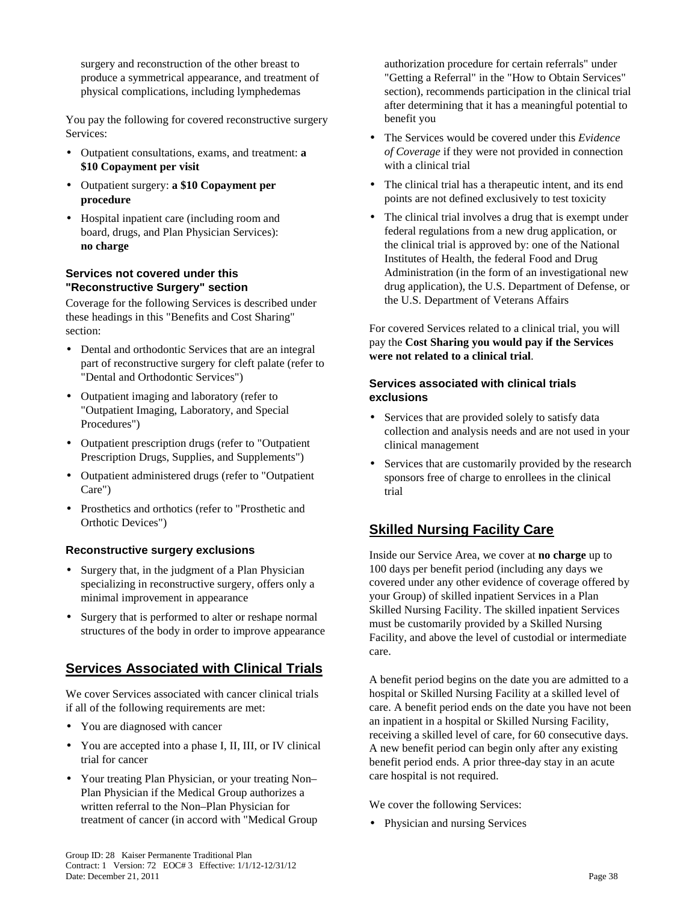surgery and reconstruction of the other breast to produce a symmetrical appearance, and treatment of physical complications, including lymphedemas

You pay the following for covered reconstructive surgery Services:

- Outpatient consultations, exams, and treatment: **a $10 Copayment per visit**
- Outpatient surgery: **a $10 Copayment per procedure**
- Hospital inpatient care (including room and board, drugs, and Plan Physician Services): **no charge**

#### Services not covered under this "Reconstructive Surgery" section

Coverage for the following Services is described under these headings in this "Benefits and Cost Sharing" section:

- Dental and orthodontic Services that are an integral part of reconstructive surgery for cleft palate (refer to "Dental and Orthodontic Services")
- Outpatient imaging and laboratory (refer to "Outpatient Imaging, Laboratory, and Special Procedures")
- Outpatient prescription drugs (refer to "Outpatient Prescription Drugs, Supplies, and Supplements")
- Outpatient administered drugs (refer to "Outpatient Care")
- Prosthetics and orthotics (refer to "Prosthetic and Orthotic Devices")

#### Reconstructive surgery exclusions

- Surgery that, in the judgment of a Plan Physician specializing in reconstructive surgery, offers only a minimal improvement in appearance
- Surgery that is performed to alter or reshape normal structures of the body in order to improve appearance

## Services Associated with Clinical Trials

We cover Services associated with cancer clinical trials if all of the following requirements are met:

- You are diagnosed with cancer
- You are accepted into a phase I, II, III, or IV clinical trial for cancer
- Your treating Plan Physician, or your treating Non–Plan Physician if the Medical Group authorizes a written referral to the Non–Plan Physician for treatment of cancer (in accord with "Medical Group authorization procedure for certain referrals" under "Getting a Referral" in the "How to Obtain Services" section), recommends participation in the clinical trial after determining that it has a meaningful potential to benefit you
- The Services would be covered under this *Evidence of Coverage* if they were not provided in connection with a clinical trial
- The clinical trial has a therapeutic intent, and its end points are not defined exclusively to test toxicity
- The clinical trial involves a drug that is exempt under federal regulations from a new drug application, or the clinical trial is approved by: one of the National Institutes of Health, the federal Food and Drug Administration (in the form of an investigational new drug application), the U.S. Department of Defense, or the U.S. Department of Veterans Affairs

For covered Services related to a clinical trial, you will pay the **Cost Sharing you would pay if the Services were not related to a clinical trial**.

#### Services associated with clinical trials exclusions

- Services that are provided solely to satisfy data collection and analysis needs and are not used in your clinical management
- Services that are customarily provided by the research sponsors free of charge to enrollees in the clinical trial

## Skilled Nursing Facility Care

Inside our Service Area, we cover at **no charge** up to 100 days per benefit period (including any days we covered under any other evidence of coverage offered by your Group) of skilled inpatient Services in a Plan Skilled Nursing Facility. The skilled inpatient Services must be customarily provided by a Skilled Nursing Facility, and above the level of custodial or intermediate care.

A benefit period begins on the date you are admitted to a hospital or Skilled Nursing Facility at a skilled level of care. A benefit period ends on the date you have not been an inpatient in a hospital or Skilled Nursing Facility, receiving a skilled level of care, for 60 consecutive days. A new benefit period can begin only after any existing benefit period ends. A prior three-day stay in an acute care hospital is not required.

We cover the following Services:

- Physician and nursing Services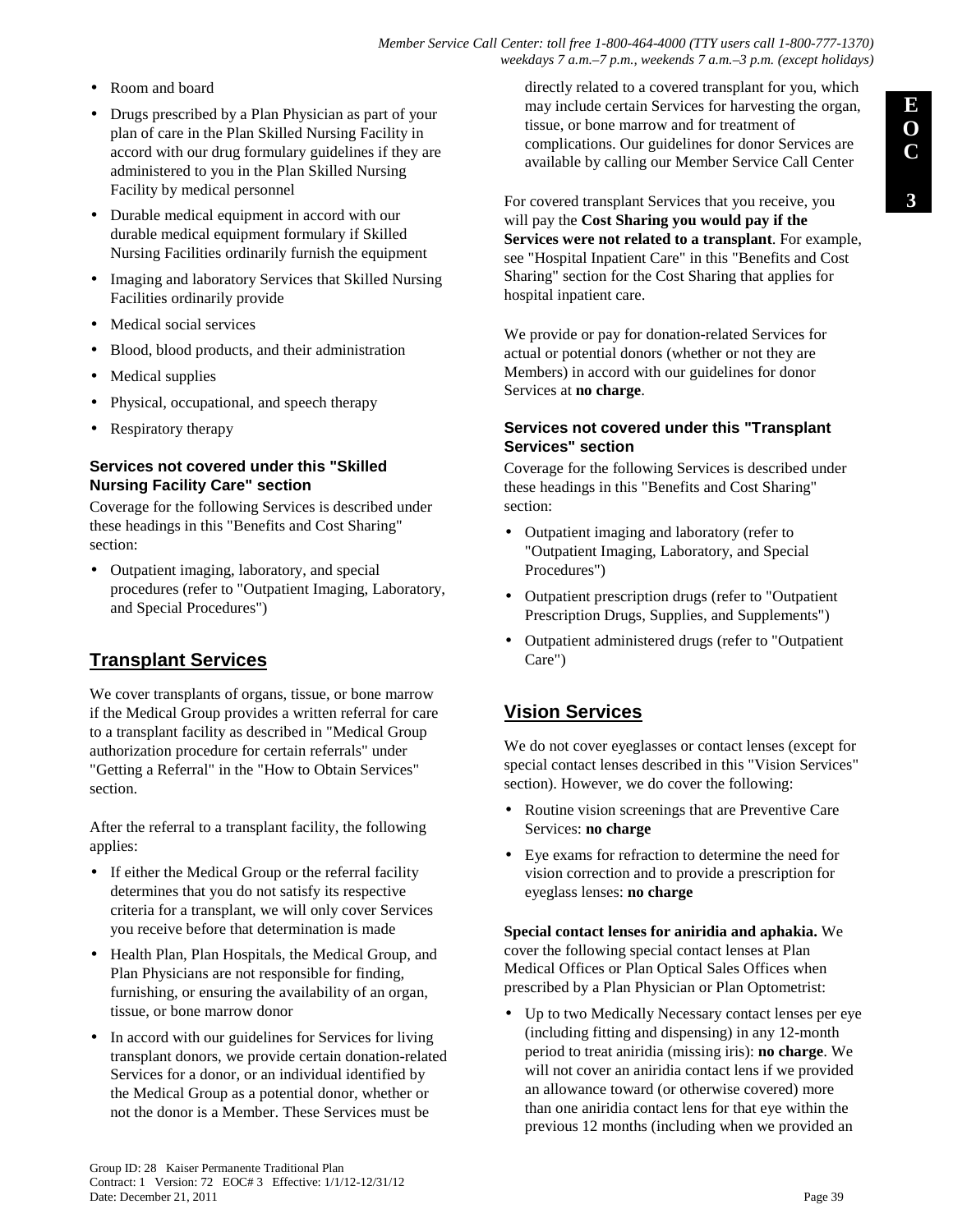- Room and board
- Drugs prescribed by a Plan Physician as part of your plan of care in the Plan Skilled Nursing Facility in accord with our drug formulary guidelines if they are administered to you in the Plan Skilled Nursing Facility by medical personnel
- Durable medical equipment in accord with our durable medical equipment formulary if Skilled Nursing Facilities ordinarily furnish the equipment
- Imaging and laboratory Services that Skilled Nursing Facilities ordinarily provide
- Medical social services
- Blood, blood products, and their administration
- Medical supplies
- Physical, occupational, and speech therapy
- Respiratory therapy

### Services not covered under this "Skilled Nursing Facility Care" section

Coverage for the following Services is described under these headings in this "Benefits and Cost Sharing" section:

- Outpatient imaging, laboratory, and special procedures (refer to "Outpatient Imaging, Laboratory, and Special Procedures")

## Transplant Services

We cover transplants of organs, tissue, or bone marrow if the Medical Group provides a written referral for care to a transplant facility as described in "Medical Group authorization procedure for certain referrals" under "Getting a Referral" in the "How to Obtain Services" section.

After the referral to a transplant facility, the following applies:

- If either the Medical Group or the referral facility determines that you do not satisfy its respective criteria for a transplant, we will only cover Services you receive before that determination is made
- Health Plan, Plan Hospitals, the Medical Group, and Plan Physicians are not responsible for finding, furnishing, or ensuring the availability of an organ, tissue, or bone marrow donor
- In accord with our guidelines for Services for living transplant donors, we provide certain donation-related Services for a donor, or an individual identified by the Medical Group as a potential donor, whether or not the donor is a Member. These Services must be directly related to a covered transplant for you, which may include certain Services for harvesting the organ, tissue, or bone marrow and for treatment of complications. Our guidelines for donor Services are available by calling our Member Service Call Center

For covered transplant Services that you receive, you will pay the **Cost Sharing you would pay if the Services were not related to a transplant**. For example, see "Hospital Inpatient Care" in this "Benefits and Cost Sharing" section for the Cost Sharing that applies for hospital inpatient care.

We provide or pay for donation-related Services for actual or potential donors (whether or not they are Members) in accord with our guidelines for donor Services at **no charge**.

### Services not covered under this "Transplant Services" section

Coverage for the following Services is described under these headings in this "Benefits and Cost Sharing" section:

- Outpatient imaging and laboratory (refer to "Outpatient Imaging, Laboratory, and Special Procedures")
- Outpatient prescription drugs (refer to "Outpatient Prescription Drugs, Supplies, and Supplements")
- Outpatient administered drugs (refer to "Outpatient Care")

## Vision Services

We do not cover eyeglasses or contact lenses (except for special contact lenses described in this "Vision Services" section). However, we do cover the following:

- Routine vision screenings that are Preventive Care Services: **no charge**
- Eye exams for refraction to determine the need for vision correction and to provide a prescription for eyeglass lenses: **no charge**

**Special contact lenses for aniridia and aphakia.** We cover the following special contact lenses at Plan Medical Offices or Plan Optical Sales Offices when prescribed by a Plan Physician or Plan Optometrist:

- Up to two Medically Necessary contact lenses per eye (including fitting and dispensing) in any 12-month period to treat aniridia (missing iris): **no charge**. We will not cover an aniridia contact lens if we provided an allowance toward (or otherwise covered) more than one aniridia contact lens for that eye within the previous 12 months (including when we provided an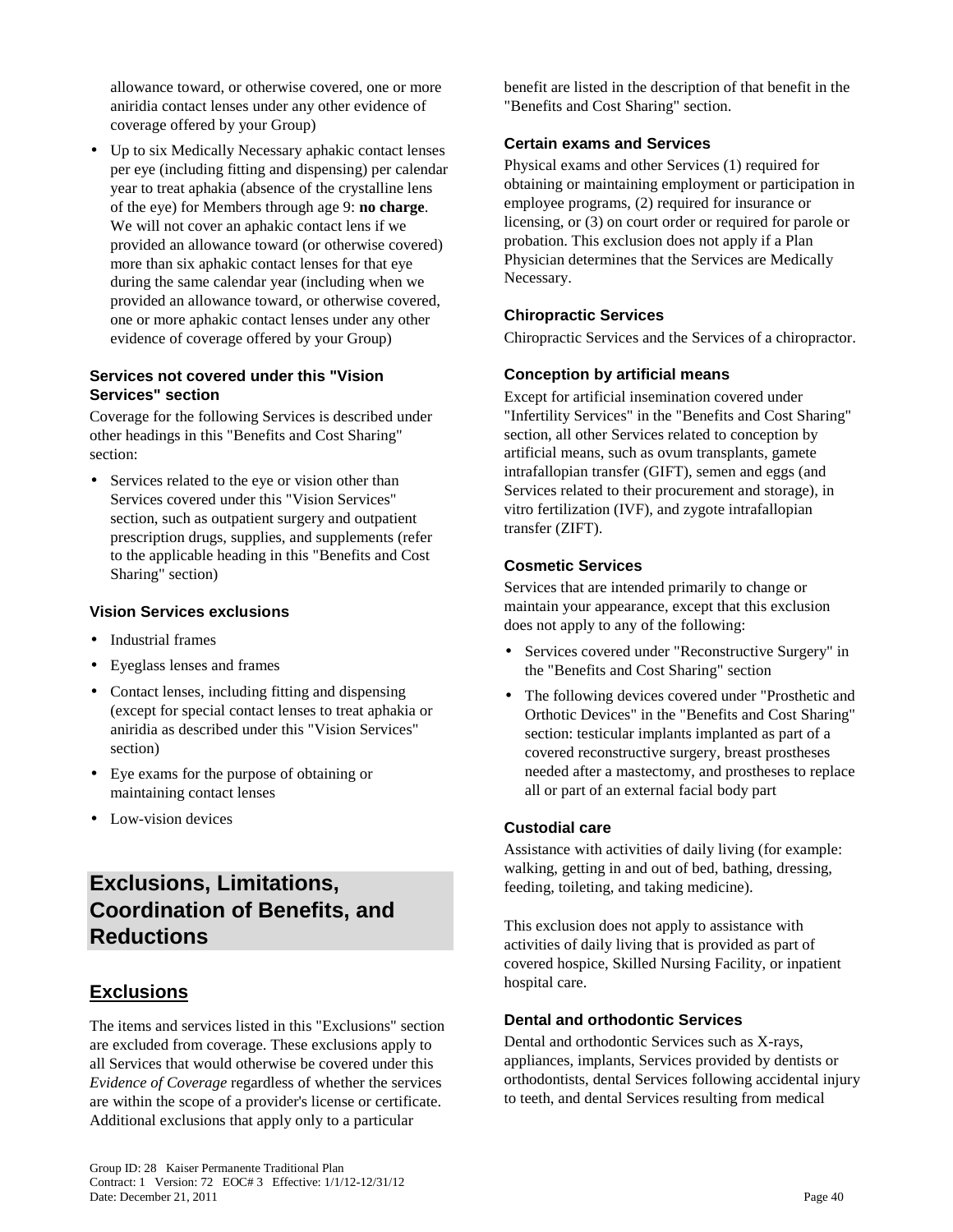allowance toward, or otherwise covered, one or more aniridia contact lenses under any other evidence of coverage offered by your Group)

- Up to six Medically Necessary aphakic contact lenses per eye (including fitting and dispensing) per calendar year to treat aphakia (absence of the crystalline lens of the eye) for Members through age 9: **no charge**. We will not cover an aphakic contact lens if we provided an allowance toward (or otherwise covered) more than six aphakic contact lenses for that eye during the same calendar year (including when we provided an allowance toward, or otherwise covered, one or more aphakic contact lenses under any other evidence of coverage offered by your Group)

#### Services not covered under this "Vision Services" section

Coverage for the following Services is described under other headings in this "Benefits and Cost Sharing" section:

- Services related to the eye or vision other than Services covered under this "Vision Services" section, such as outpatient surgery and outpatient prescription drugs, supplies, and supplements (refer to the applicable heading in this "Benefits and Cost Sharing" section)

#### Vision Services exclusions

- Industrial frames
- Eyeglass lenses and frames
- Contact lenses, including fitting and dispensing (except for special contact lenses to treat aphakia or aniridia as described under this "Vision Services" section)
- Eye exams for the purpose of obtaining or maintaining contact lenses
- Low-vision devices

# Exclusions, Limitations, Coordination of Benefits, and Reductions

## Exclusions

The items and services listed in this "Exclusions" section are excluded from coverage. These exclusions apply to all Services that would otherwise be covered under this *Evidence of Coverage* regardless of whether the services are within the scope of a provider's license or certificate. Additional exclusions that apply only to a particular benefit are listed in the description of that benefit in the "Benefits and Cost Sharing" section.

#### Certain exams and Services

Physical exams and other Services (1) required for obtaining or maintaining employment or participation in employee programs, (2) required for insurance or licensing, or (3) on court order or required for parole or probation. This exclusion does not apply if a Plan Physician determines that the Services are Medically Necessary.

#### Chiropractic Services

Chiropractic Services and the Services of a chiropractor.

#### Conception by artificial means

Except for artificial insemination covered under "Infertility Services" in the "Benefits and Cost Sharing" section, all other Services related to conception by artificial means, such as ovum transplants, gamete intrafallopian transfer (GIFT), semen and eggs (and Services related to their procurement and storage), in vitro fertilization (IVF), and zygote intrafallopian transfer (ZIFT).

#### Cosmetic Services

Services that are intended primarily to change or maintain your appearance, except that this exclusion does not apply to any of the following:

- Services covered under "Reconstructive Surgery" in the "Benefits and Cost Sharing" section
- The following devices covered under "Prosthetic and Orthotic Devices" in the "Benefits and Cost Sharing" section: testicular implants implanted as part of a covered reconstructive surgery, breast prostheses needed after a mastectomy, and prostheses to replace all or part of an external facial body part

#### Custodial care

Assistance with activities of daily living (for example: walking, getting in and out of bed, bathing, dressing, feeding, toileting, and taking medicine).

This exclusion does not apply to assistance with activities of daily living that is provided as part of covered hospice, Skilled Nursing Facility, or inpatient hospital care.

#### Dental and orthodontic Services

Dental and orthodontic Services such as X-rays, appliances, implants, Services provided by dentists or orthodontists, dental Services following accidental injury to teeth, and dental Services resulting from medical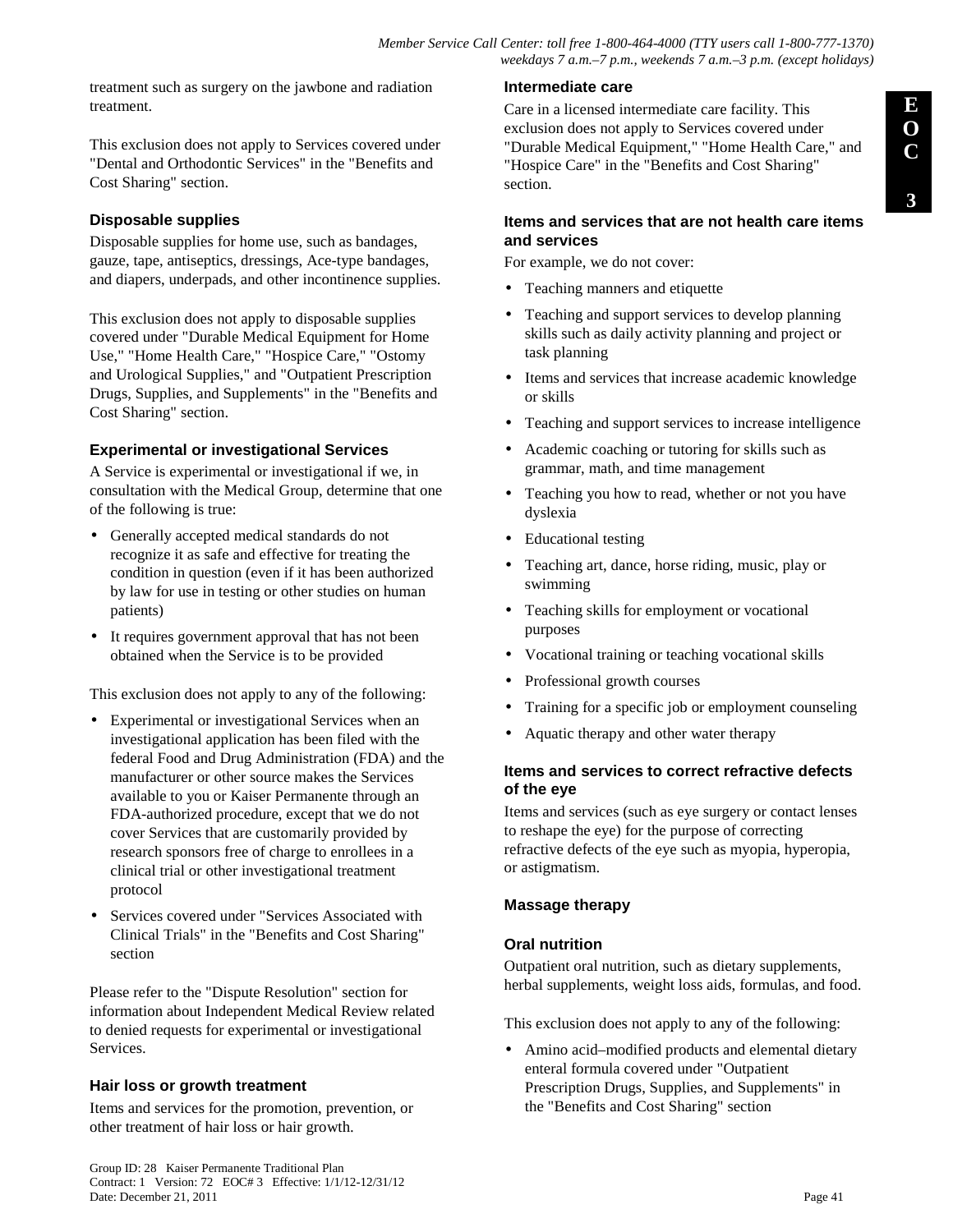treatment such as surgery on the jawbone and radiation treatment.

This exclusion does not apply to Services covered under "Dental and Orthodontic Services" in the "Benefits and Cost Sharing" section.

### Disposable supplies

Disposable supplies for home use, such as bandages, gauze, tape, antiseptics, dressings, Ace-type bandages, and diapers, underpads, and other incontinence supplies.

This exclusion does not apply to disposable supplies covered under "Durable Medical Equipment for Home Use," "Home Health Care," "Hospice Care," "Ostomy and Urological Supplies," and "Outpatient Prescription Drugs, Supplies, and Supplements" in the "Benefits and Cost Sharing" section.

### Experimental or investigational Services

A Service is experimental or investigational if we, in consultation with the Medical Group, determine that one of the following is true:

- Generally accepted medical standards do not recognize it as safe and effective for treating the condition in question (even if it has been authorized by law for use in testing or other studies on human patients)
- It requires government approval that has not been obtained when the Service is to be provided

This exclusion does not apply to any of the following:

- Experimental or investigational Services when an investigational application has been filed with the federal Food and Drug Administration (FDA) and the manufacturer or other source makes the Services available to you or Kaiser Permanente through an FDA-authorized procedure, except that we do not cover Services that are customarily provided by research sponsors free of charge to enrollees in a clinical trial or other investigational treatment protocol
- Services covered under "Services Associated with Clinical Trials" in the "Benefits and Cost Sharing" section

Please refer to the "Dispute Resolution" section for information about Independent Medical Review related to denied requests for experimental or investigational Services.

### Hair loss or growth treatment

Items and services for the promotion, prevention, or other treatment of hair loss or hair growth.

### Intermediate care

Care in a licensed intermediate care facility. This exclusion does not apply to Services covered under "Durable Medical Equipment," "Home Health Care," and "Hospice Care" in the "Benefits and Cost Sharing" section.

### Items and services that are not health care items and services

For example, we do not cover:

- Teaching manners and etiquette
- Teaching and support services to develop planning skills such as daily activity planning and project or task planning
- Items and services that increase academic knowledge or skills
- Teaching and support services to increase intelligence
- Academic coaching or tutoring for skills such as grammar, math, and time management
- Teaching you how to read, whether or not you have dyslexia
- Educational testing
- Teaching art, dance, horse riding, music, play or swimming
- Teaching skills for employment or vocational purposes
- Vocational training or teaching vocational skills
- Professional growth courses
- Training for a specific job or employment counseling
- Aquatic therapy and other water therapy

### Items and services to correct refractive defects of the eye

Items and services (such as eye surgery or contact lenses to reshape the eye) for the purpose of correcting refractive defects of the eye such as myopia, hyperopia, or astigmatism.

### Massage therapy

### Oral nutrition

Outpatient oral nutrition, such as dietary supplements, herbal supplements, weight loss aids, formulas, and food.

This exclusion does not apply to any of the following:

- Amino acid–modified products and elemental dietary enteral formula covered under "Outpatient Prescription Drugs, Supplies, and Supplements" in the "Benefits and Cost Sharing" section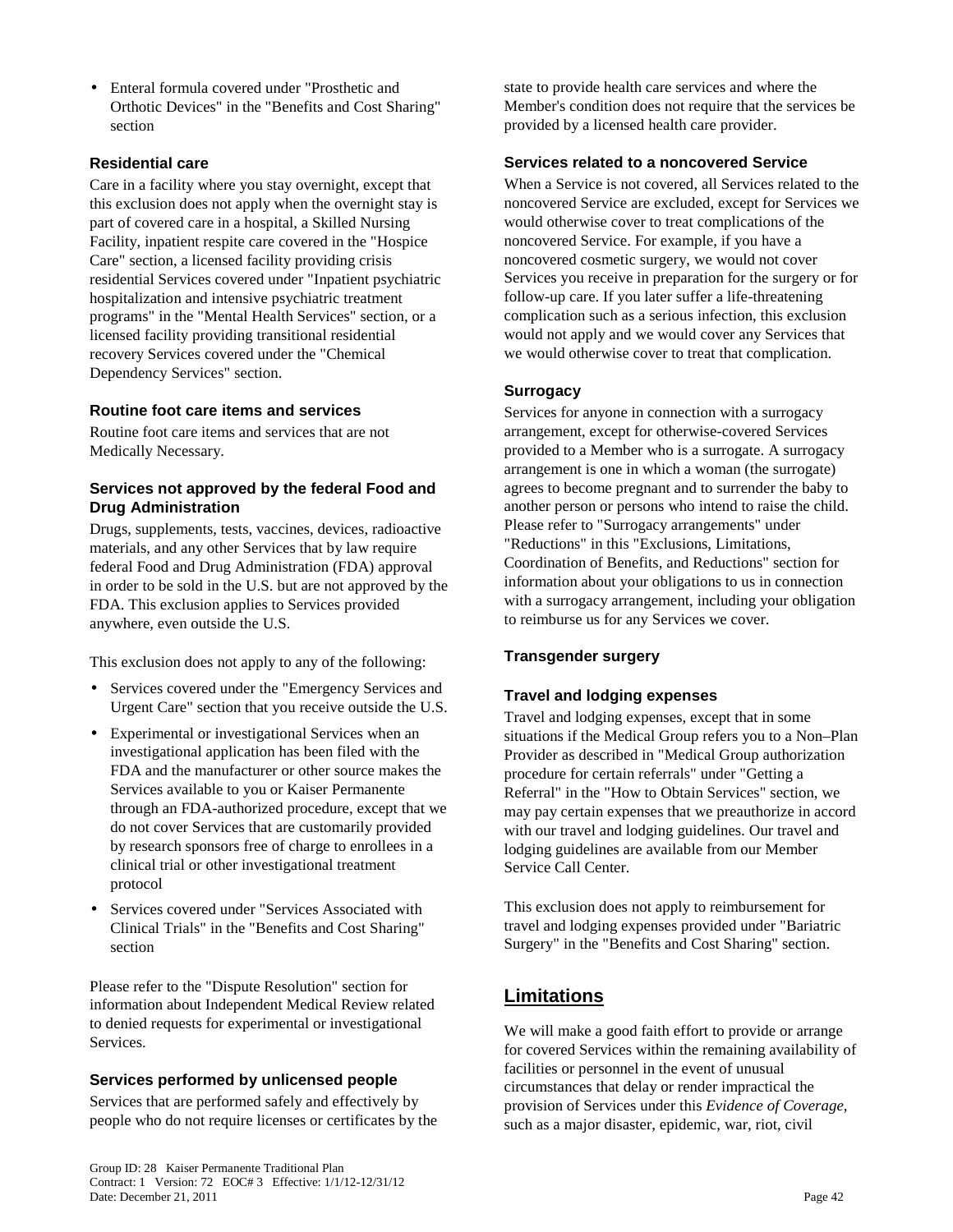- Enteral formula covered under "Prosthetic and Orthotic Devices" in the "Benefits and Cost Sharing" section

### Residential care

Care in a facility where you stay overnight, except that this exclusion does not apply when the overnight stay is part of covered care in a hospital, a Skilled Nursing Facility, inpatient respite care covered in the "Hospice Care" section, a licensed facility providing crisis residential Services covered under "Inpatient psychiatric hospitalization and intensive psychiatric treatment programs" in the "Mental Health Services" section, or a licensed facility providing transitional residential recovery Services covered under the "Chemical Dependency Services" section.

### Routine foot care items and services

Routine foot care items and services that are not Medically Necessary.

### Services not approved by the federal Food and Drug Administration

Drugs, supplements, tests, vaccines, devices, radioactive materials, and any other Services that by law require federal Food and Drug Administration (FDA) approval in order to be sold in the U.S. but are not approved by the FDA. This exclusion applies to Services provided anywhere, even outside the U.S.

This exclusion does not apply to any of the following:

- Services covered under the "Emergency Services and Urgent Care" section that you receive outside the U.S.
- Experimental or investigational Services when an investigational application has been filed with the FDA and the manufacturer or other source makes the Services available to you or Kaiser Permanente through an FDA-authorized procedure, except that we do not cover Services that are customarily provided by research sponsors free of charge to enrollees in a clinical trial or other investigational treatment protocol
- Services covered under "Services Associated with Clinical Trials" in the "Benefits and Cost Sharing" section

Please refer to the "Dispute Resolution" section for information about Independent Medical Review related to denied requests for experimental or investigational Services.

### Services performed by unlicensed people

Services that are performed safely and effectively by people who do not require licenses or certificates by the state to provide health care services and where the Member's condition does not require that the services be provided by a licensed health care provider.

### Services related to a noncovered Service

When a Service is not covered, all Services related to the noncovered Service are excluded, except for Services we would otherwise cover to treat complications of the noncovered Service. For example, if you have a noncovered cosmetic surgery, we would not cover Services you receive in preparation for the surgery or for follow-up care. If you later suffer a life-threatening complication such as a serious infection, this exclusion would not apply and we would cover any Services that we would otherwise cover to treat that complication.

### Surrogacy

Services for anyone in connection with a surrogacy arrangement, except for otherwise-covered Services provided to a Member who is a surrogate. A surrogacy arrangement is one in which a woman (the surrogate) agrees to become pregnant and to surrender the baby to another person or persons who intend to raise the child. Please refer to "Surrogacy arrangements" under "Reductions" in this "Exclusions, Limitations, Coordination of Benefits, and Reductions" section for information about your obligations to us in connection with a surrogacy arrangement, including your obligation to reimburse us for any Services we cover.

### Transgender surgery

### Travel and lodging expenses

Travel and lodging expenses, except that in some situations if the Medical Group refers you to a Non–Plan Provider as described in "Medical Group authorization procedure for certain referrals" under "Getting a Referral" in the "How to Obtain Services" section, we may pay certain expenses that we preauthorize in accord with our travel and lodging guidelines. Our travel and lodging guidelines are available from our Member Service Call Center.

This exclusion does not apply to reimbursement for travel and lodging expenses provided under "Bariatric Surgery" in the "Benefits and Cost Sharing" section.

## Limitations

We will make a good faith effort to provide or arrange for covered Services within the remaining availability of facilities or personnel in the event of unusual circumstances that delay or render impractical the provision of Services under this *Evidence of Coverage*, such as a major disaster, epidemic, war, riot, civil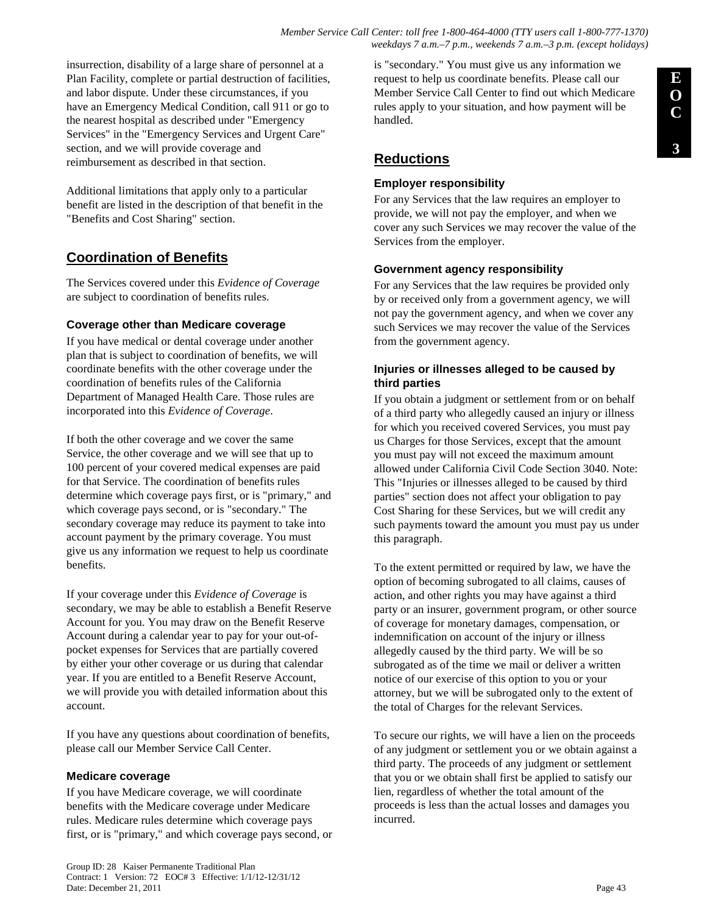insurrection, disability of a large share of personnel at a Plan Facility, complete or partial destruction of facilities, and labor dispute. Under these circumstances, if you have an Emergency Medical Condition, call 911 or go to the nearest hospital as described under "Emergency Services" in the "Emergency Services and Urgent Care" section, and we will provide coverage and reimbursement as described in that section.

Additional limitations that apply only to a particular benefit are listed in the description of that benefit in the "Benefits and Cost Sharing" section.

## Coordination of Benefits

The Services covered under this *Evidence of Coverage* are subject to coordination of benefits rules.

### Coverage other than Medicare coverage

If you have medical or dental coverage under another plan that is subject to coordination of benefits, we will coordinate benefits with the other coverage under the coordination of benefits rules of the California Department of Managed Health Care. Those rules are incorporated into this *Evidence of Coverage*.

If both the other coverage and we cover the same Service, the other coverage and we will see that up to 100 percent of your covered medical expenses are paid for that Service. The coordination of benefits rules determine which coverage pays first, or is "primary," and which coverage pays second, or is "secondary." The secondary coverage may reduce its payment to take into account payment by the primary coverage. You must give us any information we request to help us coordinate benefits.

If your coverage under this *Evidence of Coverage* is secondary, we may be able to establish a Benefit Reserve Account for you. You may draw on the Benefit Reserve Account during a calendar year to pay for your out-of-pocket expenses for Services that are partially covered by either your other coverage or us during that calendar year. If you are entitled to a Benefit Reserve Account, we will provide you with detailed information about this account.

If you have any questions about coordination of benefits, please call our Member Service Call Center.

### Medicare coverage

If you have Medicare coverage, we will coordinate benefits with the Medicare coverage under Medicare rules. Medicare rules determine which coverage pays first, or is "primary," and which coverage pays second, or is "secondary." You must give us any information we request to help us coordinate benefits. Please call our Member Service Call Center to find out which Medicare rules apply to your situation, and how payment will be handled.

## Reductions

### Employer responsibility

For any Services that the law requires an employer to provide, we will not pay the employer, and when we cover any such Services we may recover the value of the Services from the employer.

### Government agency responsibility

For any Services that the law requires be provided only by or received only from a government agency, we will not pay the government agency, and when we cover any such Services we may recover the value of the Services from the government agency.

### Injuries or illnesses alleged to be caused by third parties

If you obtain a judgment or settlement from or on behalf of a third party who allegedly caused an injury or illness for which you received covered Services, you must pay us Charges for those Services, except that the amount you must pay will not exceed the maximum amount allowed under California Civil Code Section 3040. Note: This "Injuries or illnesses alleged to be caused by third parties" section does not affect your obligation to pay Cost Sharing for these Services, but we will credit any such payments toward the amount you must pay us under this paragraph.

To the extent permitted or required by law, we have the option of becoming subrogated to all claims, causes of action, and other rights you may have against a third party or an insurer, government program, or other source of coverage for monetary damages, compensation, or indemnification on account of the injury or illness allegedly caused by the third party. We will be so subrogated as of the time we mail or deliver a written notice of our exercise of this option to you or your attorney, but we will be subrogated only to the extent of the total of Charges for the relevant Services.

To secure our rights, we will have a lien on the proceeds of any judgment or settlement you or we obtain against a third party. The proceeds of any judgment or settlement that you or we obtain shall first be applied to satisfy our lien, regardless of whether the total amount of the proceeds is less than the actual losses and damages you incurred.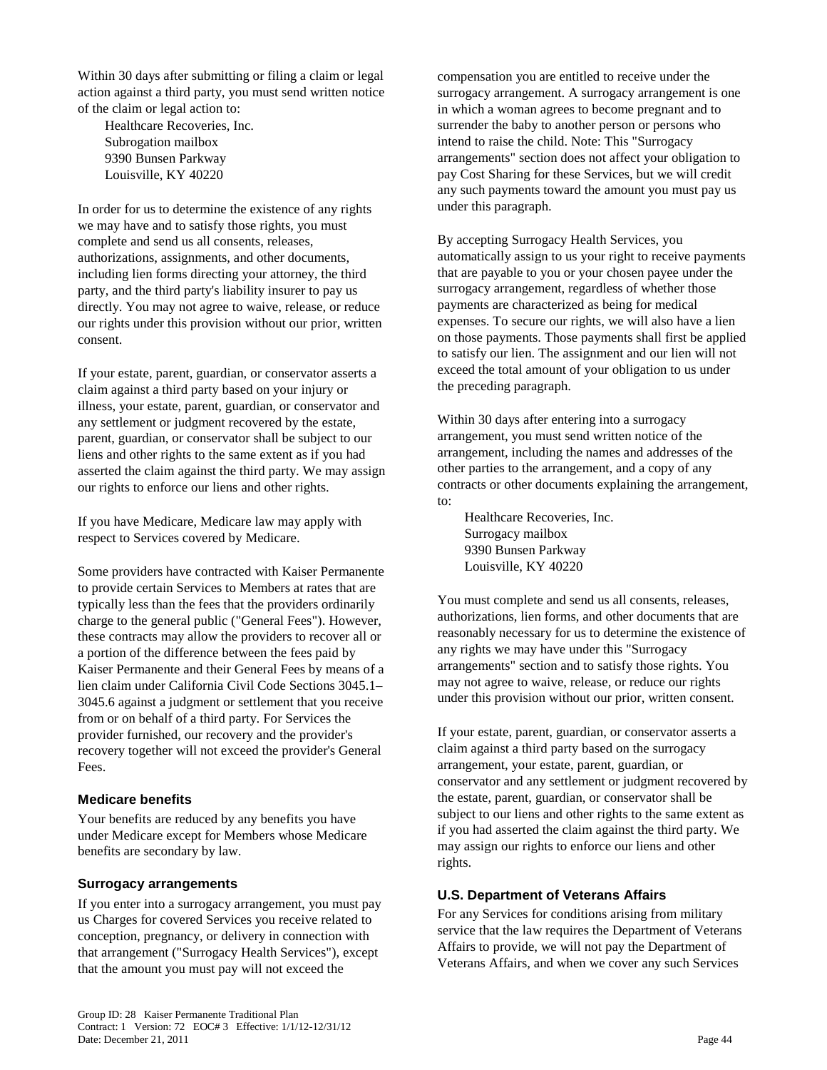Within 30 days after submitting or filing a claim or legal action against a third party, you must send written notice of the claim or legal action to:

Healthcare Recoveries, Inc.
Subrogation mailbox
9390 Bunsen Parkway
Louisville, KY 40220

In order for us to determine the existence of any rights we may have and to satisfy those rights, you must complete and send us all consents, releases, authorizations, assignments, and other documents, including lien forms directing your attorney, the third party, and the third party's liability insurer to pay us directly. You may not agree to waive, release, or reduce our rights under this provision without our prior, written consent.

If your estate, parent, guardian, or conservator asserts a claim against a third party based on your injury or illness, your estate, parent, guardian, or conservator and any settlement or judgment recovered by the estate, parent, guardian, or conservator shall be subject to our liens and other rights to the same extent as if you had asserted the claim against the third party. We may assign our rights to enforce our liens and other rights.

If you have Medicare, Medicare law may apply with respect to Services covered by Medicare.

Some providers have contracted with Kaiser Permanente to provide certain Services to Members at rates that are typically less than the fees that the providers ordinarily charge to the general public ("General Fees"). However, these contracts may allow the providers to recover all or a portion of the difference between the fees paid by Kaiser Permanente and their General Fees by means of a lien claim under California Civil Code Sections 3045.1–3045.6 against a judgment or settlement that you receive from or on behalf of a third party. For Services the provider furnished, our recovery and the provider's recovery together will not exceed the provider's General Fees.

### Medicare benefits

Your benefits are reduced by any benefits you have under Medicare except for Members whose Medicare benefits are secondary by law.

### Surrogacy arrangements

If you enter into a surrogacy arrangement, you must pay us Charges for covered Services you receive related to conception, pregnancy, or delivery in connection with that arrangement ("Surrogacy Health Services"), except that the amount you must pay will not exceed the compensation you are entitled to receive under the surrogacy arrangement. A surrogacy arrangement is one in which a woman agrees to become pregnant and to surrender the baby to another person or persons who intend to raise the child. Note: This "Surrogacy arrangements" section does not affect your obligation to pay Cost Sharing for these Services, but we will credit any such payments toward the amount you must pay us under this paragraph.

By accepting Surrogacy Health Services, you automatically assign to us your right to receive payments that are payable to you or your chosen payee under the surrogacy arrangement, regardless of whether those payments are characterized as being for medical expenses. To secure our rights, we will also have a lien on those payments. Those payments shall first be applied to satisfy our lien. The assignment and our lien will not exceed the total amount of your obligation to us under the preceding paragraph.

Within 30 days after entering into a surrogacy arrangement, you must send written notice of the arrangement, including the names and addresses of the other parties to the arrangement, and a copy of any contracts or other documents explaining the arrangement, to:

Healthcare Recoveries, Inc.
Surrogacy mailbox
9390 Bunsen Parkway
Louisville, KY 40220

You must complete and send us all consents, releases, authorizations, lien forms, and other documents that are reasonably necessary for us to determine the existence of any rights we may have under this "Surrogacy arrangements" section and to satisfy those rights. You may not agree to waive, release, or reduce our rights under this provision without our prior, written consent.

If your estate, parent, guardian, or conservator asserts a claim against a third party based on the surrogacy arrangement, your estate, parent, guardian, or conservator and any settlement or judgment recovered by the estate, parent, guardian, or conservator shall be subject to our liens and other rights to the same extent as if you had asserted the claim against the third party. We may assign our rights to enforce our liens and other rights.

### U.S. Department of Veterans Affairs

For any Services for conditions arising from military service that the law requires the Department of Veterans Affairs to provide, we will not pay the Department of Veterans Affairs, and when we cover any such Services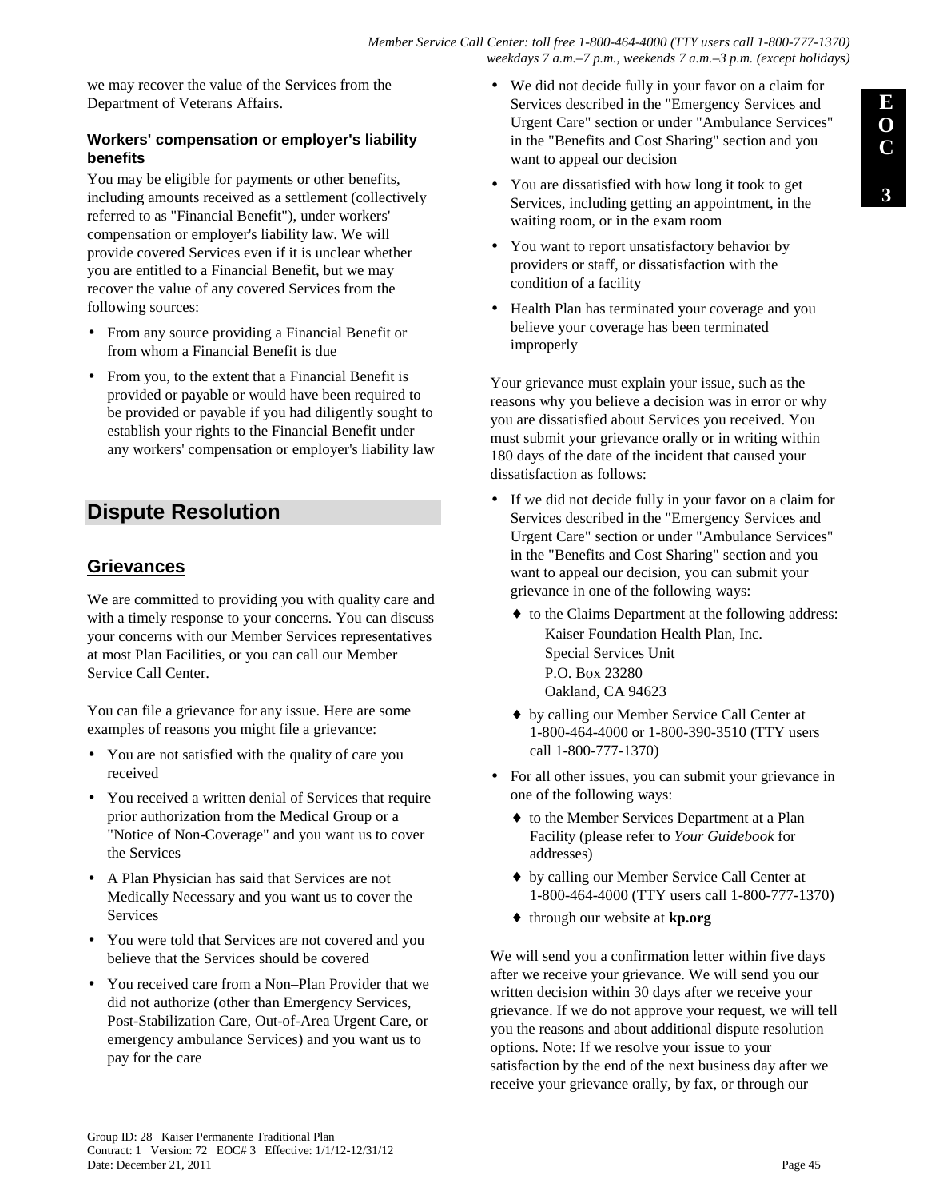we may recover the value of the Services from the Department of Veterans Affairs.

**Workers' compensation or employer's liability benefits**

You may be eligible for payments or other benefits, including amounts received as a settlement (collectively referred to as "Financial Benefit"), under workers' compensation or employer's liability law. We will provide covered Services even if it is unclear whether you are entitled to a Financial Benefit, but we may recover the value of any covered Services from the following sources:

- From any source providing a Financial Benefit or from whom a Financial Benefit is due
- From you, to the extent that a Financial Benefit is provided or payable or would have been required to be provided or payable if you had diligently sought to establish your rights to the Financial Benefit under any workers' compensation or employer's liability law

## Dispute Resolution

### Grievances

We are committed to providing you with quality care and with a timely response to your concerns. You can discuss your concerns with our Member Services representatives at most Plan Facilities, or you can call our Member Service Call Center.

You can file a grievance for any issue. Here are some examples of reasons you might file a grievance:

- You are not satisfied with the quality of care you received
- You received a written denial of Services that require prior authorization from the Medical Group or a "Notice of Non-Coverage" and you want us to cover the Services
- A Plan Physician has said that Services are not Medically Necessary and you want us to cover the Services
- You were told that Services are not covered and you believe that the Services should be covered
- You received care from a Non–Plan Provider that we did not authorize (other than Emergency Services, Post-Stabilization Care, Out-of-Area Urgent Care, or emergency ambulance Services) and you want us to pay for the care
- We did not decide fully in your favor on a claim for Services described in the "Emergency Services and Urgent Care" section or under "Ambulance Services" in the "Benefits and Cost Sharing" section and you want to appeal our decision
- You are dissatisfied with how long it took to get Services, including getting an appointment, in the waiting room, or in the exam room
- You want to report unsatisfactory behavior by providers or staff, or dissatisfaction with the condition of a facility
- Health Plan has terminated your coverage and you believe your coverage has been terminated improperly

Your grievance must explain your issue, such as the reasons why you believe a decision was in error or why you are dissatisfied about Services you received. You must submit your grievance orally or in writing within 180 days of the date of the incident that caused your dissatisfaction as follows:

- If we did not decide fully in your favor on a claim for Services described in the "Emergency Services and Urgent Care" section or under "Ambulance Services" in the "Benefits and Cost Sharing" section and you want to appeal our decision, you can submit your grievance in one of the following ways:
  - ♦ to the Claims Department at the following address:
    Kaiser Foundation Health Plan, Inc.
    Special Services Unit
    P.O. Box 23280
    Oakland, CA 94623
  - ♦ by calling our Member Service Call Center at 1-800-464-4000 or 1-800-390-3510 (TTY users call 1-800-777-1370)
- For all other issues, you can submit your grievance in one of the following ways:
  - ♦ to the Member Services Department at a Plan Facility (please refer to *Your Guidebook* for addresses)
  - ♦ by calling our Member Service Call Center at 1-800-464-4000 (TTY users call 1-800-777-1370)
  - ♦ through our website at **kp.org**

We will send you a confirmation letter within five days after we receive your grievance. We will send you our written decision within 30 days after we receive your grievance. If we do not approve your request, we will tell you the reasons and about additional dispute resolution options. Note: If we resolve your issue to your satisfaction by the end of the next business day after we receive your grievance orally, by fax, or through our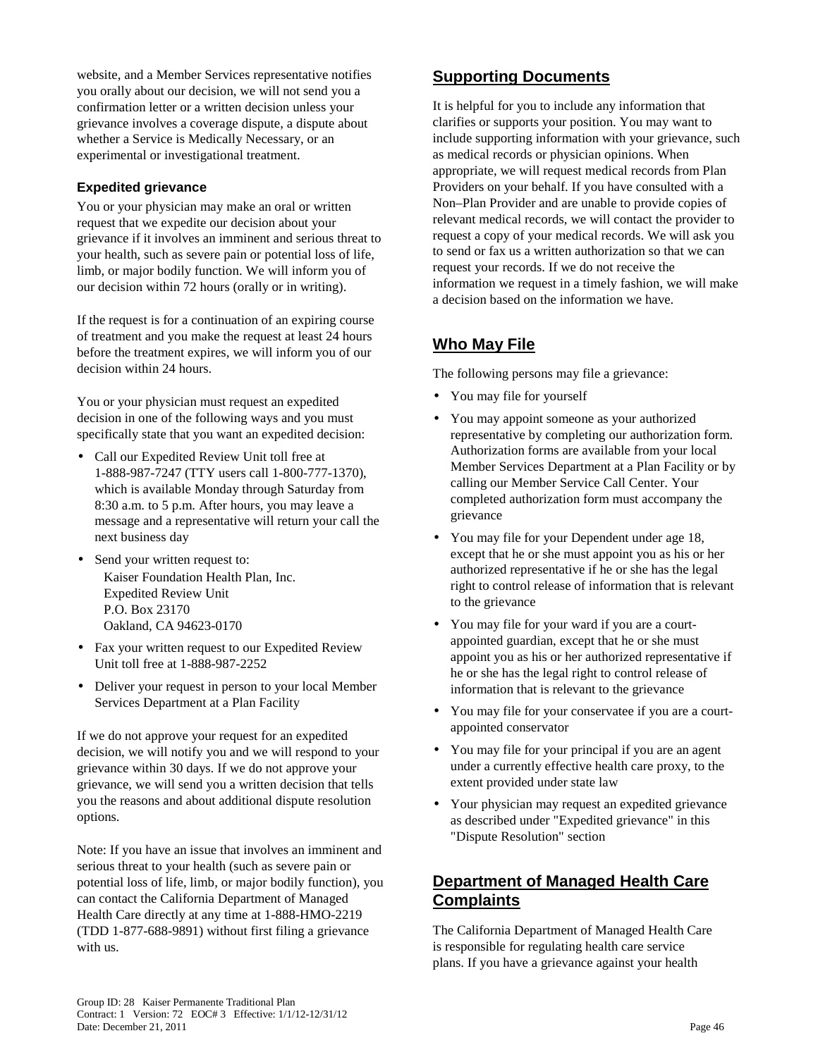website, and a Member Services representative notifies you orally about our decision, we will not send you a confirmation letter or a written decision unless your grievance involves a coverage dispute, a dispute about whether a Service is Medically Necessary, or an experimental or investigational treatment.

### Expedited grievance

You or your physician may make an oral or written request that we expedite our decision about your grievance if it involves an imminent and serious threat to your health, such as severe pain or potential loss of life, limb, or major bodily function. We will inform you of our decision within 72 hours (orally or in writing).

If the request is for a continuation of an expiring course of treatment and you make the request at least 24 hours before the treatment expires, we will inform you of our decision within 24 hours.

You or your physician must request an expedited decision in one of the following ways and you must specifically state that you want an expedited decision:

- Call our Expedited Review Unit toll free at 1-888-987-7247 (TTY users call 1-800-777-1370), which is available Monday through Saturday from 8:30 a.m. to 5 p.m. After hours, you may leave a message and a representative will return your call the next business day
- Send your written request to:
  Kaiser Foundation Health Plan, Inc.
  Expedited Review Unit
  P.O. Box 23170
  Oakland, CA 94623-0170
- Fax your written request to our Expedited Review Unit toll free at 1-888-987-2252
- Deliver your request in person to your local Member Services Department at a Plan Facility

If we do not approve your request for an expedited decision, we will notify you and we will respond to your grievance within 30 days. If we do not approve your grievance, we will send you a written decision that tells you the reasons and about additional dispute resolution options.

Note: If you have an issue that involves an imminent and serious threat to your health (such as severe pain or potential loss of life, limb, or major bodily function), you can contact the California Department of Managed Health Care directly at any time at 1-888-HMO-2219 (TDD 1-877-688-9891) without first filing a grievance with us.

## Supporting Documents

It is helpful for you to include any information that clarifies or supports your position. You may want to include supporting information with your grievance, such as medical records or physician opinions. When appropriate, we will request medical records from Plan Providers on your behalf. If you have consulted with a Non–Plan Provider and are unable to provide copies of relevant medical records, we will contact the provider to request a copy of your medical records. We will ask you to send or fax us a written authorization so that we can request your records. If we do not receive the information we request in a timely fashion, we will make a decision based on the information we have.

## Who May File

The following persons may file a grievance:

- You may file for yourself
- You may appoint someone as your authorized representative by completing our authorization form. Authorization forms are available from your local Member Services Department at a Plan Facility or by calling our Member Service Call Center. Your completed authorization form must accompany the grievance
- You may file for your Dependent under age 18, except that he or she must appoint you as his or her authorized representative if he or she has the legal right to control release of information that is relevant to the grievance
- You may file for your ward if you are a court-appointed guardian, except that he or she must appoint you as his or her authorized representative if he or she has the legal right to control release of information that is relevant to the grievance
- You may file for your conservatee if you are a court-appointed conservator
- You may file for your principal if you are an agent under a currently effective health care proxy, to the extent provided under state law
- Your physician may request an expedited grievance as described under "Expedited grievance" in this "Dispute Resolution" section

## Department of Managed Health Care Complaints

The California Department of Managed Health Care is responsible for regulating health care service plans. If you have a grievance against your health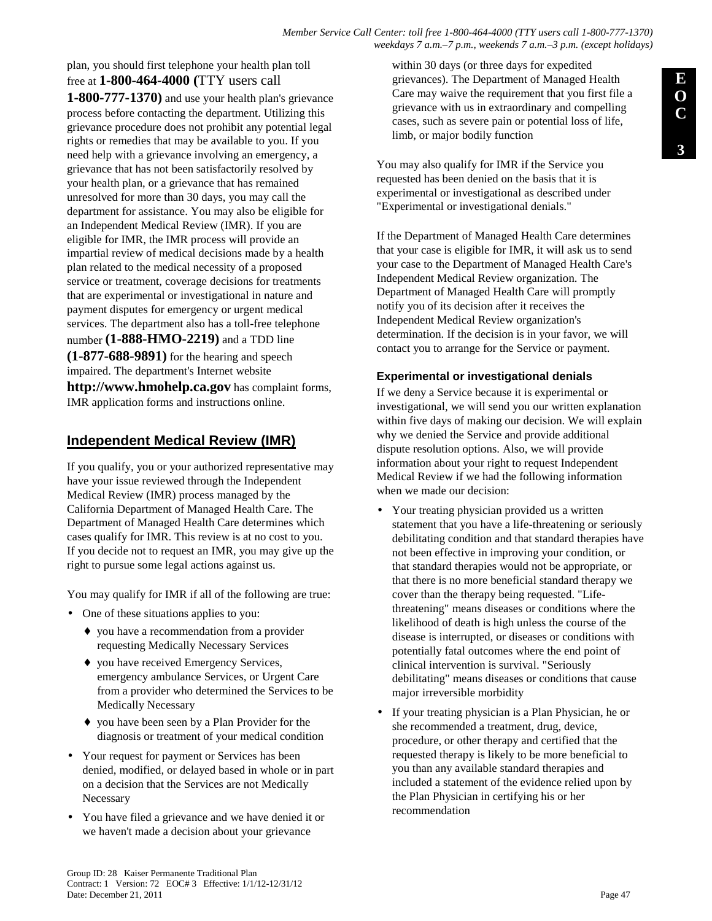plan, you should first telephone your health plan toll free at **1-800-464-4000 (**TTY users call **1-800-777-1370)** and use your health plan's grievance process before contacting the department. Utilizing this grievance procedure does not prohibit any potential legal rights or remedies that may be available to you. If you need help with a grievance involving an emergency, a grievance that has not been satisfactorily resolved by your health plan, or a grievance that has remained unresolved for more than 30 days, you may call the department for assistance. You may also be eligible for an Independent Medical Review (IMR). If you are eligible for IMR, the IMR process will provide an impartial review of medical decisions made by a health plan related to the medical necessity of a proposed service or treatment, coverage decisions for treatments that are experimental or investigational in nature and payment disputes for emergency or urgent medical services. The department also has a toll-free telephone number **(1-888-HMO-2219)** and a TDD line **(1-877-688-9891)** for the hearing and speech impaired. The department's Internet website **http://www.hmohelp.ca.gov** has complaint forms, IMR application forms and instructions online.

## Independent Medical Review (IMR)

If you qualify, you or your authorized representative may have your issue reviewed through the Independent Medical Review (IMR) process managed by the California Department of Managed Health Care. The Department of Managed Health Care determines which cases qualify for IMR. This review is at no cost to you. If you decide not to request an IMR, you may give up the right to pursue some legal actions against us.

You may qualify for IMR if all of the following are true:

- One of these situations applies to you:
  - you have a recommendation from a provider requesting Medically Necessary Services
  - you have received Emergency Services, emergency ambulance Services, or Urgent Care from a provider who determined the Services to be Medically Necessary
  - you have been seen by a Plan Provider for the diagnosis or treatment of your medical condition
- Your request for payment or Services has been denied, modified, or delayed based in whole or in part on a decision that the Services are not Medically Necessary
- You have filed a grievance and we have denied it or we haven't made a decision about your grievance within 30 days (or three days for expedited grievances). The Department of Managed Health Care may waive the requirement that you first file a grievance with us in extraordinary and compelling cases, such as severe pain or potential loss of life, limb, or major bodily function

You may also qualify for IMR if the Service you requested has been denied on the basis that it is experimental or investigational as described under "Experimental or investigational denials."

If the Department of Managed Health Care determines that your case is eligible for IMR, it will ask us to send your case to the Department of Managed Health Care's Independent Medical Review organization. The Department of Managed Health Care will promptly notify you of its decision after it receives the Independent Medical Review organization's determination. If the decision is in your favor, we will contact you to arrange for the Service or payment.

### Experimental or investigational denials

If we deny a Service because it is experimental or investigational, we will send you our written explanation within five days of making our decision. We will explain why we denied the Service and provide additional dispute resolution options. Also, we will provide information about your right to request Independent Medical Review if we had the following information when we made our decision:

- Your treating physician provided us a written statement that you have a life-threatening or seriously debilitating condition and that standard therapies have not been effective in improving your condition, or that standard therapies would not be appropriate, or that there is no more beneficial standard therapy we cover than the therapy being requested. "Life-threatening" means diseases or conditions where the likelihood of death is high unless the course of the disease is interrupted, or diseases or conditions with potentially fatal outcomes where the end point of clinical intervention is survival. "Seriously debilitating" means diseases or conditions that cause major irreversible morbidity
- If your treating physician is a Plan Physician, he or she recommended a treatment, drug, device, procedure, or other therapy and certified that the requested therapy is likely to be more beneficial to you than any available standard therapies and included a statement of the evidence relied upon by the Plan Physician in certifying his or her recommendation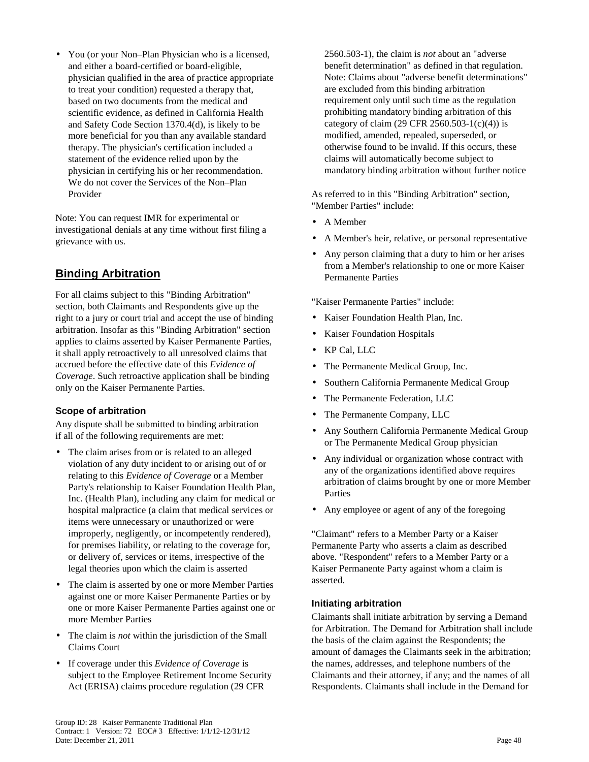- You (or your Non–Plan Physician who is a licensed, and either a board-certified or board-eligible, physician qualified in the area of practice appropriate to treat your condition) requested a therapy that, based on two documents from the medical and scientific evidence, as defined in California Health and Safety Code Section 1370.4(d), is likely to be more beneficial for you than any available standard therapy. The physician's certification included a statement of the evidence relied upon by the physician in certifying his or her recommendation. We do not cover the Services of the Non–Plan Provider

Note: You can request IMR for experimental or investigational denials at any time without first filing a grievance with us.

## Binding Arbitration

For all claims subject to this "Binding Arbitration" section, both Claimants and Respondents give up the right to a jury or court trial and accept the use of binding arbitration. Insofar as this "Binding Arbitration" section applies to claims asserted by Kaiser Permanente Parties, it shall apply retroactively to all unresolved claims that accrued before the effective date of this *Evidence of Coverage*. Such retroactive application shall be binding only on the Kaiser Permanente Parties.

### Scope of arbitration

Any dispute shall be submitted to binding arbitration if all of the following requirements are met:

- The claim arises from or is related to an alleged violation of any duty incident to or arising out of or relating to this *Evidence of Coverage* or a Member Party's relationship to Kaiser Foundation Health Plan, Inc. (Health Plan), including any claim for medical or hospital malpractice (a claim that medical services or items were unnecessary or unauthorized or were improperly, negligently, or incompetently rendered), for premises liability, or relating to the coverage for, or delivery of, services or items, irrespective of the legal theories upon which the claim is asserted
- The claim is asserted by one or more Member Parties against one or more Kaiser Permanente Parties or by one or more Kaiser Permanente Parties against one or more Member Parties
- The claim is *not* within the jurisdiction of the Small Claims Court
- If coverage under this *Evidence of Coverage* is subject to the Employee Retirement Income Security Act (ERISA) claims procedure regulation (29 CFR 2560.503-1), the claim is *not* about an "adverse benefit determination" as defined in that regulation. Note: Claims about "adverse benefit determinations" are excluded from this binding arbitration requirement only until such time as the regulation prohibiting mandatory binding arbitration of this category of claim (29 CFR 2560.503-1(c)(4)) is modified, amended, repealed, superseded, or otherwise found to be invalid. If this occurs, these claims will automatically become subject to mandatory binding arbitration without further notice

As referred to in this "Binding Arbitration" section, "Member Parties" include:

- A Member
- A Member's heir, relative, or personal representative
- Any person claiming that a duty to him or her arises from a Member's relationship to one or more Kaiser Permanente Parties

"Kaiser Permanente Parties" include:

- Kaiser Foundation Health Plan, Inc.
- Kaiser Foundation Hospitals
- KP Cal, LLC
- The Permanente Medical Group, Inc.
- Southern California Permanente Medical Group
- The Permanente Federation, LLC
- The Permanente Company, LLC
- Any Southern California Permanente Medical Group or The Permanente Medical Group physician
- Any individual or organization whose contract with any of the organizations identified above requires arbitration of claims brought by one or more Member Parties
- Any employee or agent of any of the foregoing

"Claimant" refers to a Member Party or a Kaiser Permanente Party who asserts a claim as described above. "Respondent" refers to a Member Party or a Kaiser Permanente Party against whom a claim is asserted.

### Initiating arbitration

Claimants shall initiate arbitration by serving a Demand for Arbitration. The Demand for Arbitration shall include the basis of the claim against the Respondents; the amount of damages the Claimants seek in the arbitration; the names, addresses, and telephone numbers of the Claimants and their attorney, if any; and the names of all Respondents. Claimants shall include in the Demand for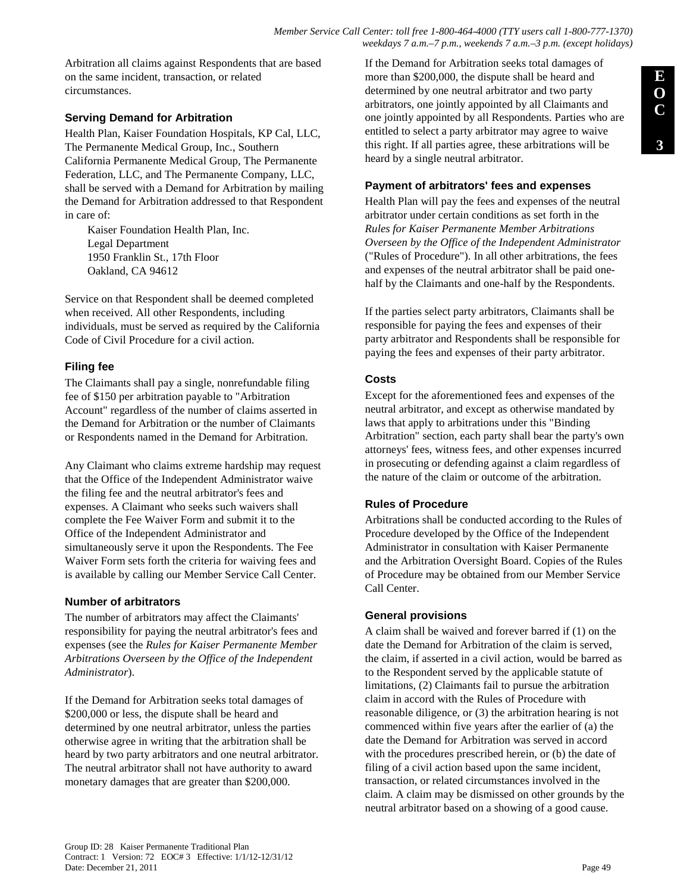Arbitration all claims against Respondents that are based on the same incident, transaction, or related circumstances.

### Serving Demand for Arbitration

Health Plan, Kaiser Foundation Hospitals, KP Cal, LLC, The Permanente Medical Group, Inc., Southern California Permanente Medical Group, The Permanente Federation, LLC, and The Permanente Company, LLC, shall be served with a Demand for Arbitration by mailing the Demand for Arbitration addressed to that Respondent in care of:

Kaiser Foundation Health Plan, Inc.
Legal Department
1950 Franklin St., 17th Floor
Oakland, CA 94612

Service on that Respondent shall be deemed completed when received. All other Respondents, including individuals, must be served as required by the California Code of Civil Procedure for a civil action.

### Filing fee

The Claimants shall pay a single, nonrefundable filing fee of $150 per arbitration payable to "Arbitration Account" regardless of the number of claims asserted in the Demand for Arbitration or the number of Claimants or Respondents named in the Demand for Arbitration.

Any Claimant who claims extreme hardship may request that the Office of the Independent Administrator waive the filing fee and the neutral arbitrator's fees and expenses. A Claimant who seeks such waivers shall complete the Fee Waiver Form and submit it to the Office of the Independent Administrator and simultaneously serve it upon the Respondents. The Fee Waiver Form sets forth the criteria for waiving fees and is available by calling our Member Service Call Center.

### Number of arbitrators

The number of arbitrators may affect the Claimants' responsibility for paying the neutral arbitrator's fees and expenses (see the *Rules for Kaiser Permanente Member Arbitrations Overseen by the Office of the Independent Administrator*).

If the Demand for Arbitration seeks total damages of $200,000 or less, the dispute shall be heard and determined by one neutral arbitrator, unless the parties otherwise agree in writing that the arbitration shall be heard by two party arbitrators and one neutral arbitrator. The neutral arbitrator shall not have authority to award monetary damages that are greater than $200,000.

If the Demand for Arbitration seeks total damages of more than $200,000, the dispute shall be heard and determined by one neutral arbitrator and two party arbitrators, one jointly appointed by all Claimants and one jointly appointed by all Respondents. Parties who are entitled to select a party arbitrator may agree to waive this right. If all parties agree, these arbitrations will be heard by a single neutral arbitrator.

### Payment of arbitrators' fees and expenses

Health Plan will pay the fees and expenses of the neutral arbitrator under certain conditions as set forth in the *Rules for Kaiser Permanente Member Arbitrations Overseen by the Office of the Independent Administrator* ("Rules of Procedure"). In all other arbitrations, the fees and expenses of the neutral arbitrator shall be paid one-half by the Claimants and one-half by the Respondents.

If the parties select party arbitrators, Claimants shall be responsible for paying the fees and expenses of their party arbitrator and Respondents shall be responsible for paying the fees and expenses of their party arbitrator.

### Costs

Except for the aforementioned fees and expenses of the neutral arbitrator, and except as otherwise mandated by laws that apply to arbitrations under this "Binding Arbitration" section, each party shall bear the party's own attorneys' fees, witness fees, and other expenses incurred in prosecuting or defending against a claim regardless of the nature of the claim or outcome of the arbitration.

### Rules of Procedure

Arbitrations shall be conducted according to the Rules of Procedure developed by the Office of the Independent Administrator in consultation with Kaiser Permanente and the Arbitration Oversight Board. Copies of the Rules of Procedure may be obtained from our Member Service Call Center.

### General provisions

A claim shall be waived and forever barred if (1) on the date the Demand for Arbitration of the claim is served, the claim, if asserted in a civil action, would be barred as to the Respondent served by the applicable statute of limitations, (2) Claimants fail to pursue the arbitration claim in accord with the Rules of Procedure with reasonable diligence, or (3) the arbitration hearing is not commenced within five years after the earlier of (a) the date the Demand for Arbitration was served in accord with the procedures prescribed herein, or (b) the date of filing of a civil action based upon the same incident, transaction, or related circumstances involved in the claim. A claim may be dismissed on other grounds by the neutral arbitrator based on a showing of a good cause.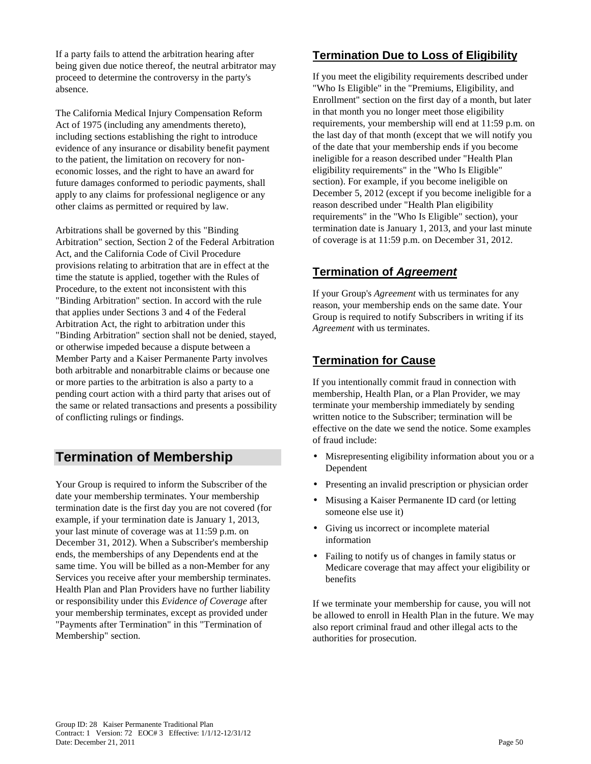If a party fails to attend the arbitration hearing after being given due notice thereof, the neutral arbitrator may proceed to determine the controversy in the party's absence.

The California Medical Injury Compensation Reform Act of 1975 (including any amendments thereto), including sections establishing the right to introduce evidence of any insurance or disability benefit payment to the patient, the limitation on recovery for non-economic losses, and the right to have an award for future damages conformed to periodic payments, shall apply to any claims for professional negligence or any other claims as permitted or required by law.

Arbitrations shall be governed by this "Binding Arbitration" section, Section 2 of the Federal Arbitration Act, and the California Code of Civil Procedure provisions relating to arbitration that are in effect at the time the statute is applied, together with the Rules of Procedure, to the extent not inconsistent with this "Binding Arbitration" section. In accord with the rule that applies under Sections 3 and 4 of the Federal Arbitration Act, the right to arbitration under this "Binding Arbitration" section shall not be denied, stayed, or otherwise impeded because a dispute between a Member Party and a Kaiser Permanente Party involves both arbitrable and nonarbitrable claims or because one or more parties to the arbitration is also a party to a pending court action with a third party that arises out of the same or related transactions and presents a possibility of conflicting rulings or findings.

# Termination of Membership

Your Group is required to inform the Subscriber of the date your membership terminates. Your membership termination date is the first day you are not covered (for example, if your termination date is January 1, 2013, your last minute of coverage was at 11:59 p.m. on December 31, 2012). When a Subscriber's membership ends, the memberships of any Dependents end at the same time. You will be billed as a non-Member for any Services you receive after your membership terminates. Health Plan and Plan Providers have no further liability or responsibility under this *Evidence of Coverage* after your membership terminates, except as provided under "Payments after Termination" in this "Termination of Membership" section.

## Termination Due to Loss of Eligibility

If you meet the eligibility requirements described under "Who Is Eligible" in the "Premiums, Eligibility, and Enrollment" section on the first day of a month, but later in that month you no longer meet those eligibility requirements, your membership will end at 11:59 p.m. on the last day of that month (except that we will notify you of the date that your membership ends if you become ineligible for a reason described under "Health Plan eligibility requirements" in the "Who Is Eligible" section). For example, if you become ineligible on December 5, 2012 (except if you become ineligible for a reason described under "Health Plan eligibility requirements" in the "Who Is Eligible" section), your termination date is January 1, 2013, and your last minute of coverage is at 11:59 p.m. on December 31, 2012.

## Termination of *Agreement*

If your Group's *Agreement* with us terminates for any reason, your membership ends on the same date. Your Group is required to notify Subscribers in writing if its *Agreement* with us terminates.

## Termination for Cause

If you intentionally commit fraud in connection with membership, Health Plan, or a Plan Provider, we may terminate your membership immediately by sending written notice to the Subscriber; termination will be effective on the date we send the notice. Some examples of fraud include:

- Misrepresenting eligibility information about you or a Dependent
- Presenting an invalid prescription or physician order
- Misusing a Kaiser Permanente ID card (or letting someone else use it)
- Giving us incorrect or incomplete material information
- Failing to notify us of changes in family status or Medicare coverage that may affect your eligibility or benefits

If we terminate your membership for cause, you will not be allowed to enroll in Health Plan in the future. We may also report criminal fraud and other illegal acts to the authorities for prosecution.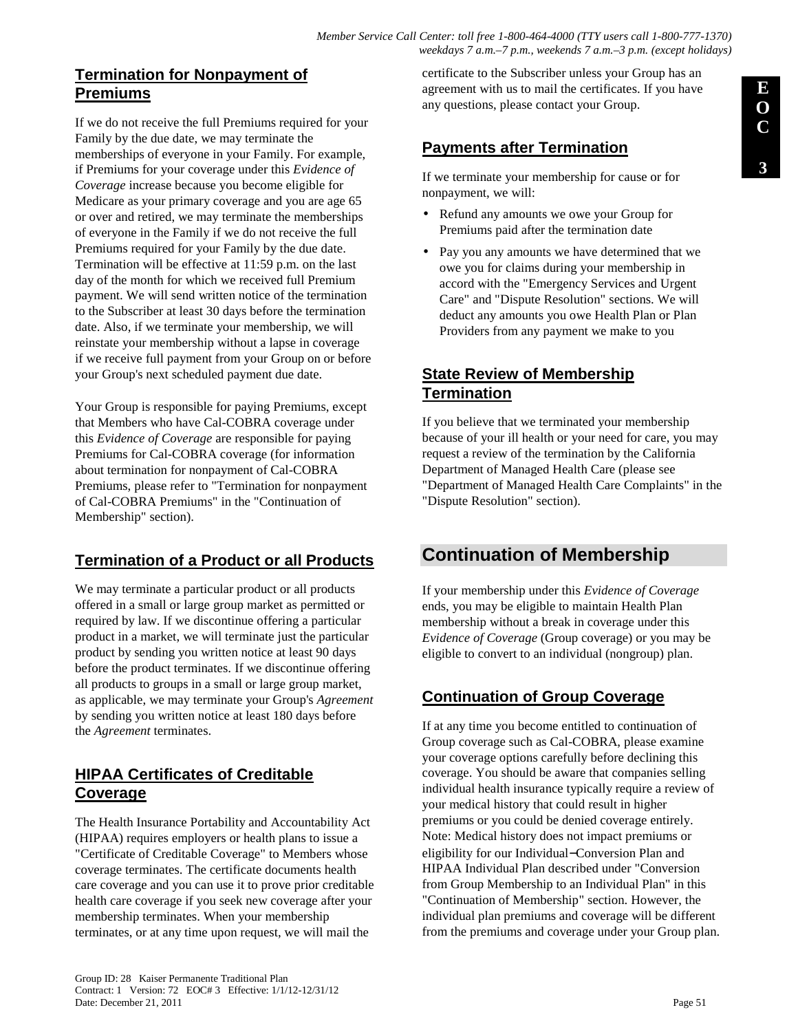## Termination for Nonpayment of Premiums

If we do not receive the full Premiums required for your Family by the due date, we may terminate the memberships of everyone in your Family. For example, if Premiums for your coverage under this *Evidence of Coverage* increase because you become eligible for Medicare as your primary coverage and you are age 65 or over and retired, we may terminate the memberships of everyone in the Family if we do not receive the full Premiums required for your Family by the due date. Termination will be effective at 11:59 p.m. on the last day of the month for which we received full Premium payment. We will send written notice of the termination to the Subscriber at least 30 days before the termination date. Also, if we terminate your membership, we will reinstate your membership without a lapse in coverage if we receive full payment from your Group on or before your Group's next scheduled payment due date.

Your Group is responsible for paying Premiums, except that Members who have Cal-COBRA coverage under this *Evidence of Coverage* are responsible for paying Premiums for Cal-COBRA coverage (for information about termination for nonpayment of Cal-COBRA Premiums, please refer to "Termination for nonpayment of Cal-COBRA Premiums" in the "Continuation of Membership" section).

## Termination of a Product or all Products

We may terminate a particular product or all products offered in a small or large group market as permitted or required by law. If we discontinue offering a particular product in a market, we will terminate just the particular product by sending you written notice at least 90 days before the product terminates. If we discontinue offering all products to groups in a small or large group market, as applicable, we may terminate your Group's *Agreement* by sending you written notice at least 180 days before the *Agreement* terminates.

## HIPAA Certificates of Creditable Coverage

The Health Insurance Portability and Accountability Act (HIPAA) requires employers or health plans to issue a "Certificate of Creditable Coverage" to Members whose coverage terminates. The certificate documents health care coverage and you can use it to prove prior creditable health care coverage if you seek new coverage after your membership terminates. When your membership terminates, or at any time upon request, we will mail the certificate to the Subscriber unless your Group has an agreement with us to mail the certificates. If you have any questions, please contact your Group.

## Payments after Termination

If we terminate your membership for cause or for nonpayment, we will:

- Refund any amounts we owe your Group for Premiums paid after the termination date
- Pay you any amounts we have determined that we owe you for claims during your membership in accord with the "Emergency Services and Urgent Care" and "Dispute Resolution" sections. We will deduct any amounts you owe Health Plan or Plan Providers from any payment we make to you

## State Review of Membership Termination

If you believe that we terminated your membership because of your ill health or your need for care, you may request a review of the termination by the California Department of Managed Health Care (please see "Department of Managed Health Care Complaints" in the "Dispute Resolution" section).

# Continuation of Membership

If your membership under this *Evidence of Coverage* ends, you may be eligible to maintain Health Plan membership without a break in coverage under this *Evidence of Coverage* (Group coverage) or you may be eligible to convert to an individual (nongroup) plan.

## Continuation of Group Coverage

If at any time you become entitled to continuation of Group coverage such as Cal-COBRA, please examine your coverage options carefully before declining this coverage. You should be aware that companies selling individual health insurance typically require a review of your medical history that could result in higher premiums or you could be denied coverage entirely. Note: Medical history does not impact premiums or eligibility for our Individual−Conversion Plan and HIPAA Individual Plan described under "Conversion from Group Membership to an Individual Plan" in this "Continuation of Membership" section. However, the individual plan premiums and coverage will be different from the premiums and coverage under your Group plan.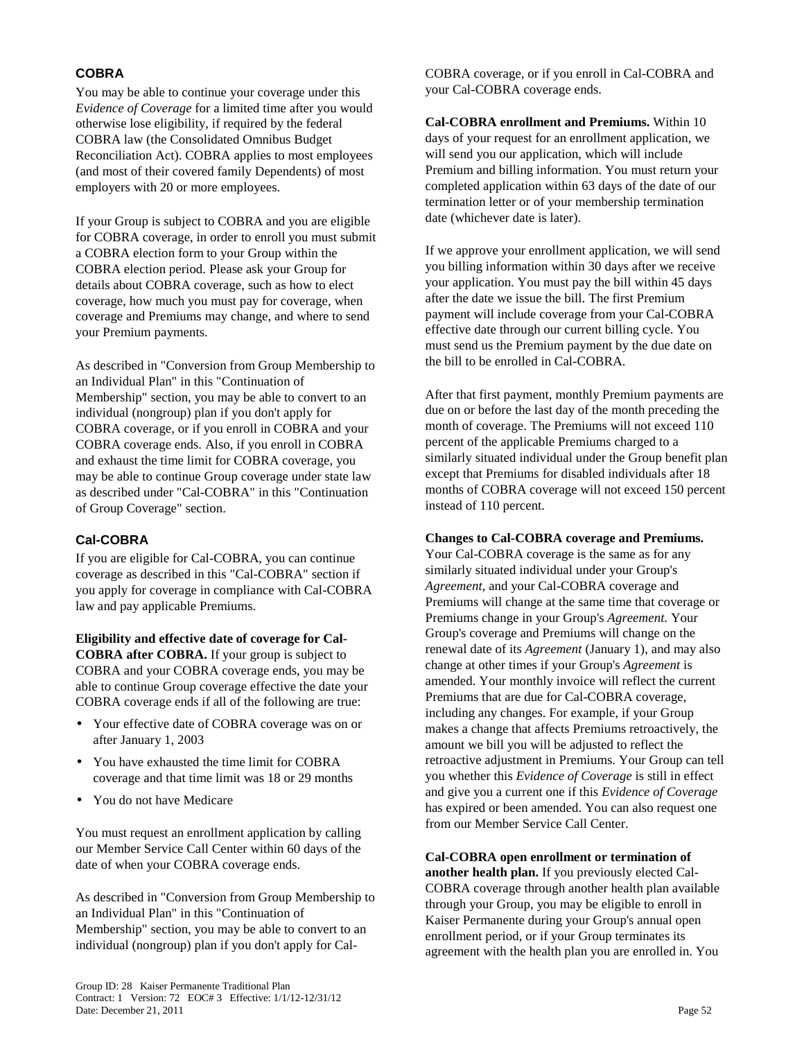### COBRA

You may be able to continue your coverage under this *Evidence of Coverage* for a limited time after you would otherwise lose eligibility, if required by the federal COBRA law (the Consolidated Omnibus Budget Reconciliation Act). COBRA applies to most employees (and most of their covered family Dependents) of most employers with 20 or more employees.

If your Group is subject to COBRA and you are eligible for COBRA coverage, in order to enroll you must submit a COBRA election form to your Group within the COBRA election period. Please ask your Group for details about COBRA coverage, such as how to elect coverage, how much you must pay for coverage, when coverage and Premiums may change, and where to send your Premium payments.

As described in "Conversion from Group Membership to an Individual Plan" in this "Continuation of Membership" section, you may be able to convert to an individual (nongroup) plan if you don't apply for COBRA coverage, or if you enroll in COBRA and your COBRA coverage ends. Also, if you enroll in COBRA and exhaust the time limit for COBRA coverage, you may be able to continue Group coverage under state law as described under "Cal-COBRA" in this "Continuation of Group Coverage" section.

### Cal-COBRA

If you are eligible for Cal-COBRA, you can continue coverage as described in this "Cal-COBRA" section if you apply for coverage in compliance with Cal-COBRA law and pay applicable Premiums.

**Eligibility and effective date of coverage for Cal-COBRA after COBRA.** If your group is subject to COBRA and your COBRA coverage ends, you may be able to continue Group coverage effective the date your COBRA coverage ends if all of the following are true:

- Your effective date of COBRA coverage was on or after January 1, 2003
- You have exhausted the time limit for COBRA coverage and that time limit was 18 or 29 months
- You do not have Medicare

You must request an enrollment application by calling our Member Service Call Center within 60 days of the date of when your COBRA coverage ends.

As described in "Conversion from Group Membership to an Individual Plan" in this "Continuation of Membership" section, you may be able to convert to an individual (nongroup) plan if you don't apply for Cal-COBRA coverage, or if you enroll in Cal-COBRA and your Cal-COBRA coverage ends.

**Cal-COBRA enrollment and Premiums.** Within 10 days of your request for an enrollment application, we will send you our application, which will include Premium and billing information. You must return your completed application within 63 days of the date of our termination letter or of your membership termination date (whichever date is later).

If we approve your enrollment application, we will send you billing information within 30 days after we receive your application. You must pay the bill within 45 days after the date we issue the bill. The first Premium payment will include coverage from your Cal-COBRA effective date through our current billing cycle. You must send us the Premium payment by the due date on the bill to be enrolled in Cal-COBRA.

After that first payment, monthly Premium payments are due on or before the last day of the month preceding the month of coverage. The Premiums will not exceed 110 percent of the applicable Premiums charged to a similarly situated individual under the Group benefit plan except that Premiums for disabled individuals after 18 months of COBRA coverage will not exceed 150 percent instead of 110 percent.

**Changes to Cal-COBRA coverage and Premiums.** Your Cal-COBRA coverage is the same as for any similarly situated individual under your Group's *Agreement*, and your Cal-COBRA coverage and Premiums will change at the same time that coverage or Premiums change in your Group's *Agreement.* Your Group's coverage and Premiums will change on the renewal date of its *Agreement* (January 1), and may also change at other times if your Group's *Agreement* is amended. Your monthly invoice will reflect the current Premiums that are due for Cal-COBRA coverage, including any changes. For example, if your Group makes a change that affects Premiums retroactively, the amount we bill you will be adjusted to reflect the retroactive adjustment in Premiums. Your Group can tell you whether this *Evidence of Coverage* is still in effect and give you a current one if this *Evidence of Coverage* has expired or been amended. You can also request one from our Member Service Call Center.

**Cal-COBRA open enrollment or termination of another health plan.** If you previously elected Cal-COBRA coverage through another health plan available through your Group, you may be eligible to enroll in Kaiser Permanente during your Group's annual open enrollment period, or if your Group terminates its agreement with the health plan you are enrolled in. You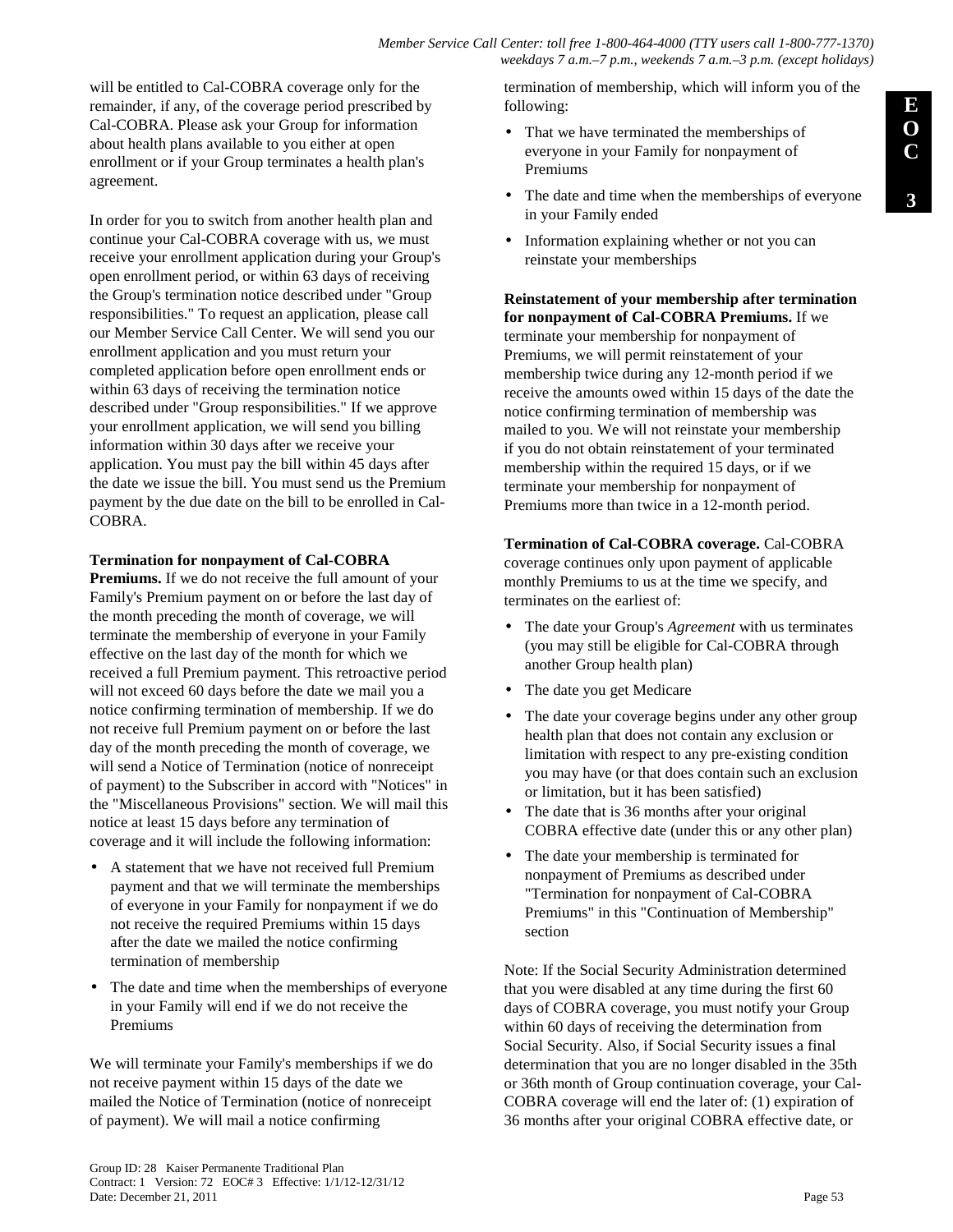will be entitled to Cal-COBRA coverage only for the remainder, if any, of the coverage period prescribed by Cal-COBRA. Please ask your Group for information about health plans available to you either at open enrollment or if your Group terminates a health plan's agreement.

In order for you to switch from another health plan and continue your Cal-COBRA coverage with us, we must receive your enrollment application during your Group's open enrollment period, or within 63 days of receiving the Group's termination notice described under "Group responsibilities." To request an application, please call our Member Service Call Center. We will send you our enrollment application and you must return your completed application before open enrollment ends or within 63 days of receiving the termination notice described under "Group responsibilities." If we approve your enrollment application, we will send you billing information within 30 days after we receive your application. You must pay the bill within 45 days after the date we issue the bill. You must send us the Premium payment by the due date on the bill to be enrolled in Cal-COBRA.

**Termination for nonpayment of Cal-COBRA Premiums.** If we do not receive the full amount of your Family's Premium payment on or before the last day of the month preceding the month of coverage, we will terminate the membership of everyone in your Family effective on the last day of the month for which we received a full Premium payment. This retroactive period will not exceed 60 days before the date we mail you a notice confirming termination of membership. If we do not receive full Premium payment on or before the last day of the month preceding the month of coverage, we will send a Notice of Termination (notice of nonreceipt of payment) to the Subscriber in accord with "Notices" in the "Miscellaneous Provisions" section. We will mail this notice at least 15 days before any termination of coverage and it will include the following information:

- A statement that we have not received full Premium payment and that we will terminate the memberships of everyone in your Family for nonpayment if we do not receive the required Premiums within 15 days after the date we mailed the notice confirming termination of membership
- The date and time when the memberships of everyone in your Family will end if we do not receive the Premiums

We will terminate your Family's memberships if we do not receive payment within 15 days of the date we mailed the Notice of Termination (notice of nonreceipt of payment). We will mail a notice confirming termination of membership, which will inform you of the following:

- That we have terminated the memberships of everyone in your Family for nonpayment of Premiums
- The date and time when the memberships of everyone in your Family ended
- Information explaining whether or not you can reinstate your memberships

**Reinstatement of your membership after termination for nonpayment of Cal-COBRA Premiums.** If we terminate your membership for nonpayment of Premiums, we will permit reinstatement of your membership twice during any 12-month period if we receive the amounts owed within 15 days of the date the notice confirming termination of membership was mailed to you. We will not reinstate your membership if you do not obtain reinstatement of your terminated membership within the required 15 days, or if we terminate your membership for nonpayment of Premiums more than twice in a 12-month period.

**Termination of Cal-COBRA coverage.** Cal-COBRA coverage continues only upon payment of applicable monthly Premiums to us at the time we specify, and terminates on the earliest of:

- The date your Group's *Agreement* with us terminates (you may still be eligible for Cal-COBRA through another Group health plan)
- The date you get Medicare
- The date your coverage begins under any other group health plan that does not contain any exclusion or limitation with respect to any pre-existing condition you may have (or that does contain such an exclusion or limitation, but it has been satisfied)
- The date that is 36 months after your original COBRA effective date (under this or any other plan)
- The date your membership is terminated for nonpayment of Premiums as described under "Termination for nonpayment of Cal-COBRA Premiums" in this "Continuation of Membership" section

Note: If the Social Security Administration determined that you were disabled at any time during the first 60 days of COBRA coverage, you must notify your Group within 60 days of receiving the determination from Social Security. Also, if Social Security issues a final determination that you are no longer disabled in the 35th or 36th month of Group continuation coverage, your Cal-COBRA coverage will end the later of: (1) expiration of 36 months after your original COBRA effective date, or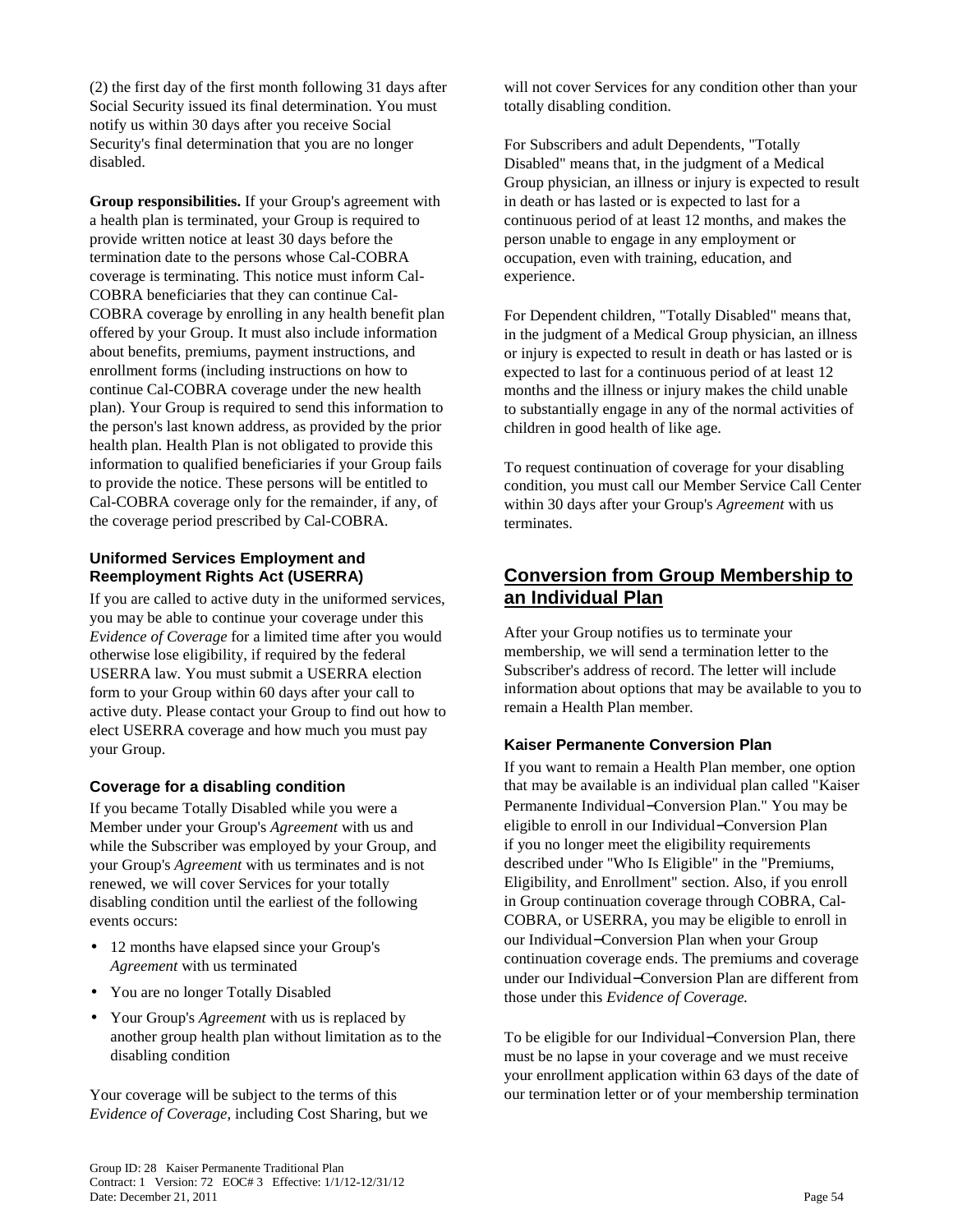(2) the first day of the first month following 31 days after Social Security issued its final determination. You must notify us within 30 days after you receive Social Security's final determination that you are no longer disabled.

**Group responsibilities.** If your Group's agreement with a health plan is terminated, your Group is required to provide written notice at least 30 days before the termination date to the persons whose Cal-COBRA coverage is terminating. This notice must inform Cal-COBRA beneficiaries that they can continue Cal-COBRA coverage by enrolling in any health benefit plan offered by your Group. It must also include information about benefits, premiums, payment instructions, and enrollment forms (including instructions on how to continue Cal-COBRA coverage under the new health plan). Your Group is required to send this information to the person's last known address, as provided by the prior health plan. Health Plan is not obligated to provide this information to qualified beneficiaries if your Group fails to provide the notice. These persons will be entitled to Cal-COBRA coverage only for the remainder, if any, of the coverage period prescribed by Cal-COBRA.

### Uniformed Services Employment and Reemployment Rights Act (USERRA)

If you are called to active duty in the uniformed services, you may be able to continue your coverage under this *Evidence of Coverage* for a limited time after you would otherwise lose eligibility, if required by the federal USERRA law. You must submit a USERRA election form to your Group within 60 days after your call to active duty. Please contact your Group to find out how to elect USERRA coverage and how much you must pay your Group.

### Coverage for a disabling condition

If you became Totally Disabled while you were a Member under your Group's *Agreement* with us and while the Subscriber was employed by your Group, and your Group's *Agreement* with us terminates and is not renewed, we will cover Services for your totally disabling condition until the earliest of the following events occurs:

- 12 months have elapsed since your Group's *Agreement* with us terminated
- You are no longer Totally Disabled
- Your Group's *Agreement* with us is replaced by another group health plan without limitation as to the disabling condition

Your coverage will be subject to the terms of this *Evidence of Coverage*, including Cost Sharing, but we will not cover Services for any condition other than your totally disabling condition.

For Subscribers and adult Dependents, "Totally Disabled" means that, in the judgment of a Medical Group physician, an illness or injury is expected to result in death or has lasted or is expected to last for a continuous period of at least 12 months, and makes the person unable to engage in any employment or occupation, even with training, education, and experience.

For Dependent children, "Totally Disabled" means that, in the judgment of a Medical Group physician, an illness or injury is expected to result in death or has lasted or is expected to last for a continuous period of at least 12 months and the illness or injury makes the child unable to substantially engage in any of the normal activities of children in good health of like age.

To request continuation of coverage for your disabling condition, you must call our Member Service Call Center within 30 days after your Group's *Agreement* with us terminates.

## Conversion from Group Membership to an Individual Plan

After your Group notifies us to terminate your membership, we will send a termination letter to the Subscriber's address of record. The letter will include information about options that may be available to you to remain a Health Plan member.

### Kaiser Permanente Conversion Plan

If you want to remain a Health Plan member, one option that may be available is an individual plan called "Kaiser Permanente Individual−Conversion Plan." You may be eligible to enroll in our Individual−Conversion Plan if you no longer meet the eligibility requirements described under "Who Is Eligible" in the "Premiums, Eligibility, and Enrollment" section. Also, if you enroll in Group continuation coverage through COBRA, Cal-COBRA, or USERRA, you may be eligible to enroll in our Individual−Conversion Plan when your Group continuation coverage ends. The premiums and coverage under our Individual−Conversion Plan are different from those under this *Evidence of Coverage.*

To be eligible for our Individual−Conversion Plan, there must be no lapse in your coverage and we must receive your enrollment application within 63 days of the date of our termination letter or of your membership termination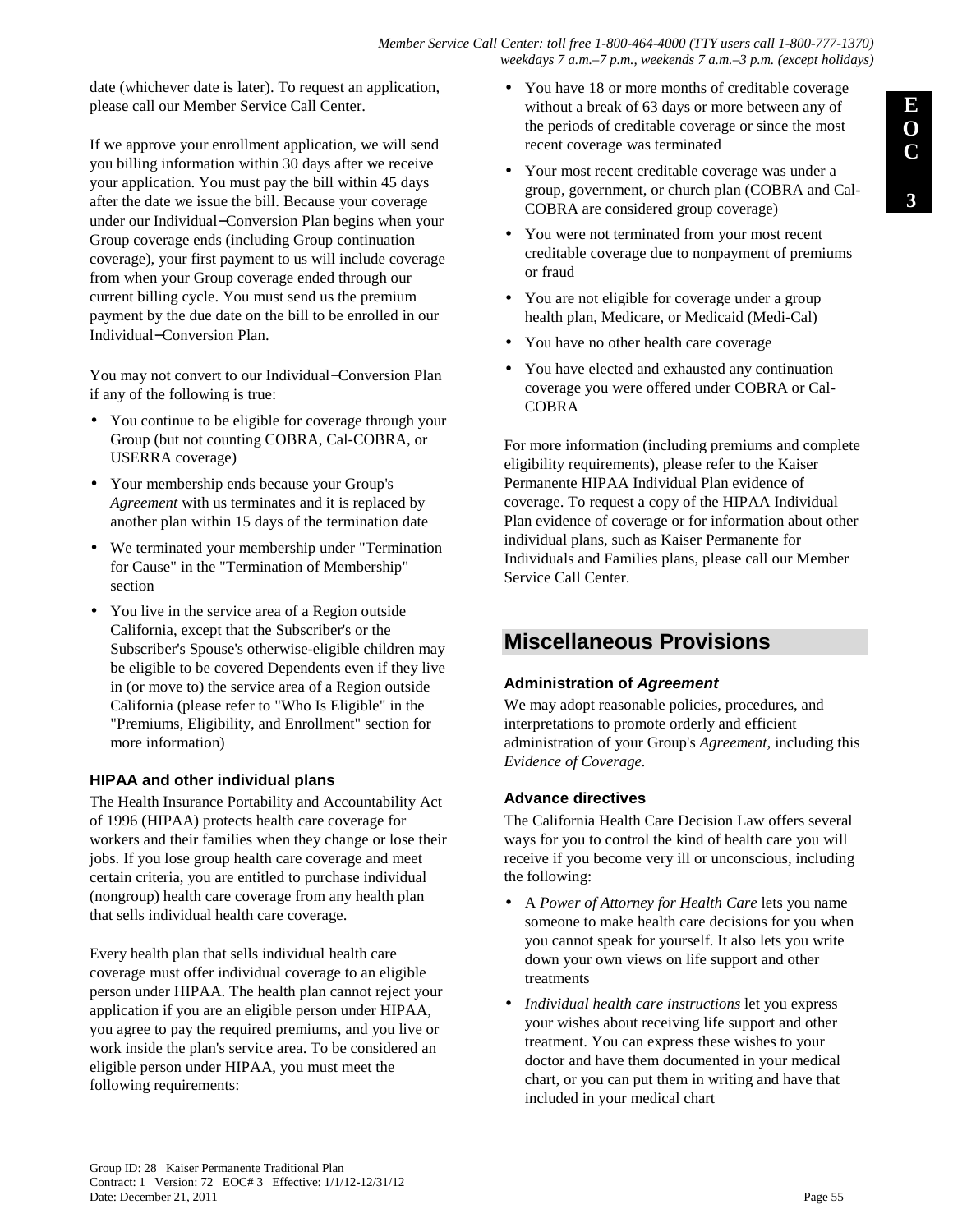date (whichever date is later). To request an application, please call our Member Service Call Center.

If we approve your enrollment application, we will send you billing information within 30 days after we receive your application. You must pay the bill within 45 days after the date we issue the bill. Because your coverage under our Individual−Conversion Plan begins when your Group coverage ends (including Group continuation coverage), your first payment to us will include coverage from when your Group coverage ended through our current billing cycle. You must send us the premium payment by the due date on the bill to be enrolled in our Individual−Conversion Plan.

You may not convert to our Individual−Conversion Plan if any of the following is true:

- You continue to be eligible for coverage through your Group (but not counting COBRA, Cal-COBRA, or USERRA coverage)
- Your membership ends because your Group's *Agreement* with us terminates and it is replaced by another plan within 15 days of the termination date
- We terminated your membership under "Termination for Cause" in the "Termination of Membership" section
- You live in the service area of a Region outside California, except that the Subscriber's or the Subscriber's Spouse's otherwise-eligible children may be eligible to be covered Dependents even if they live in (or move to) the service area of a Region outside California (please refer to "Who Is Eligible" in the "Premiums, Eligibility, and Enrollment" section for more information)

### HIPAA and other individual plans

The Health Insurance Portability and Accountability Act of 1996 (HIPAA) protects health care coverage for workers and their families when they change or lose their jobs. If you lose group health care coverage and meet certain criteria, you are entitled to purchase individual (nongroup) health care coverage from any health plan that sells individual health care coverage.

Every health plan that sells individual health care coverage must offer individual coverage to an eligible person under HIPAA. The health plan cannot reject your application if you are an eligible person under HIPAA, you agree to pay the required premiums, and you live or work inside the plan's service area. To be considered an eligible person under HIPAA, you must meet the following requirements:

- You have 18 or more months of creditable coverage without a break of 63 days or more between any of the periods of creditable coverage or since the most recent coverage was terminated
- Your most recent creditable coverage was under a group, government, or church plan (COBRA and Cal-COBRA are considered group coverage)
- You were not terminated from your most recent creditable coverage due to nonpayment of premiums or fraud
- You are not eligible for coverage under a group health plan, Medicare, or Medicaid (Medi-Cal)
- You have no other health care coverage
- You have elected and exhausted any continuation coverage you were offered under COBRA or Cal-COBRA

For more information (including premiums and complete eligibility requirements), please refer to the Kaiser Permanente HIPAA Individual Plan evidence of coverage. To request a copy of the HIPAA Individual Plan evidence of coverage or for information about other individual plans, such as Kaiser Permanente for Individuals and Families plans, please call our Member Service Call Center.

## Miscellaneous Provisions

### Administration of *Agreement*

We may adopt reasonable policies, procedures, and interpretations to promote orderly and efficient administration of your Group's *Agreement*, including this *Evidence of Coverage.*

### Advance directives

The California Health Care Decision Law offers several ways for you to control the kind of health care you will receive if you become very ill or unconscious, including the following:

- A *Power of Attorney for Health Care* lets you name someone to make health care decisions for you when you cannot speak for yourself. It also lets you write down your own views on life support and other treatments
- *Individual health care instructions* let you express your wishes about receiving life support and other treatment. You can express these wishes to your doctor and have them documented in your medical chart, or you can put them in writing and have that included in your medical chart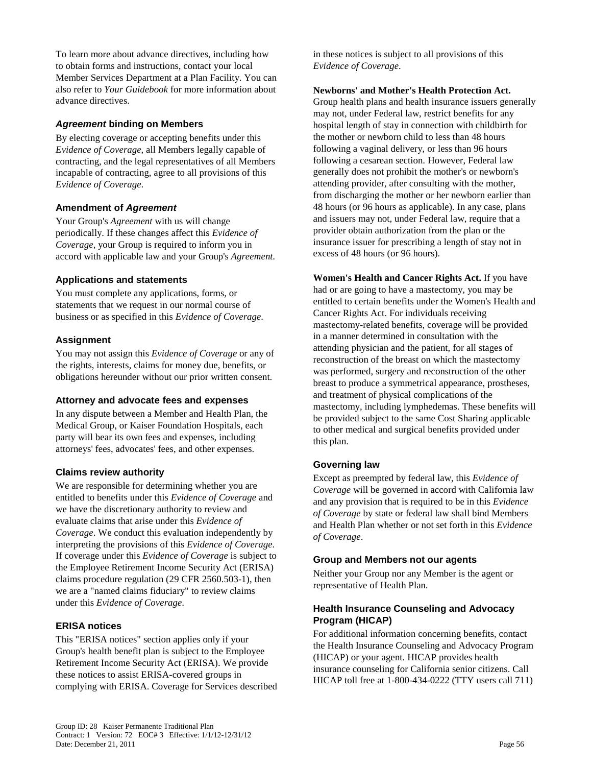To learn more about advance directives, including how to obtain forms and instructions, contact your local Member Services Department at a Plan Facility. You can also refer to *Your Guidebook* for more information about advance directives.

### *Agreement* binding on Members

By electing coverage or accepting benefits under this *Evidence of Coverage*, all Members legally capable of contracting, and the legal representatives of all Members incapable of contracting, agree to all provisions of this *Evidence of Coverage*.

### Amendment of *Agreement*

Your Group's *Agreement* with us will change periodically. If these changes affect this *Evidence of Coverage*, your Group is required to inform you in accord with applicable law and your Group's *Agreement*.

### Applications and statements

You must complete any applications, forms, or statements that we request in our normal course of business or as specified in this *Evidence of Coverage*.

### Assignment

You may not assign this *Evidence of Coverage* or any of the rights, interests, claims for money due, benefits, or obligations hereunder without our prior written consent.

### Attorney and advocate fees and expenses

In any dispute between a Member and Health Plan, the Medical Group, or Kaiser Foundation Hospitals, each party will bear its own fees and expenses, including attorneys' fees, advocates' fees, and other expenses.

### Claims review authority

We are responsible for determining whether you are entitled to benefits under this *Evidence of Coverage* and we have the discretionary authority to review and evaluate claims that arise under this *Evidence of Coverage*. We conduct this evaluation independently by interpreting the provisions of this *Evidence of Coverage*. If coverage under this *Evidence of Coverage* is subject to the Employee Retirement Income Security Act (ERISA) claims procedure regulation (29 CFR 2560.503-1), then we are a "named claims fiduciary" to review claims under this *Evidence of Coverage*.

### ERISA notices

This "ERISA notices" section applies only if your Group's health benefit plan is subject to the Employee Retirement Income Security Act (ERISA). We provide these notices to assist ERISA-covered groups in complying with ERISA. Coverage for Services described in these notices is subject to all provisions of this *Evidence of Coverage*.

**Newborns' and Mother's Health Protection Act.** Group health plans and health insurance issuers generally may not, under Federal law, restrict benefits for any hospital length of stay in connection with childbirth for the mother or newborn child to less than 48 hours following a vaginal delivery, or less than 96 hours following a cesarean section. However, Federal law generally does not prohibit the mother's or newborn's attending provider, after consulting with the mother, from discharging the mother or her newborn earlier than 48 hours (or 96 hours as applicable). In any case, plans and issuers may not, under Federal law, require that a provider obtain authorization from the plan or the insurance issuer for prescribing a length of stay not in excess of 48 hours (or 96 hours).

**Women's Health and Cancer Rights Act.** If you have had or are going to have a mastectomy, you may be entitled to certain benefits under the Women's Health and Cancer Rights Act. For individuals receiving mastectomy-related benefits, coverage will be provided in a manner determined in consultation with the attending physician and the patient, for all stages of reconstruction of the breast on which the mastectomy was performed, surgery and reconstruction of the other breast to produce a symmetrical appearance, prostheses, and treatment of physical complications of the mastectomy, including lymphedemas. These benefits will be provided subject to the same Cost Sharing applicable to other medical and surgical benefits provided under this plan.

### Governing law

Except as preempted by federal law, this *Evidence of Coverage* will be governed in accord with California law and any provision that is required to be in this *Evidence of Coverage* by state or federal law shall bind Members and Health Plan whether or not set forth in this *Evidence of Coverage*.

### Group and Members not our agents

Neither your Group nor any Member is the agent or representative of Health Plan.

### Health Insurance Counseling and Advocacy Program (HICAP)

For additional information concerning benefits, contact the Health Insurance Counseling and Advocacy Program (HICAP) or your agent. HICAP provides health insurance counseling for California senior citizens. Call HICAP toll free at 1-800-434-0222 (TTY users call 711)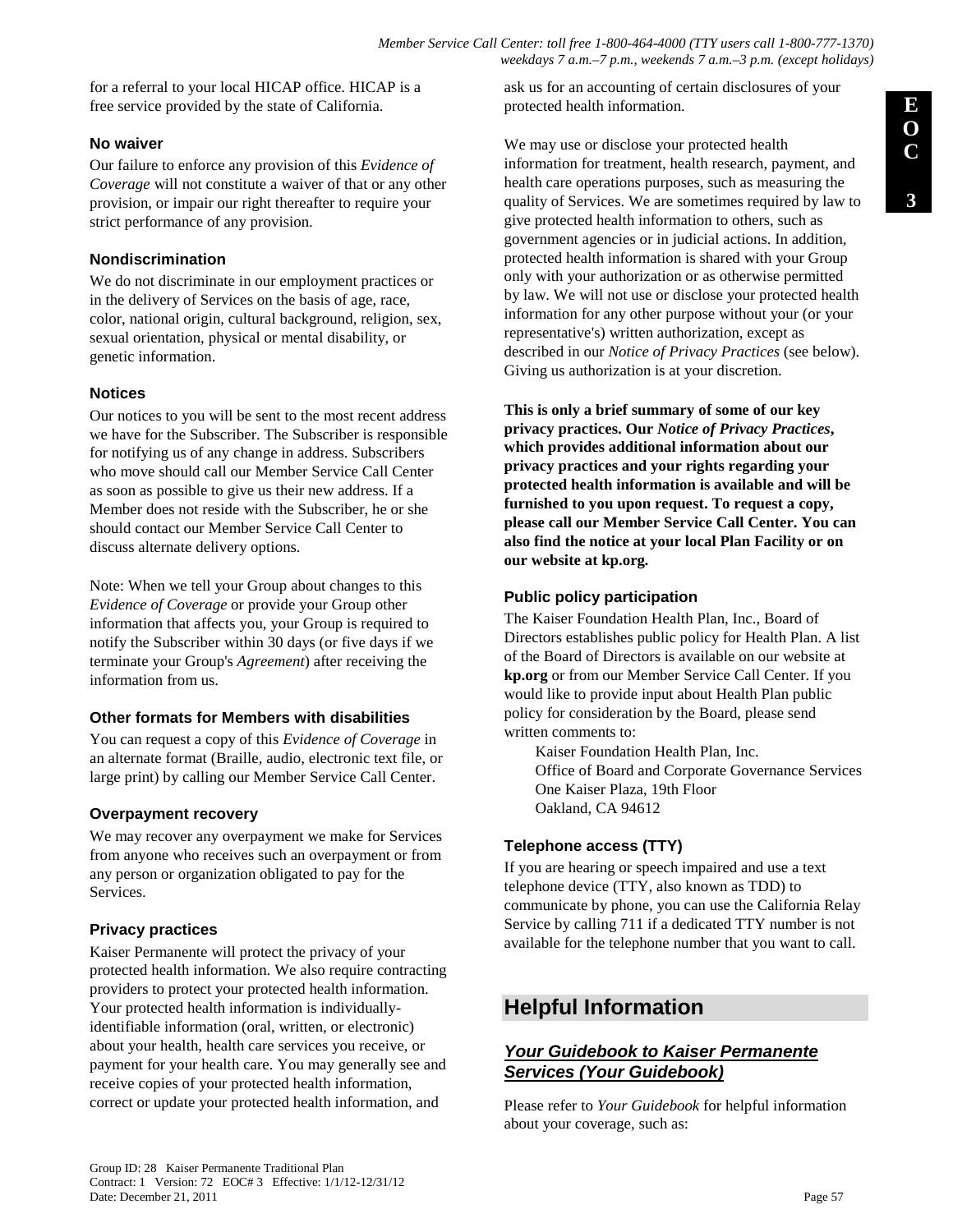for a referral to your local HICAP office. HICAP is a free service provided by the state of California.

### No waiver

Our failure to enforce any provision of this *Evidence of Coverage* will not constitute a waiver of that or any other provision, or impair our right thereafter to require your strict performance of any provision.

### Nondiscrimination

We do not discriminate in our employment practices or in the delivery of Services on the basis of age, race, color, national origin, cultural background, religion, sex, sexual orientation, physical or mental disability, or genetic information.

### Notices

Our notices to you will be sent to the most recent address we have for the Subscriber. The Subscriber is responsible for notifying us of any change in address. Subscribers who move should call our Member Service Call Center as soon as possible to give us their new address. If a Member does not reside with the Subscriber, he or she should contact our Member Service Call Center to discuss alternate delivery options.

Note: When we tell your Group about changes to this *Evidence of Coverage* or provide your Group other information that affects you, your Group is required to notify the Subscriber within 30 days (or five days if we terminate your Group's *Agreement*) after receiving the information from us.

### Other formats for Members with disabilities

You can request a copy of this *Evidence of Coverage* in an alternate format (Braille, audio, electronic text file, or large print) by calling our Member Service Call Center.

### Overpayment recovery

We may recover any overpayment we make for Services from anyone who receives such an overpayment or from any person or organization obligated to pay for the Services.

### Privacy practices

Kaiser Permanente will protect the privacy of your protected health information. We also require contracting providers to protect your protected health information. Your protected health information is individually-identifiable information (oral, written, or electronic) about your health, health care services you receive, or payment for your health care. You may generally see and receive copies of your protected health information, correct or update your protected health information, and ask us for an accounting of certain disclosures of your protected health information.

We may use or disclose your protected health information for treatment, health research, payment, and health care operations purposes, such as measuring the quality of Services. We are sometimes required by law to give protected health information to others, such as government agencies or in judicial actions. In addition, protected health information is shared with your Group only with your authorization or as otherwise permitted by law. We will not use or disclose your protected health information for any other purpose without your (or your representative's) written authorization, except as described in our *Notice of Privacy Practices* (see below). Giving us authorization is at your discretion.

**This is only a brief summary of some of our key privacy practices. Our *Notice of Privacy Practices*, which provides additional information about our privacy practices and your rights regarding your protected health information is available and will be furnished to you upon request. To request a copy, please call our Member Service Call Center. You can also find the notice at your local Plan Facility or on our website at kp.org.**

### Public policy participation

The Kaiser Foundation Health Plan, Inc., Board of Directors establishes public policy for Health Plan. A list of the Board of Directors is available on our website at **kp.org** or from our Member Service Call Center. If you would like to provide input about Health Plan public policy for consideration by the Board, please send written comments to:

Kaiser Foundation Health Plan, Inc.
Office of Board and Corporate Governance Services
One Kaiser Plaza, 19th Floor
Oakland, CA 94612

### Telephone access (TTY)

If you are hearing or speech impaired and use a text telephone device (TTY, also known as TDD) to communicate by phone, you can use the California Relay Service by calling 711 if a dedicated TTY number is not available for the telephone number that you want to call.

# Helpful Information

## *Your Guidebook to Kaiser Permanente Services (Your Guidebook)*

Please refer to *Your Guidebook* for helpful information about your coverage, such as: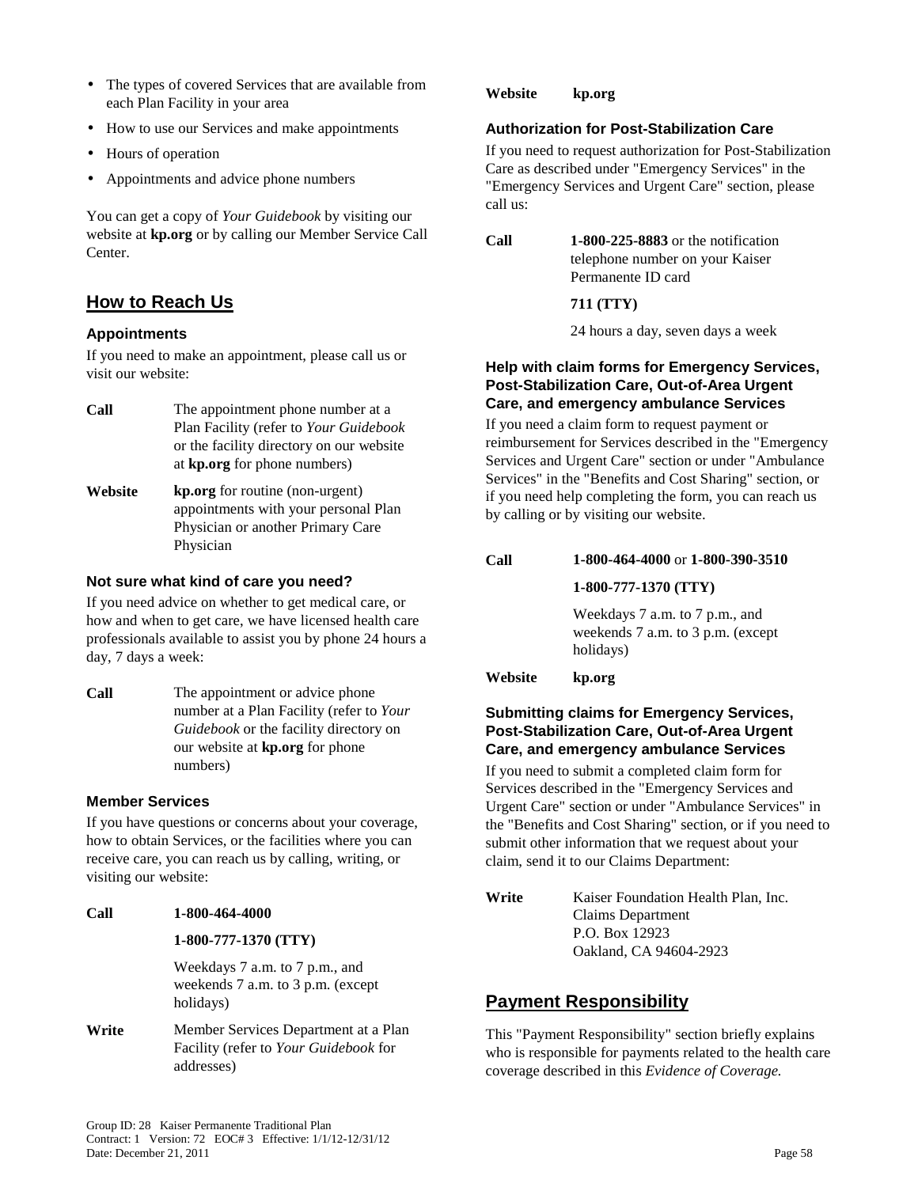- The types of covered Services that are available from each Plan Facility in your area
- How to use our Services and make appointments
- Hours of operation
- Appointments and advice phone numbers

You can get a copy of *Your Guidebook* by visiting our website at **kp.org** or by calling our Member Service Call Center.

## How to Reach Us

### Appointments

If you need to make an appointment, please call us or visit our website:

**Call** The appointment phone number at a Plan Facility (refer to *Your Guidebook* or the facility directory on our website at **kp.org** for phone numbers)

**Website** **kp.org** for routine (non-urgent) appointments with your personal Plan Physician or another Primary Care Physician

### Not sure what kind of care you need?

If you need advice on whether to get medical care, or how and when to get care, we have licensed health care professionals available to assist you by phone 24 hours a day, 7 days a week:

**Call** The appointment or advice phone number at a Plan Facility (refer to *Your Guidebook* or the facility directory on our website at **kp.org** for phone numbers)

### Member Services

If you have questions or concerns about your coverage, how to obtain Services, or the facilities where you can receive care, you can reach us by calling, writing, or visiting our website:

**Call** **1-800-464-4000**

**1-800-777-1370 (TTY)**

Weekdays 7 a.m. to 7 p.m., and weekends 7 a.m. to 3 p.m. (except holidays)

**Write** Member Services Department at a Plan Facility (refer to *Your Guidebook* for addresses)

**Website** **kp.org**

### Authorization for Post-Stabilization Care

If you need to request authorization for Post-Stabilization Care as described under "Emergency Services" in the "Emergency Services and Urgent Care" section, please call us:

**Call** **1-800-225-8883** or the notification telephone number on your Kaiser Permanente ID card

**711 (TTY)**

24 hours a day, seven days a week

### Help with claim forms for Emergency Services, Post-Stabilization Care, Out-of-Area Urgent Care, and emergency ambulance Services

If you need a claim form to request payment or reimbursement for Services described in the "Emergency Services and Urgent Care" section or under "Ambulance Services" in the "Benefits and Cost Sharing" section, or if you need help completing the form, you can reach us by calling or by visiting our website.

**Call** **1-800-464-4000** or **1-800-390-3510**

**1-800-777-1370 (TTY)**

Weekdays 7 a.m. to 7 p.m., and weekends 7 a.m. to 3 p.m. (except holidays)

**Website** **kp.org**

### Submitting claims for Emergency Services, Post-Stabilization Care, Out-of-Area Urgent Care, and emergency ambulance Services

If you need to submit a completed claim form for Services described in the "Emergency Services and Urgent Care" section or under "Ambulance Services" in the "Benefits and Cost Sharing" section, or if you need to submit other information that we request about your claim, send it to our Claims Department:

**Write** Kaiser Foundation Health Plan, Inc.
Claims Department
P.O. Box 12923
Oakland, CA 94604-2923

## Payment Responsibility

This "Payment Responsibility" section briefly explains who is responsible for payments related to the health care coverage described in this *Evidence of Coverage.*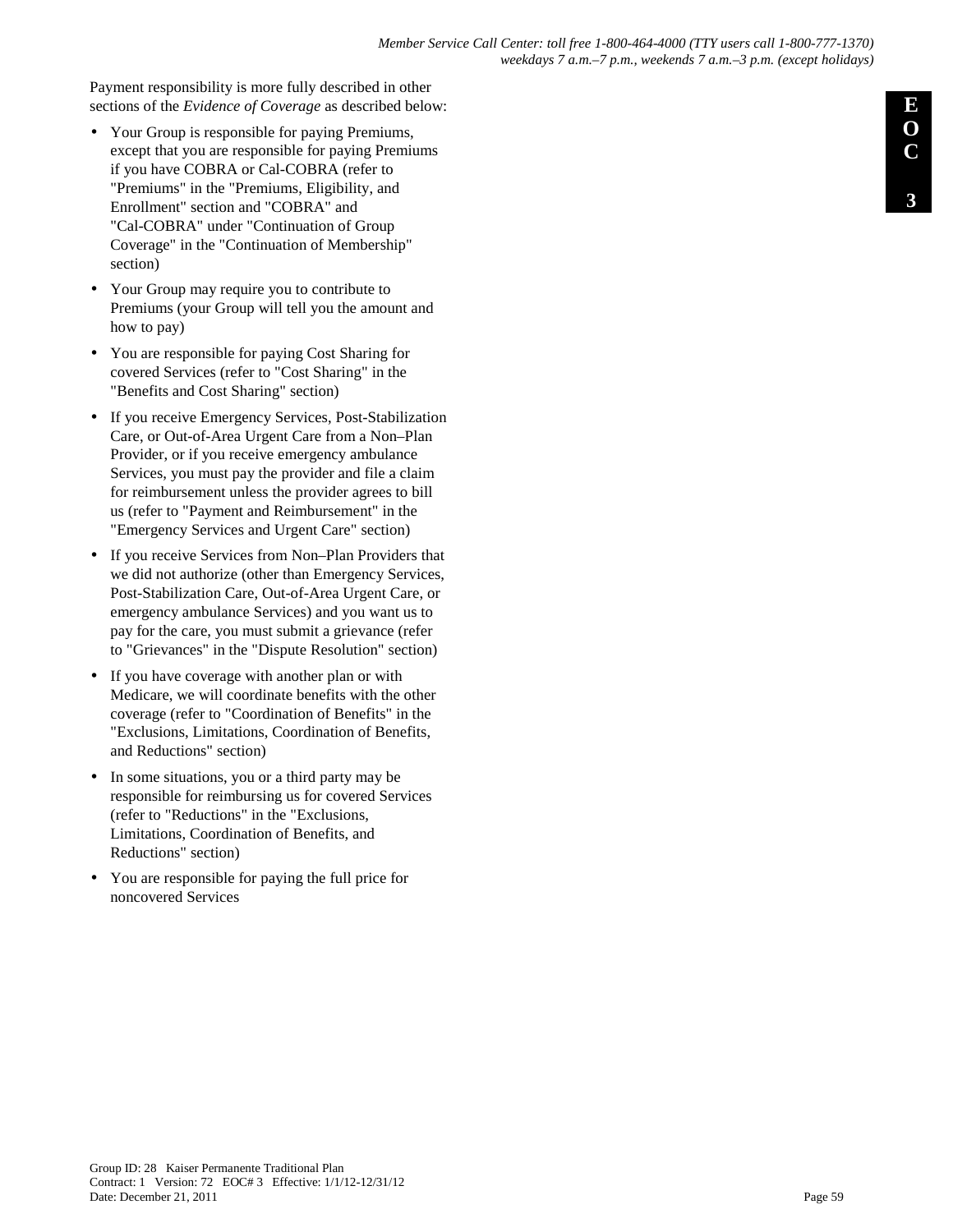Payment responsibility is more fully described in other sections of the *Evidence of Coverage* as described below:

- Your Group is responsible for paying Premiums, except that you are responsible for paying Premiums if you have COBRA or Cal-COBRA (refer to "Premiums" in the "Premiums, Eligibility, and Enrollment" section and "COBRA" and "Cal-COBRA" under "Continuation of Group Coverage" in the "Continuation of Membership" section)
- Your Group may require you to contribute to Premiums (your Group will tell you the amount and how to pay)
- You are responsible for paying Cost Sharing for covered Services (refer to "Cost Sharing" in the "Benefits and Cost Sharing" section)
- If you receive Emergency Services, Post-Stabilization Care, or Out-of-Area Urgent Care from a Non–Plan Provider, or if you receive emergency ambulance Services, you must pay the provider and file a claim for reimbursement unless the provider agrees to bill us (refer to "Payment and Reimbursement" in the "Emergency Services and Urgent Care" section)
- If you receive Services from Non–Plan Providers that we did not authorize (other than Emergency Services, Post-Stabilization Care, Out-of-Area Urgent Care, or emergency ambulance Services) and you want us to pay for the care, you must submit a grievance (refer to "Grievances" in the "Dispute Resolution" section)
- If you have coverage with another plan or with Medicare, we will coordinate benefits with the other coverage (refer to "Coordination of Benefits" in the "Exclusions, Limitations, Coordination of Benefits, and Reductions" section)
- In some situations, you or a third party may be responsible for reimbursing us for covered Services (refer to "Reductions" in the "Exclusions, Limitations, Coordination of Benefits, and Reductions" section)
- You are responsible for paying the full price for noncovered Services